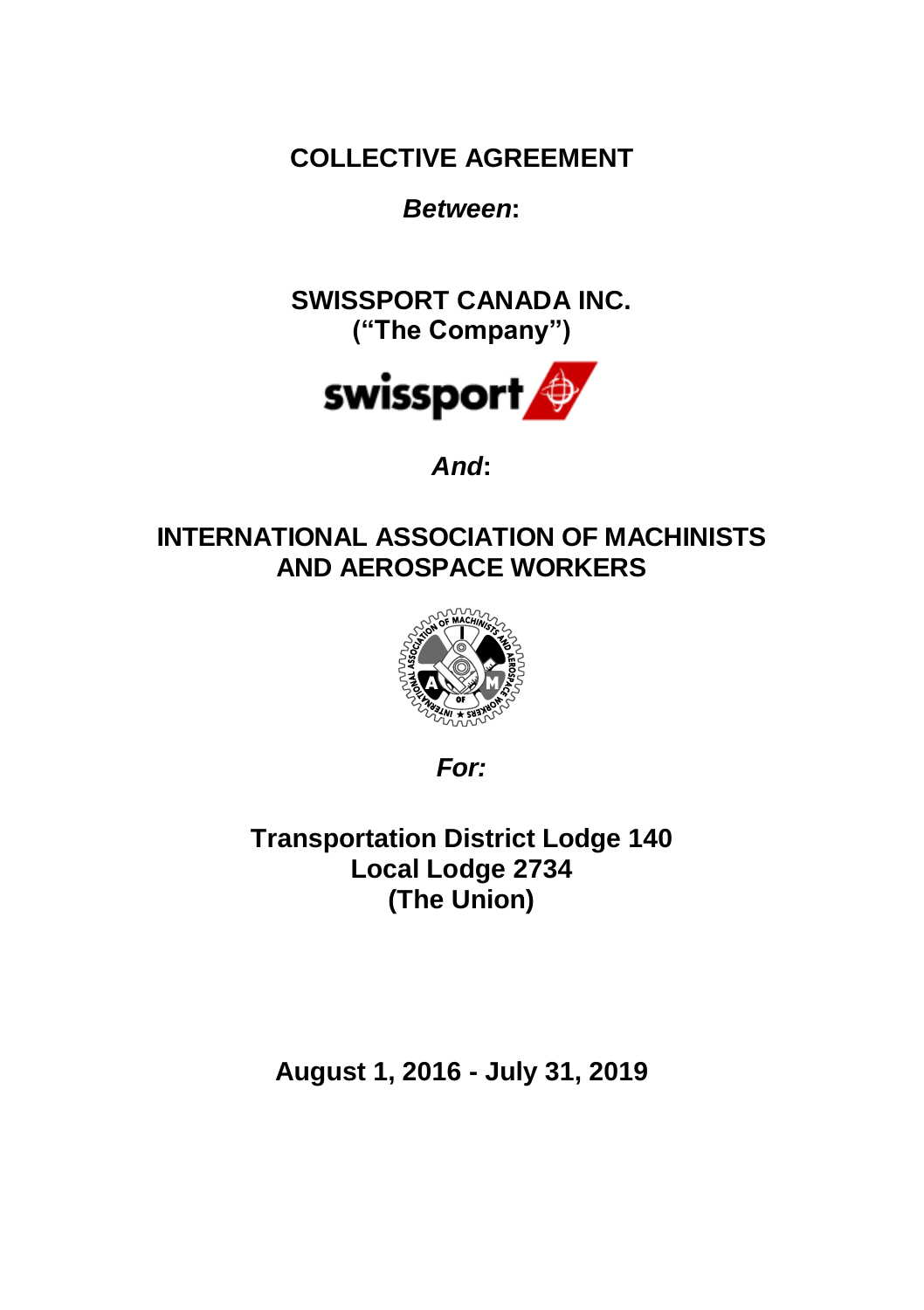# COLLECTIVE AGREEMENT

***Between*:**

**SWISSPORT CANADA INC.**
**("The Company")**

***And*:**

**INTERNATIONAL ASSOCIATION OF MACHINISTS AND AEROSPACE WORKERS**

***For:***

**Transportation District Lodge 140**
**Local Lodge 2734**
**(The Union)**

**August 1, 2016 - July 31, 2019**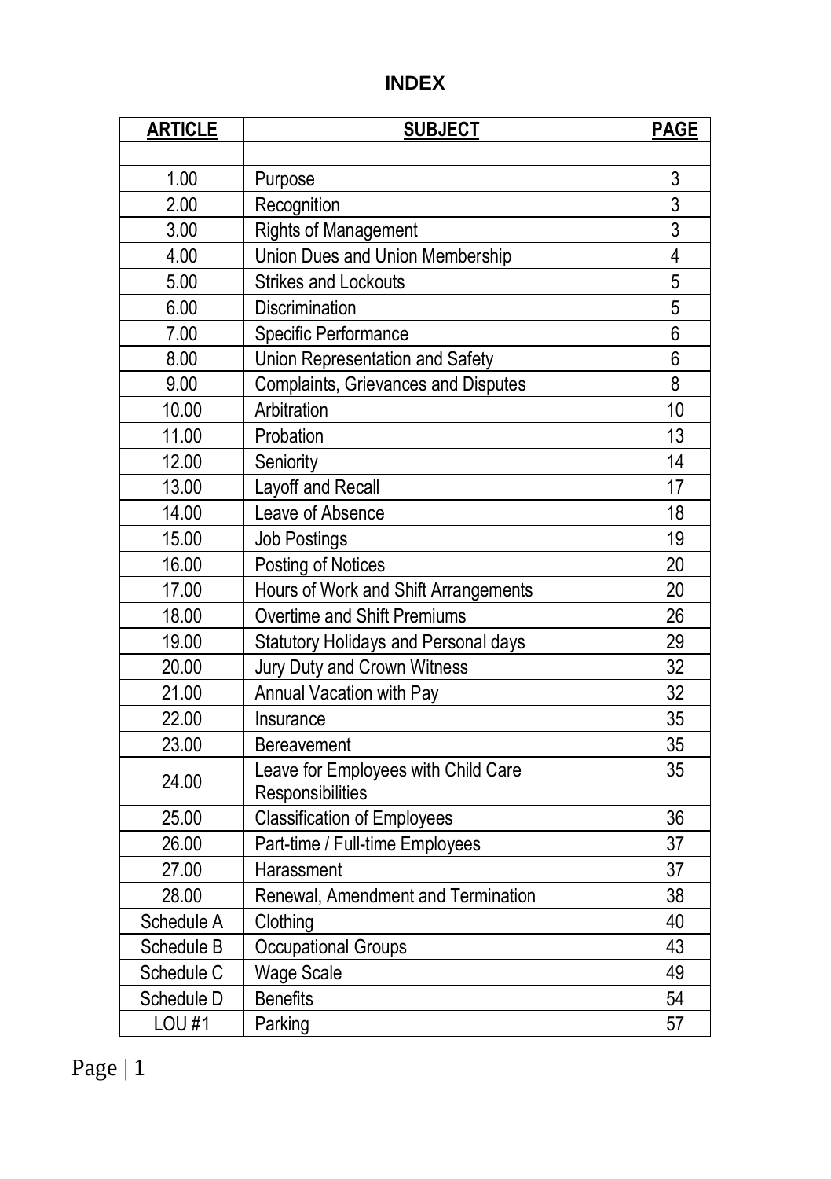# INDEX

| ARTICLE | SUBJECT | PAGE |
|---|---|---|
| | | |
| 1.00 | Purpose | 3 |
| 2.00 | Recognition | 3 |
| 3.00 | Rights of Management | 3 |
| 4.00 | Union Dues and Union Membership | 4 |
| 5.00 | Strikes and Lockouts | 5 |
| 6.00 | Discrimination | 5 |
| 7.00 | Specific Performance | 6 |
| 8.00 | Union Representation and Safety | 6 |
| 9.00 | Complaints, Grievances and Disputes | 8 |
| 10.00 | Arbitration | 10 |
| 11.00 | Probation | 13 |
| 12.00 | Seniority | 14 |
| 13.00 | Layoff and Recall | 17 |
| 14.00 | Leave of Absence | 18 |
| 15.00 | Job Postings | 19 |
| 16.00 | Posting of Notices | 20 |
| 17.00 | Hours of Work and Shift Arrangements | 20 |
| 18.00 | Overtime and Shift Premiums | 26 |
| 19.00 | Statutory Holidays and Personal days | 29 |
| 20.00 | Jury Duty and Crown Witness | 32 |
| 21.00 | Annual Vacation with Pay | 32 |
| 22.00 | Insurance | 35 |
| 23.00 | Bereavement | 35 |
| 24.00 | Leave for Employees with Child Care Responsibilities | 35 |
| 25.00 | Classification of Employees | 36 |
| 26.00 | Part-time / Full-time Employees | 37 |
| 27.00 | Harassment | 37 |
| 28.00 | Renewal, Amendment and Termination | 38 |
| Schedule A | Clothing | 40 |
| Schedule B | Occupational Groups | 43 |
| Schedule C | Wage Scale | 49 |
| Schedule D | Benefits | 54 |
| LOU #1 | Parking | 57 |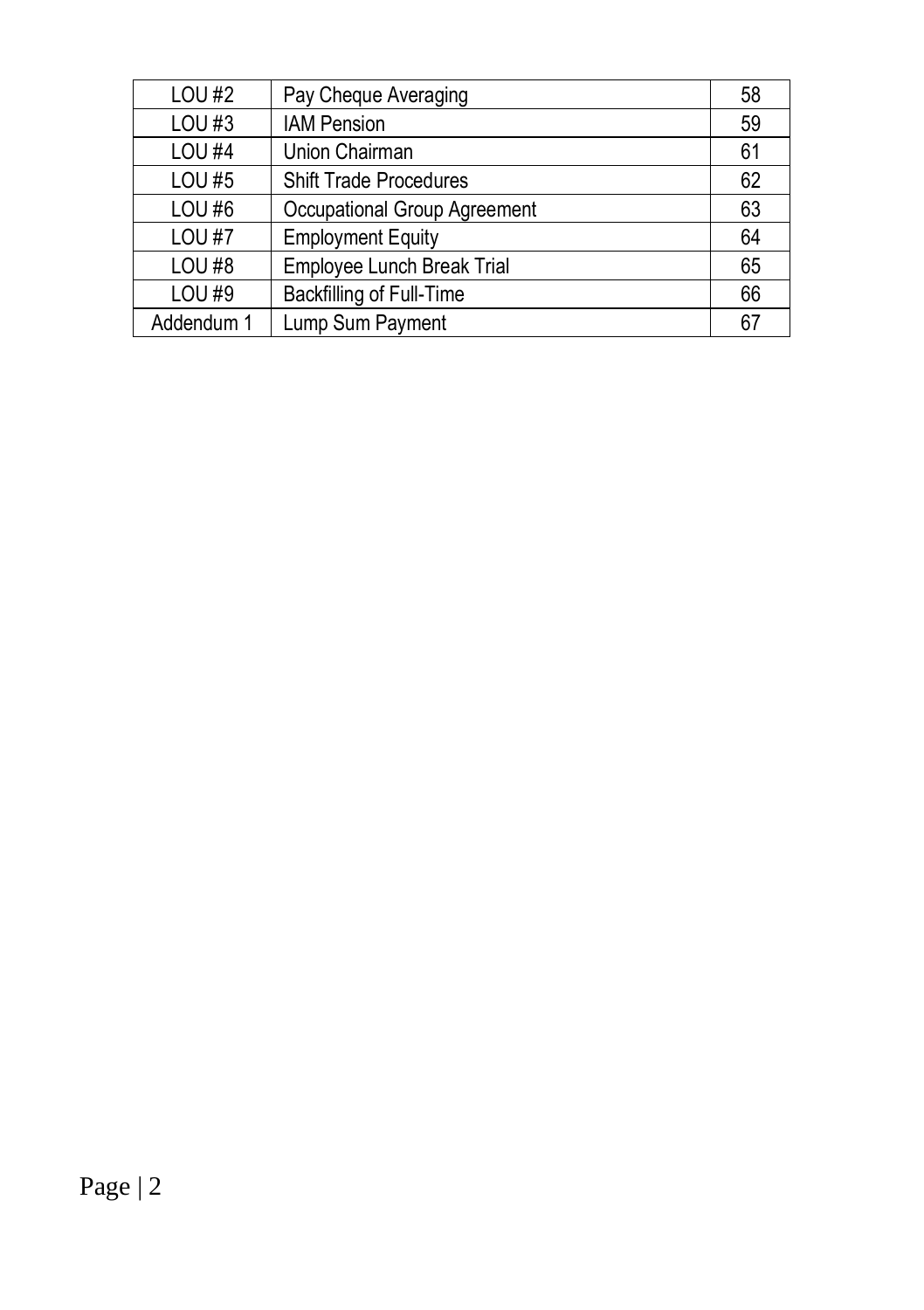| | | |
|---|---|---|
| LOU #2 | Pay Cheque Averaging | 58 |
| LOU #3 | IAM Pension | 59 |
| LOU #4 | Union Chairman | 61 |
| LOU #5 | Shift Trade Procedures | 62 |
| LOU #6 | Occupational Group Agreement | 63 |
| LOU #7 | Employment Equity | 64 |
| LOU #8 | Employee Lunch Break Trial | 65 |
| LOU #9 | Backfilling of Full-Time | 66 |
| Addendum 1 | Lump Sum Payment | 67 |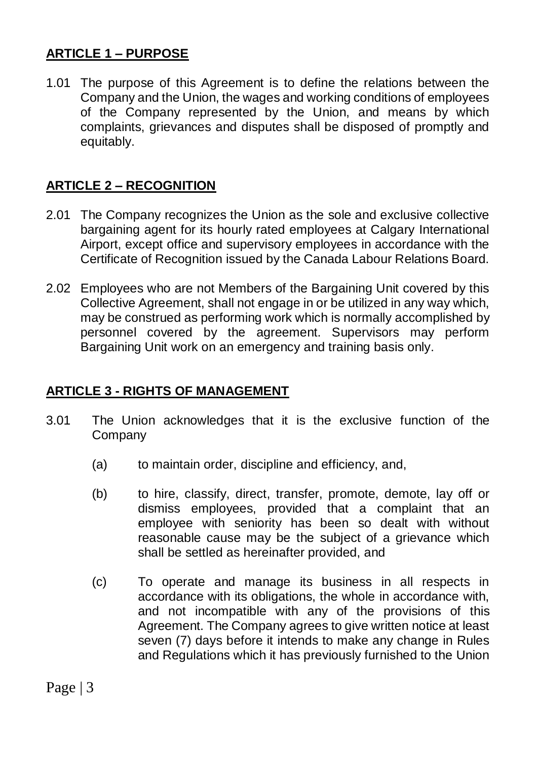## ARTICLE 1 – PURPOSE

1.01 The purpose of this Agreement is to define the relations between the Company and the Union, the wages and working conditions of employees of the Company represented by the Union, and means by which complaints, grievances and disputes shall be disposed of promptly and equitably.

## ARTICLE 2 – RECOGNITION

2.01 The Company recognizes the Union as the sole and exclusive collective bargaining agent for its hourly rated employees at Calgary International Airport, except office and supervisory employees in accordance with the Certificate of Recognition issued by the Canada Labour Relations Board.

2.02 Employees who are not Members of the Bargaining Unit covered by this Collective Agreement, shall not engage in or be utilized in any way which, may be construed as performing work which is normally accomplished by personnel covered by the agreement. Supervisors may perform Bargaining Unit work on an emergency and training basis only.

## ARTICLE 3 - RIGHTS OF MANAGEMENT

3.01 The Union acknowledges that it is the exclusive function of the Company

(a) to maintain order, discipline and efficiency, and,

(b) to hire, classify, direct, transfer, promote, demote, lay off or dismiss employees, provided that a complaint that an employee with seniority has been so dealt with without reasonable cause may be the subject of a grievance which shall be settled as hereinafter provided, and

(c) To operate and manage its business in all respects in accordance with its obligations, the whole in accordance with, and not incompatible with any of the provisions of this Agreement. The Company agrees to give written notice at least seven (7) days before it intends to make any change in Rules and Regulations which it has previously furnished to the Union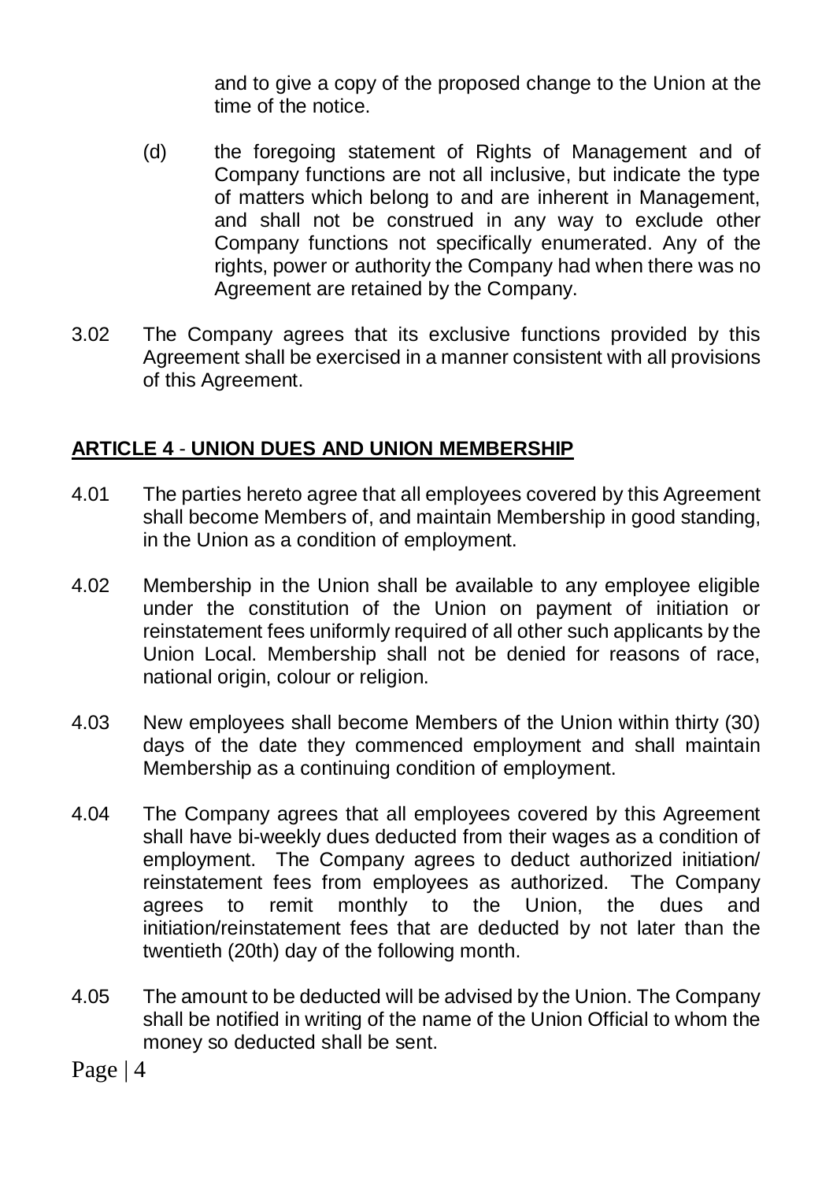and to give a copy of the proposed change to the Union at the time of the notice.

(d) the foregoing statement of Rights of Management and of Company functions are not all inclusive, but indicate the type of matters which belong to and are inherent in Management, and shall not be construed in any way to exclude other Company functions not specifically enumerated. Any of the rights, power or authority the Company had when there was no Agreement are retained by the Company.

3.02 The Company agrees that its exclusive functions provided by this Agreement shall be exercised in a manner consistent with all provisions of this Agreement.

## **ARTICLE 4 - UNION DUES AND UNION MEMBERSHIP**

4.01 The parties hereto agree that all employees covered by this Agreement shall become Members of, and maintain Membership in good standing, in the Union as a condition of employment.

4.02 Membership in the Union shall be available to any employee eligible under the constitution of the Union on payment of initiation or reinstatement fees uniformly required of all other such applicants by the Union Local. Membership shall not be denied for reasons of race, national origin, colour or religion.

4.03 New employees shall become Members of the Union within thirty (30) days of the date they commenced employment and shall maintain Membership as a continuing condition of employment.

4.04 The Company agrees that all employees covered by this Agreement shall have bi-weekly dues deducted from their wages as a condition of employment. The Company agrees to deduct authorized initiation/ reinstatement fees from employees as authorized. The Company agrees to remit monthly to the Union, the dues and initiation/reinstatement fees that are deducted by not later than the twentieth (20th) day of the following month.

4.05 The amount to be deducted will be advised by the Union. The Company shall be notified in writing of the name of the Union Official to whom the money so deducted shall be sent.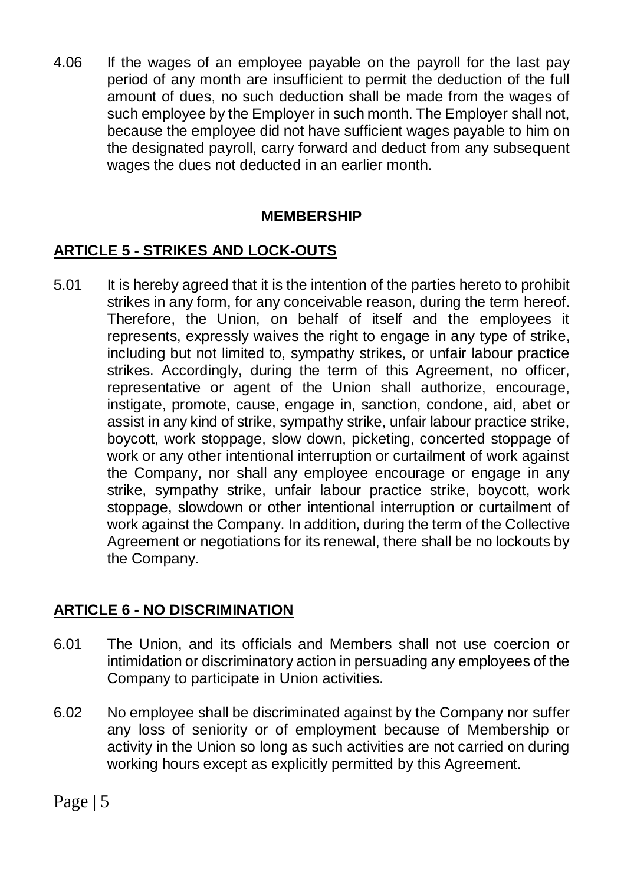4.06 If the wages of an employee payable on the payroll for the last pay period of any month are insufficient to permit the deduction of the full amount of dues, no such deduction shall be made from the wages of such employee by the Employer in such month. The Employer shall not, because the employee did not have sufficient wages payable to him on the designated payroll, carry forward and deduct from any subsequent wages the dues not deducted in an earlier month.

## MEMBERSHIP

## ARTICLE 5 - STRIKES AND LOCK-OUTS

5.01 It is hereby agreed that it is the intention of the parties hereto to prohibit strikes in any form, for any conceivable reason, during the term hereof. Therefore, the Union, on behalf of itself and the employees it represents, expressly waives the right to engage in any type of strike, including but not limited to, sympathy strikes, or unfair labour practice strikes. Accordingly, during the term of this Agreement, no officer, representative or agent of the Union shall authorize, encourage, instigate, promote, cause, engage in, sanction, condone, aid, abet or assist in any kind of strike, sympathy strike, unfair labour practice strike, boycott, work stoppage, slow down, picketing, concerted stoppage of work or any other intentional interruption or curtailment of work against the Company, nor shall any employee encourage or engage in any strike, sympathy strike, unfair labour practice strike, boycott, work stoppage, slowdown or other intentional interruption or curtailment of work against the Company. In addition, during the term of the Collective Agreement or negotiations for its renewal, there shall be no lockouts by the Company.

## ARTICLE 6 - NO DISCRIMINATION

6.01 The Union, and its officials and Members shall not use coercion or intimidation or discriminatory action in persuading any employees of the Company to participate in Union activities.

6.02 No employee shall be discriminated against by the Company nor suffer any loss of seniority or of employment because of Membership or activity in the Union so long as such activities are not carried on during working hours except as explicitly permitted by this Agreement.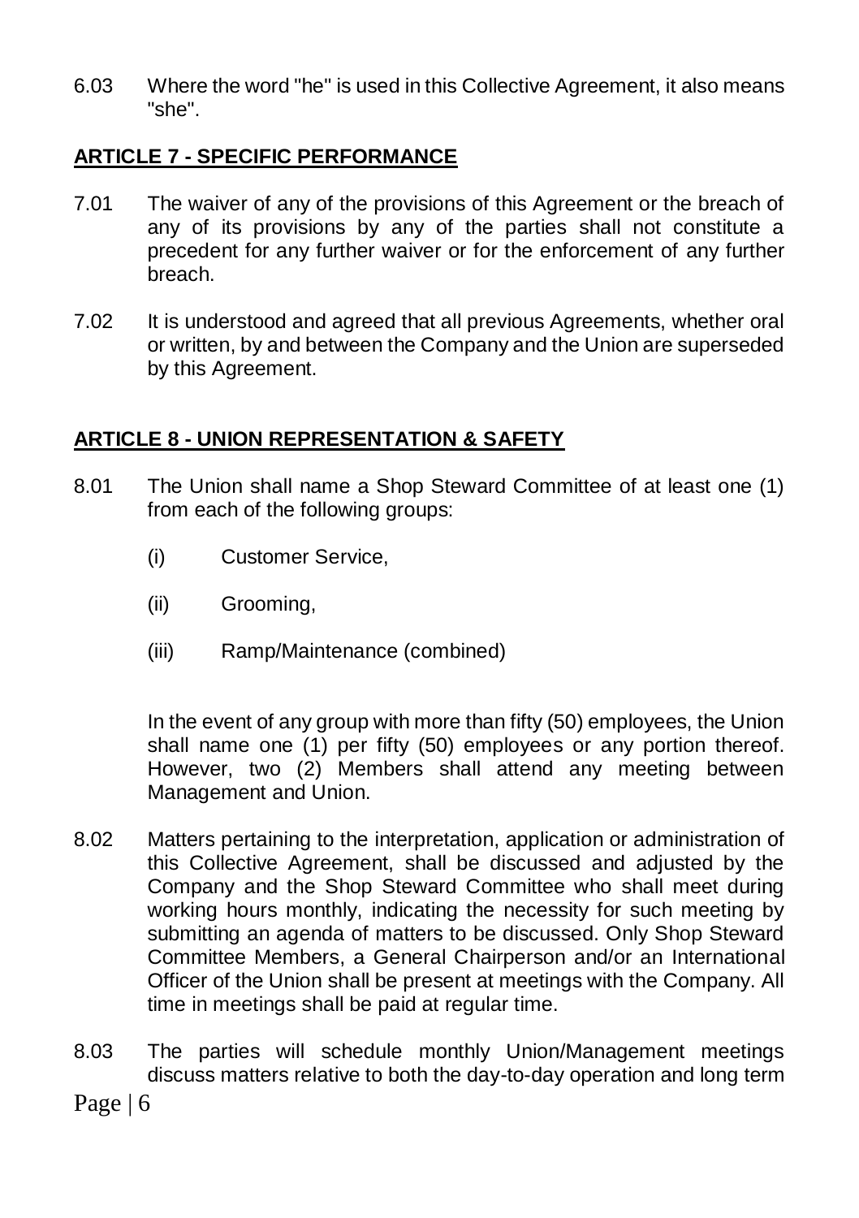6.03 Where the word "he" is used in this Collective Agreement, it also means "she".

## ARTICLE 7 - SPECIFIC PERFORMANCE

7.01 The waiver of any of the provisions of this Agreement or the breach of any of its provisions by any of the parties shall not constitute a precedent for any further waiver or for the enforcement of any further breach.

7.02 It is understood and agreed that all previous Agreements, whether oral or written, by and between the Company and the Union are superseded by this Agreement.

## ARTICLE 8 - UNION REPRESENTATION & SAFETY

8.01 The Union shall name a Shop Steward Committee of at least one (1) from each of the following groups:

(i) Customer Service,

(ii) Grooming,

(iii) Ramp/Maintenance (combined)

In the event of any group with more than fifty (50) employees, the Union shall name one (1) per fifty (50) employees or any portion thereof. However, two (2) Members shall attend any meeting between Management and Union.

8.02 Matters pertaining to the interpretation, application or administration of this Collective Agreement, shall be discussed and adjusted by the Company and the Shop Steward Committee who shall meet during working hours monthly, indicating the necessity for such meeting by submitting an agenda of matters to be discussed. Only Shop Steward Committee Members, a General Chairperson and/or an International Officer of the Union shall be present at meetings with the Company. All time in meetings shall be paid at regular time.

8.03 The parties will schedule monthly Union/Management meetings discuss matters relative to both the day-to-day operation and long term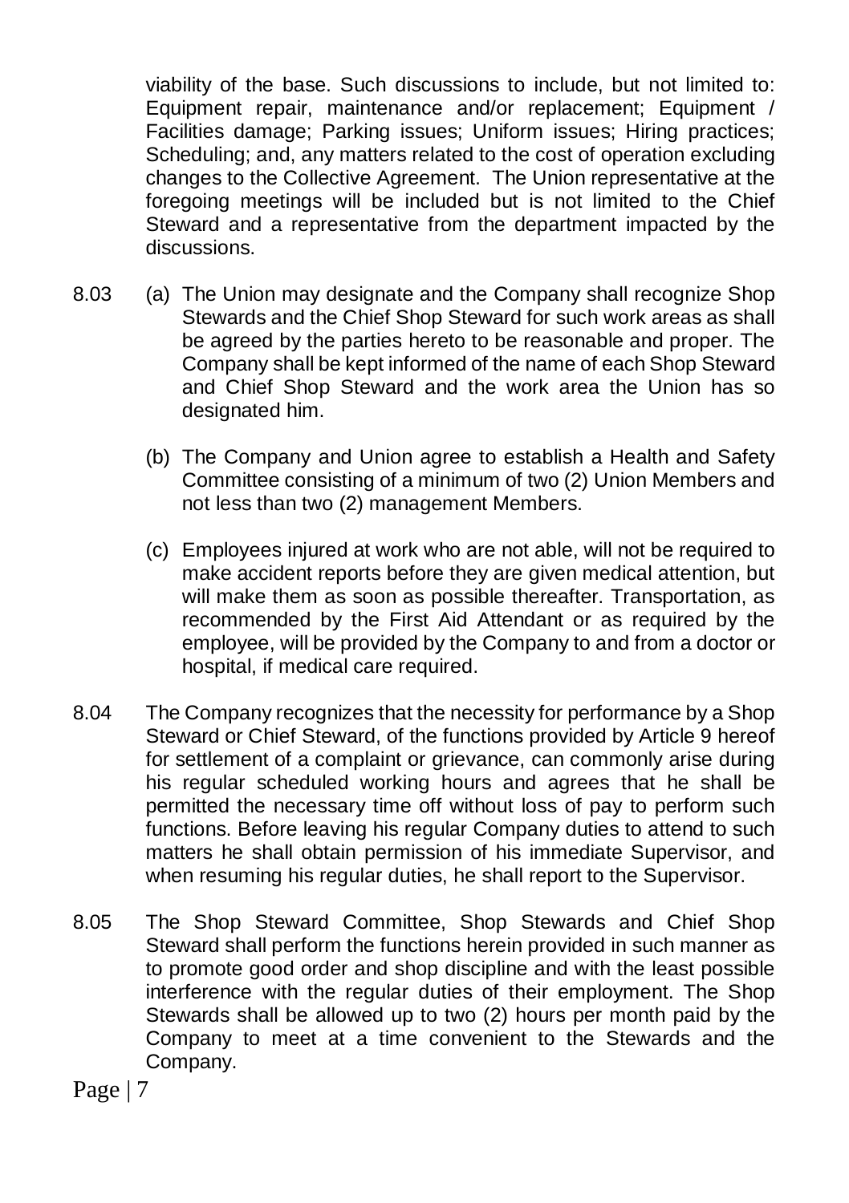viability of the base. Such discussions to include, but not limited to: Equipment repair, maintenance and/or replacement; Equipment / Facilities damage; Parking issues; Uniform issues; Hiring practices; Scheduling; and, any matters related to the cost of operation excluding changes to the Collective Agreement. The Union representative at the foregoing meetings will be included but is not limited to the Chief Steward and a representative from the department impacted by the discussions.

8.03 (a) The Union may designate and the Company shall recognize Shop Stewards and the Chief Shop Steward for such work areas as shall be agreed by the parties hereto to be reasonable and proper. The Company shall be kept informed of the name of each Shop Steward and Chief Shop Steward and the work area the Union has so designated him.

(b) The Company and Union agree to establish a Health and Safety Committee consisting of a minimum of two (2) Union Members and not less than two (2) management Members.

(c) Employees injured at work who are not able, will not be required to make accident reports before they are given medical attention, but will make them as soon as possible thereafter. Transportation, as recommended by the First Aid Attendant or as required by the employee, will be provided by the Company to and from a doctor or hospital, if medical care required.

8.04 The Company recognizes that the necessity for performance by a Shop Steward or Chief Steward, of the functions provided by Article 9 hereof for settlement of a complaint or grievance, can commonly arise during his regular scheduled working hours and agrees that he shall be permitted the necessary time off without loss of pay to perform such functions. Before leaving his regular Company duties to attend to such matters he shall obtain permission of his immediate Supervisor, and when resuming his regular duties, he shall report to the Supervisor.

8.05 The Shop Steward Committee, Shop Stewards and Chief Shop Steward shall perform the functions herein provided in such manner as to promote good order and shop discipline and with the least possible interference with the regular duties of their employment. The Shop Stewards shall be allowed up to two (2) hours per month paid by the Company to meet at a time convenient to the Stewards and the Company.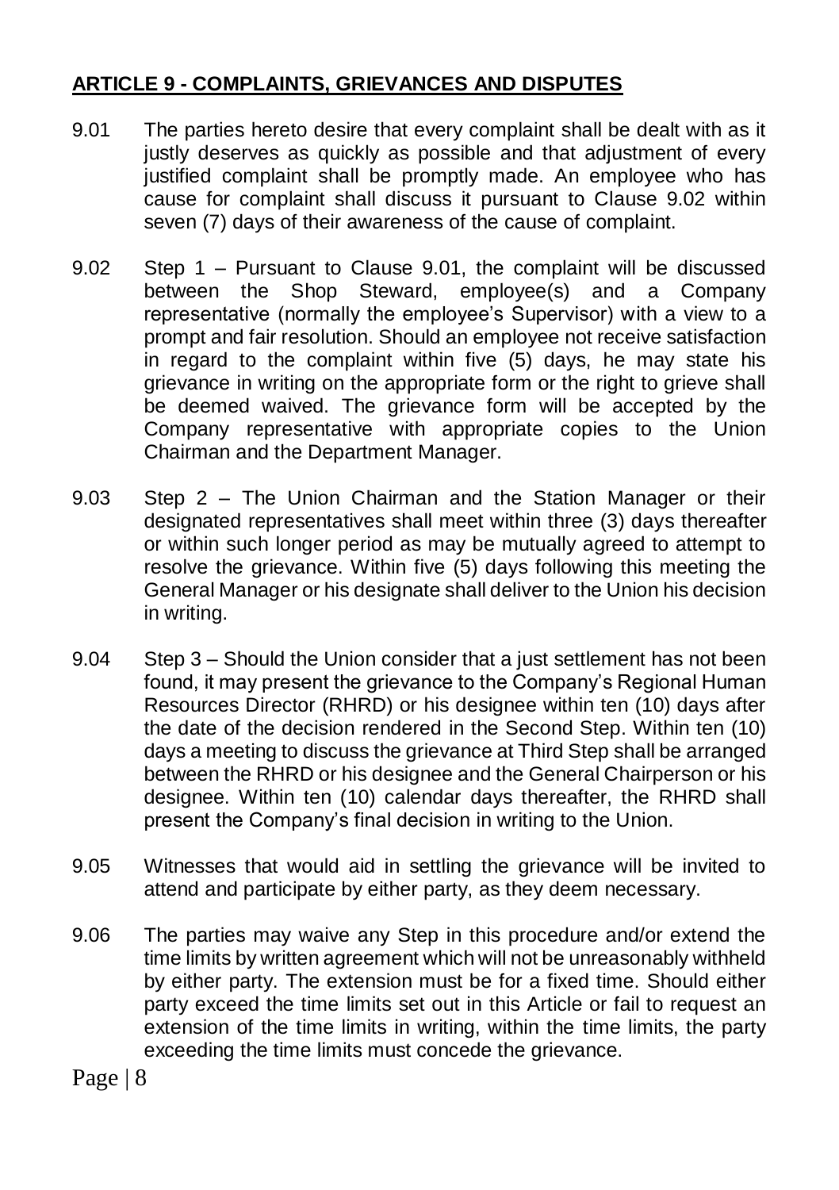## **ARTICLE 9 - COMPLAINTS, GRIEVANCES AND DISPUTES**

9.01 The parties hereto desire that every complaint shall be dealt with as it justly deserves as quickly as possible and that adjustment of every justified complaint shall be promptly made. An employee who has cause for complaint shall discuss it pursuant to Clause 9.02 within seven (7) days of their awareness of the cause of complaint.

9.02 Step 1 – Pursuant to Clause 9.01, the complaint will be discussed between the Shop Steward, employee(s) and a Company representative (normally the employee's Supervisor) with a view to a prompt and fair resolution. Should an employee not receive satisfaction in regard to the complaint within five (5) days, he may state his grievance in writing on the appropriate form or the right to grieve shall be deemed waived. The grievance form will be accepted by the Company representative with appropriate copies to the Union Chairman and the Department Manager.

9.03 Step 2 – The Union Chairman and the Station Manager or their designated representatives shall meet within three (3) days thereafter or within such longer period as may be mutually agreed to attempt to resolve the grievance. Within five (5) days following this meeting the General Manager or his designate shall deliver to the Union his decision in writing.

9.04 Step 3 – Should the Union consider that a just settlement has not been found, it may present the grievance to the Company's Regional Human Resources Director (RHRD) or his designee within ten (10) days after the date of the decision rendered in the Second Step. Within ten (10) days a meeting to discuss the grievance at Third Step shall be arranged between the RHRD or his designee and the General Chairperson or his designee. Within ten (10) calendar days thereafter, the RHRD shall present the Company's final decision in writing to the Union.

9.05 Witnesses that would aid in settling the grievance will be invited to attend and participate by either party, as they deem necessary.

9.06 The parties may waive any Step in this procedure and/or extend the time limits by written agreement which will not be unreasonably withheld by either party. The extension must be for a fixed time. Should either party exceed the time limits set out in this Article or fail to request an extension of the time limits in writing, within the time limits, the party exceeding the time limits must concede the grievance.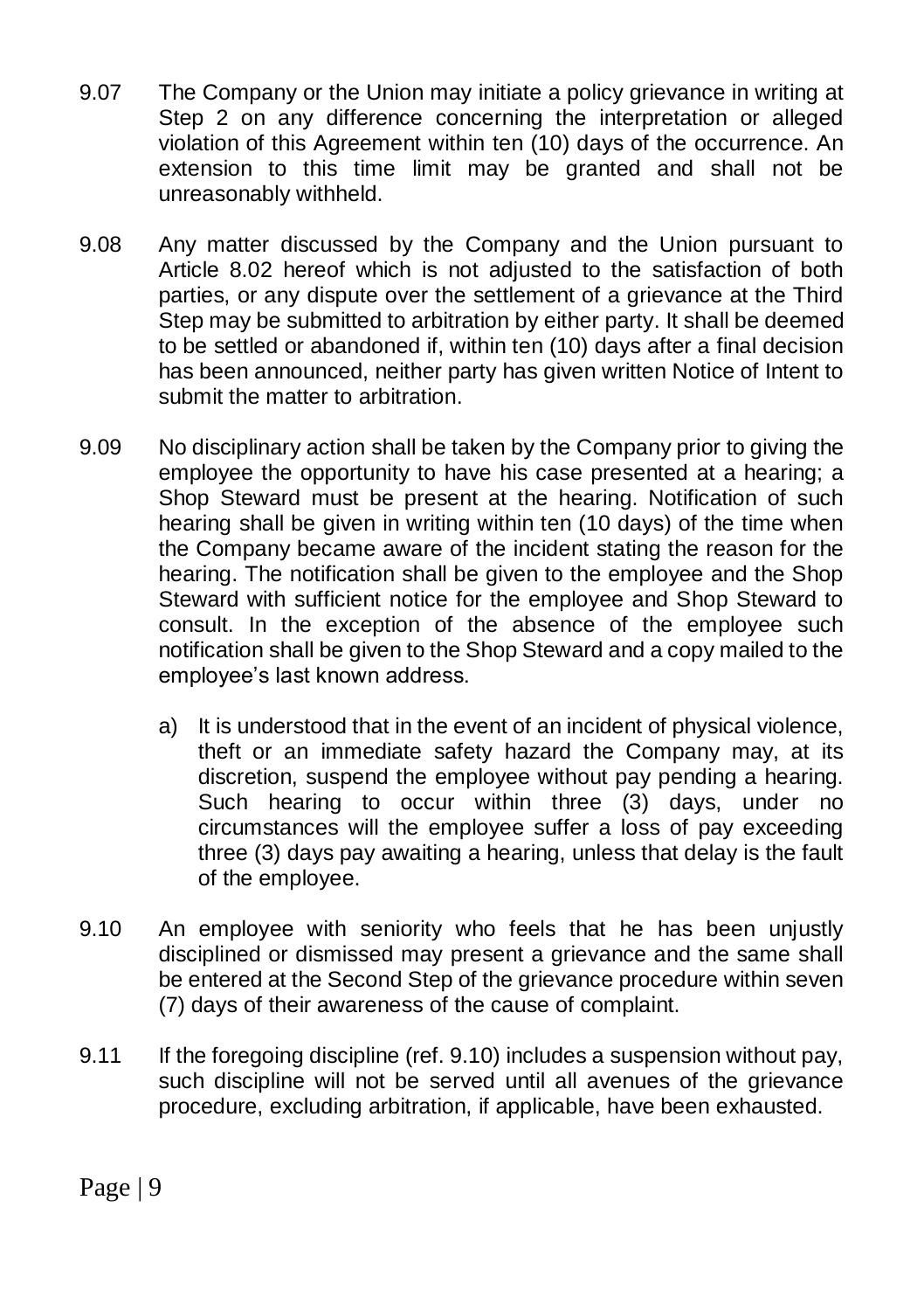9.07 The Company or the Union may initiate a policy grievance in writing at Step 2 on any difference concerning the interpretation or alleged violation of this Agreement within ten (10) days of the occurrence. An extension to this time limit may be granted and shall not be unreasonably withheld.

9.08 Any matter discussed by the Company and the Union pursuant to Article 8.02 hereof which is not adjusted to the satisfaction of both parties, or any dispute over the settlement of a grievance at the Third Step may be submitted to arbitration by either party. It shall be deemed to be settled or abandoned if, within ten (10) days after a final decision has been announced, neither party has given written Notice of Intent to submit the matter to arbitration.

9.09 No disciplinary action shall be taken by the Company prior to giving the employee the opportunity to have his case presented at a hearing; a Shop Steward must be present at the hearing. Notification of such hearing shall be given in writing within ten (10 days) of the time when the Company became aware of the incident stating the reason for the hearing. The notification shall be given to the employee and the Shop Steward with sufficient notice for the employee and Shop Steward to consult. In the exception of the absence of the employee such notification shall be given to the Shop Steward and a copy mailed to the employee's last known address.

   a) It is understood that in the event of an incident of physical violence, theft or an immediate safety hazard the Company may, at its discretion, suspend the employee without pay pending a hearing. Such hearing to occur within three (3) days, under no circumstances will the employee suffer a loss of pay exceeding three (3) days pay awaiting a hearing, unless that delay is the fault of the employee.

9.10 An employee with seniority who feels that he has been unjustly disciplined or dismissed may present a grievance and the same shall be entered at the Second Step of the grievance procedure within seven (7) days of their awareness of the cause of complaint.

9.11 If the foregoing discipline (ref. 9.10) includes a suspension without pay, such discipline will not be served until all avenues of the grievance procedure, excluding arbitration, if applicable, have been exhausted.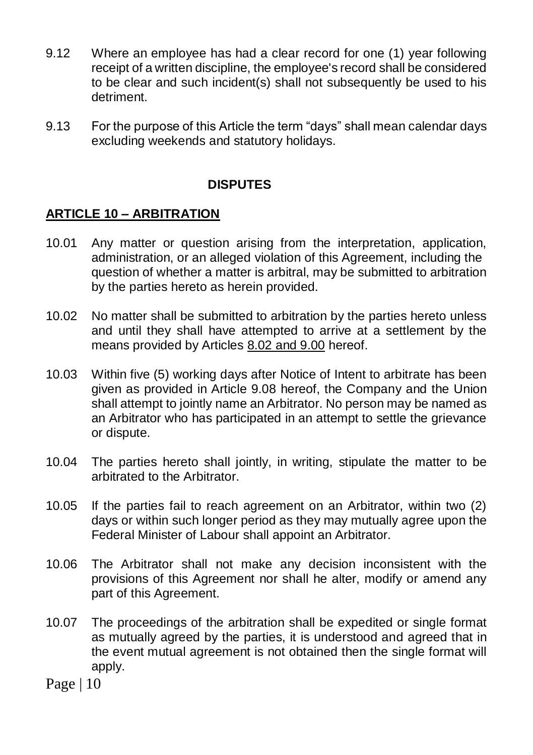9.12 Where an employee has had a clear record for one (1) year following receipt of a written discipline, the employee's record shall be considered to be clear and such incident(s) shall not subsequently be used to his detriment.

9.13 For the purpose of this Article the term "days" shall mean calendar days excluding weekends and statutory holidays.

## DISPUTES

## ARTICLE 10 – ARBITRATION

10.01 Any matter or question arising from the interpretation, application, administration, or an alleged violation of this Agreement, including the question of whether a matter is arbitral, may be submitted to arbitration by the parties hereto as herein provided.

10.02 No matter shall be submitted to arbitration by the parties hereto unless and until they shall have attempted to arrive at a settlement by the means provided by Articles 8.02 and 9.00 hereof.

10.03 Within five (5) working days after Notice of Intent to arbitrate has been given as provided in Article 9.08 hereof, the Company and the Union shall attempt to jointly name an Arbitrator. No person may be named as an Arbitrator who has participated in an attempt to settle the grievance or dispute.

10.04 The parties hereto shall jointly, in writing, stipulate the matter to be arbitrated to the Arbitrator.

10.05 If the parties fail to reach agreement on an Arbitrator, within two (2) days or within such longer period as they may mutually agree upon the Federal Minister of Labour shall appoint an Arbitrator.

10.06 The Arbitrator shall not make any decision inconsistent with the provisions of this Agreement nor shall he alter, modify or amend any part of this Agreement.

10.07 The proceedings of the arbitration shall be expedited or single format as mutually agreed by the parties, it is understood and agreed that in the event mutual agreement is not obtained then the single format will apply.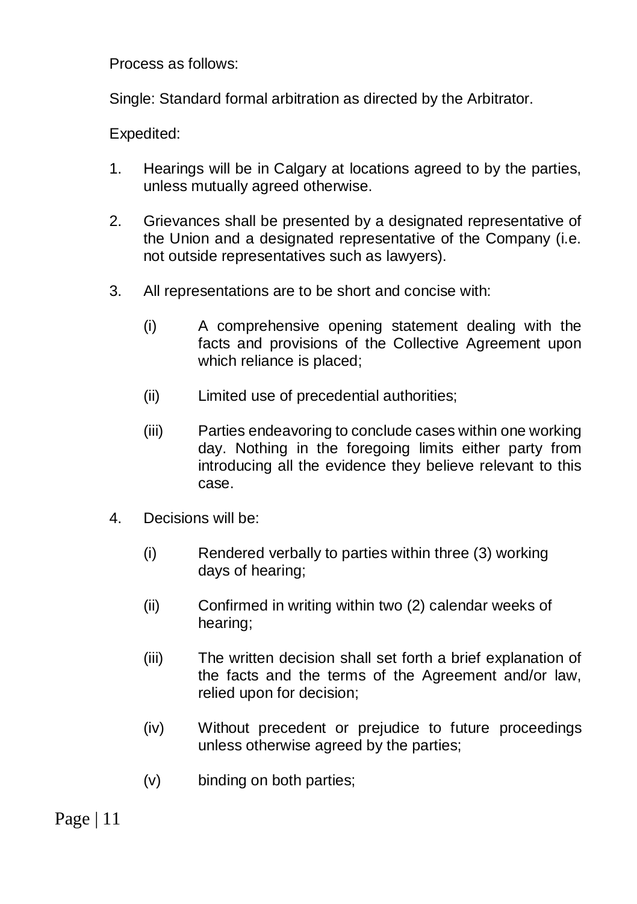Process as follows:

Single: Standard formal arbitration as directed by the Arbitrator.

Expedited:

1. Hearings will be in Calgary at locations agreed to by the parties, unless mutually agreed otherwise.

2. Grievances shall be presented by a designated representative of the Union and a designated representative of the Company (i.e. not outside representatives such as lawyers).

3. All representations are to be short and concise with:

   (i) A comprehensive opening statement dealing with the facts and provisions of the Collective Agreement upon which reliance is placed;

   (ii) Limited use of precedential authorities;

   (iii) Parties endeavoring to conclude cases within one working day. Nothing in the foregoing limits either party from introducing all the evidence they believe relevant to this case.

4. Decisions will be:

   (i) Rendered verbally to parties within three (3) working days of hearing;

   (ii) Confirmed in writing within two (2) calendar weeks of hearing;

   (iii) The written decision shall set forth a brief explanation of the facts and the terms of the Agreement and/or law, relied upon for decision;

   (iv) Without precedent or prejudice to future proceedings unless otherwise agreed by the parties;

   (v) binding on both parties;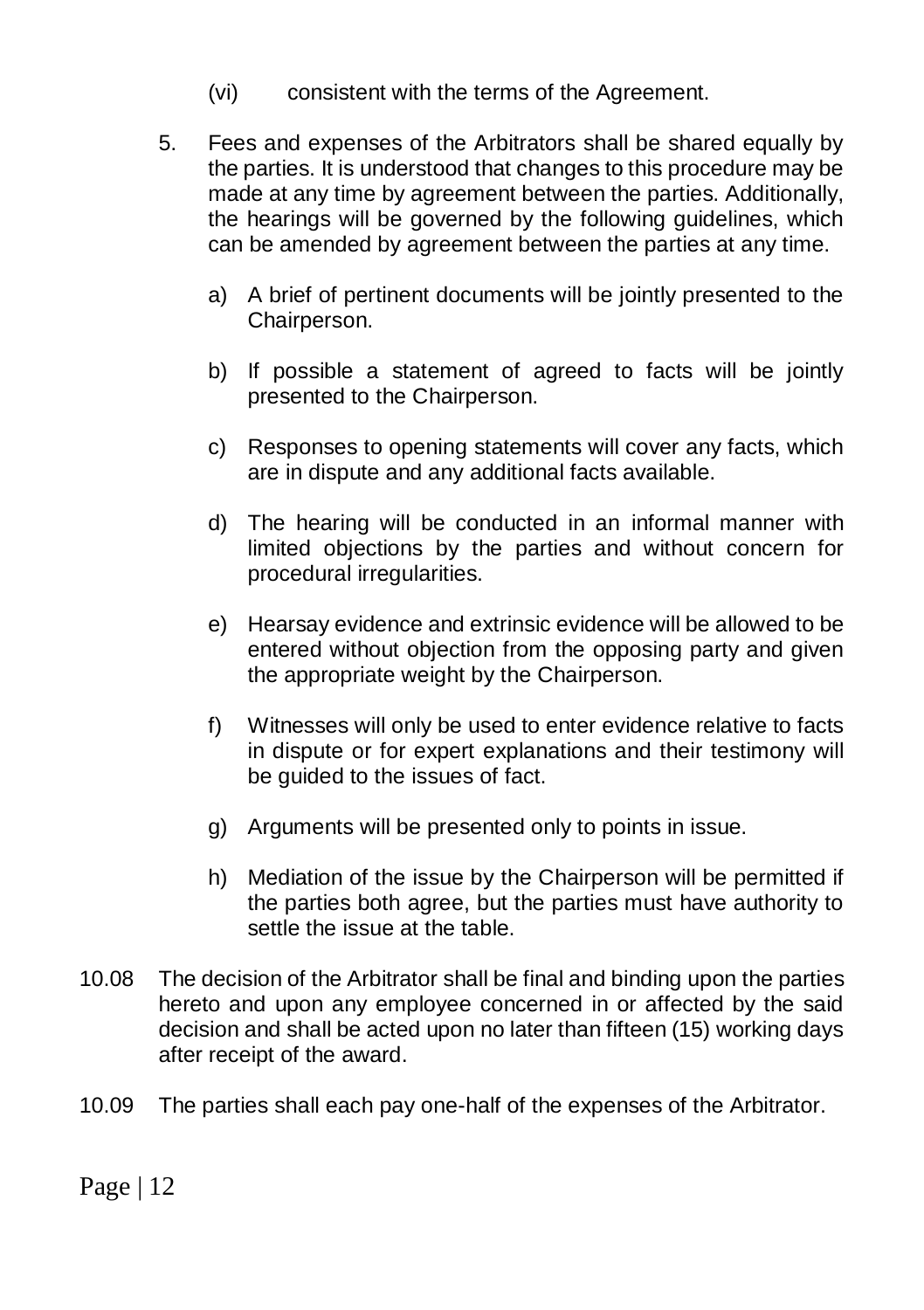(vi) consistent with the terms of the Agreement.

5. Fees and expenses of the Arbitrators shall be shared equally by the parties. It is understood that changes to this procedure may be made at any time by agreement between the parties. Additionally, the hearings will be governed by the following guidelines, which can be amended by agreement between the parties at any time.

   a) A brief of pertinent documents will be jointly presented to the Chairperson.

   b) If possible a statement of agreed to facts will be jointly presented to the Chairperson.

   c) Responses to opening statements will cover any facts, which are in dispute and any additional facts available.

   d) The hearing will be conducted in an informal manner with limited objections by the parties and without concern for procedural irregularities.

   e) Hearsay evidence and extrinsic evidence will be allowed to be entered without objection from the opposing party and given the appropriate weight by the Chairperson.

   f) Witnesses will only be used to enter evidence relative to facts in dispute or for expert explanations and their testimony will be guided to the issues of fact.

   g) Arguments will be presented only to points in issue.

   h) Mediation of the issue by the Chairperson will be permitted if the parties both agree, but the parties must have authority to settle the issue at the table.

10.08 The decision of the Arbitrator shall be final and binding upon the parties hereto and upon any employee concerned in or affected by the said decision and shall be acted upon no later than fifteen (15) working days after receipt of the award.

10.09 The parties shall each pay one-half of the expenses of the Arbitrator.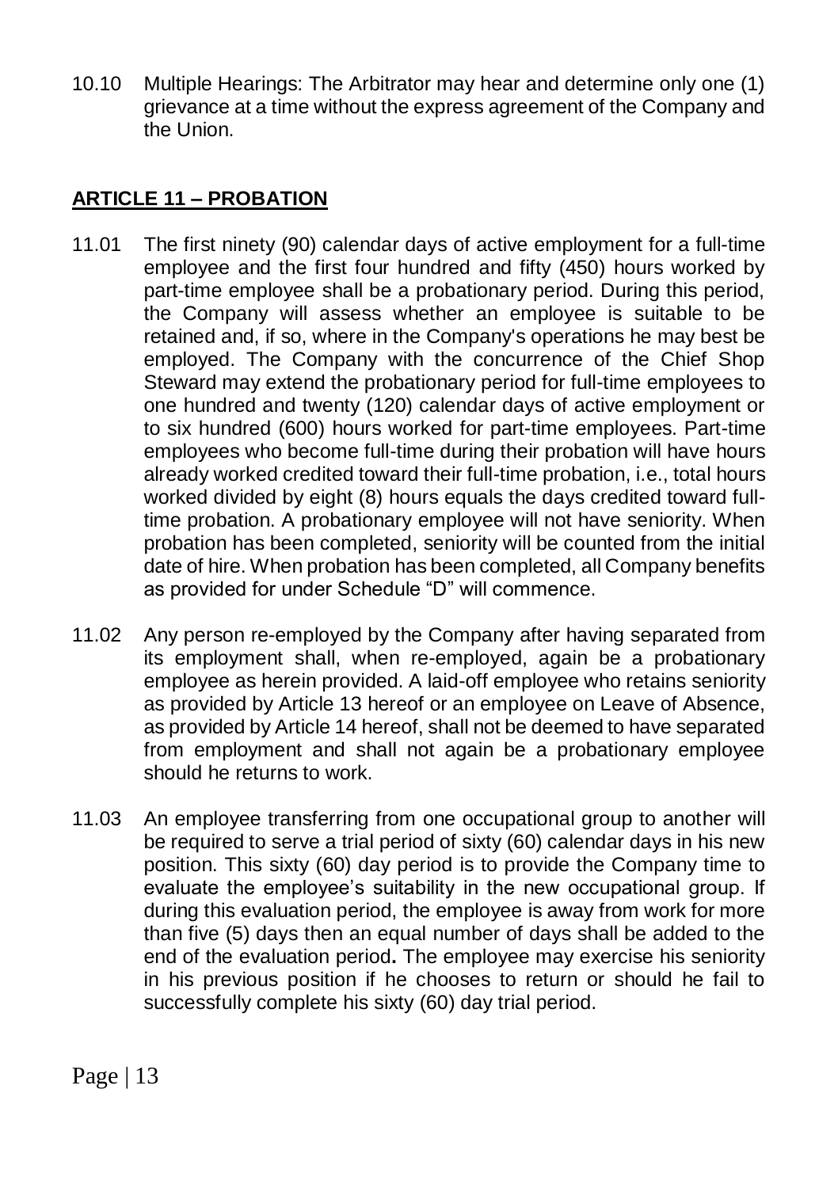10.10 Multiple Hearings: The Arbitrator may hear and determine only one (1) grievance at a time without the express agreement of the Company and the Union.

## **ARTICLE 11 – PROBATION**

11.01 The first ninety (90) calendar days of active employment for a full-time employee and the first four hundred and fifty (450) hours worked by part-time employee shall be a probationary period. During this period, the Company will assess whether an employee is suitable to be retained and, if so, where in the Company's operations he may best be employed. The Company with the concurrence of the Chief Shop Steward may extend the probationary period for full-time employees to one hundred and twenty (120) calendar days of active employment or to six hundred (600) hours worked for part-time employees. Part-time employees who become full-time during their probation will have hours already worked credited toward their full-time probation, i.e., total hours worked divided by eight (8) hours equals the days credited toward full-time probation. A probationary employee will not have seniority. When probation has been completed, seniority will be counted from the initial date of hire. When probation has been completed, all Company benefits as provided for under Schedule "D" will commence.

11.02 Any person re-employed by the Company after having separated from its employment shall, when re-employed, again be a probationary employee as herein provided. A laid-off employee who retains seniority as provided by Article 13 hereof or an employee on Leave of Absence, as provided by Article 14 hereof, shall not be deemed to have separated from employment and shall not again be a probationary employee should he returns to work.

11.03 An employee transferring from one occupational group to another will be required to serve a trial period of sixty (60) calendar days in his new position. This sixty (60) day period is to provide the Company time to evaluate the employee's suitability in the new occupational group. If during this evaluation period, the employee is away from work for more than five (5) days then an equal number of days shall be added to the end of the evaluation period**.** The employee may exercise his seniority in his previous position if he chooses to return or should he fail to successfully complete his sixty (60) day trial period.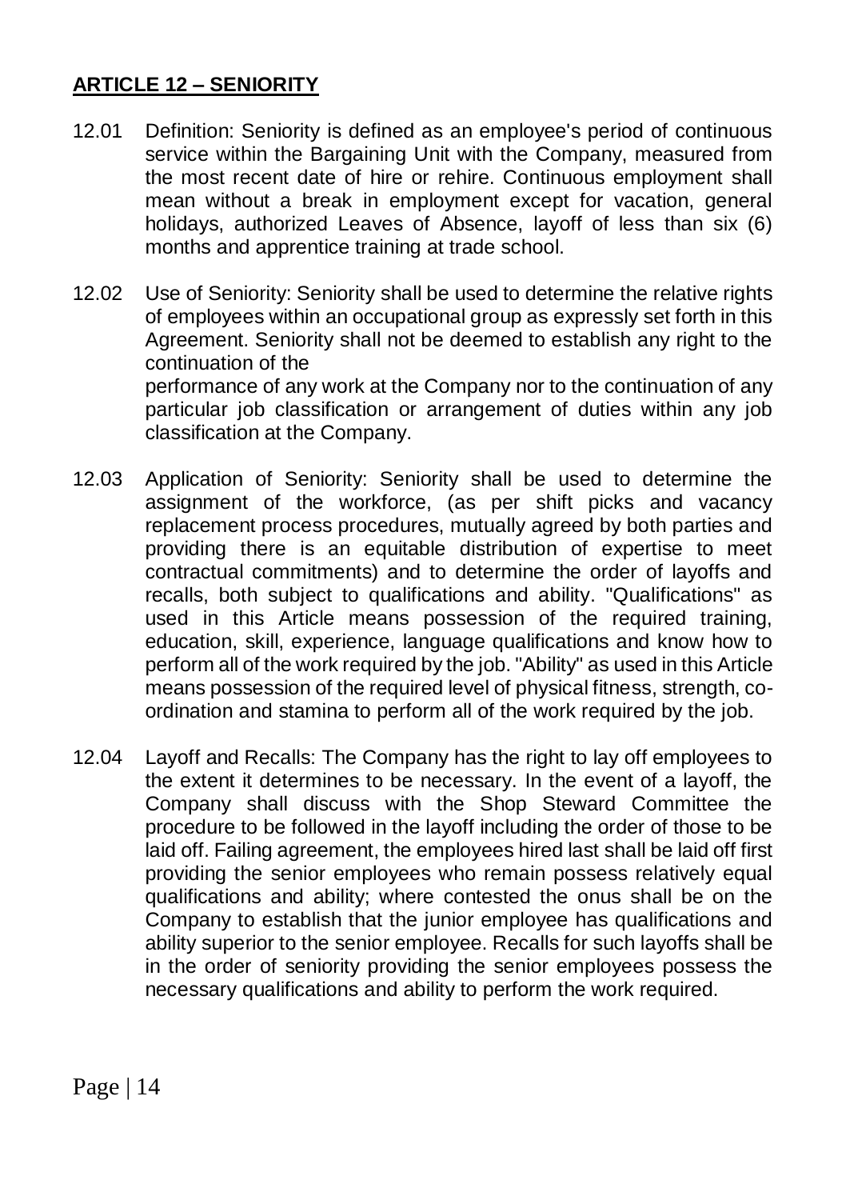## ARTICLE 12 – SENIORITY

12.01 Definition: Seniority is defined as an employee's period of continuous service within the Bargaining Unit with the Company, measured from the most recent date of hire or rehire. Continuous employment shall mean without a break in employment except for vacation, general holidays, authorized Leaves of Absence, layoff of less than six (6) months and apprentice training at trade school.

12.02 Use of Seniority: Seniority shall be used to determine the relative rights of employees within an occupational group as expressly set forth in this Agreement. Seniority shall not be deemed to establish any right to the continuation of the performance of any work at the Company nor to the continuation of any particular job classification or arrangement of duties within any job classification at the Company.

12.03 Application of Seniority: Seniority shall be used to determine the assignment of the workforce, (as per shift picks and vacancy replacement process procedures, mutually agreed by both parties and providing there is an equitable distribution of expertise to meet contractual commitments) and to determine the order of layoffs and recalls, both subject to qualifications and ability. "Qualifications" as used in this Article means possession of the required training, education, skill, experience, language qualifications and know how to perform all of the work required by the job. "Ability" as used in this Article means possession of the required level of physical fitness, strength, co-ordination and stamina to perform all of the work required by the job.

12.04 Layoff and Recalls: The Company has the right to lay off employees to the extent it determines to be necessary. In the event of a layoff, the Company shall discuss with the Shop Steward Committee the procedure to be followed in the layoff including the order of those to be laid off. Failing agreement, the employees hired last shall be laid off first providing the senior employees who remain possess relatively equal qualifications and ability; where contested the onus shall be on the Company to establish that the junior employee has qualifications and ability superior to the senior employee. Recalls for such layoffs shall be in the order of seniority providing the senior employees possess the necessary qualifications and ability to perform the work required.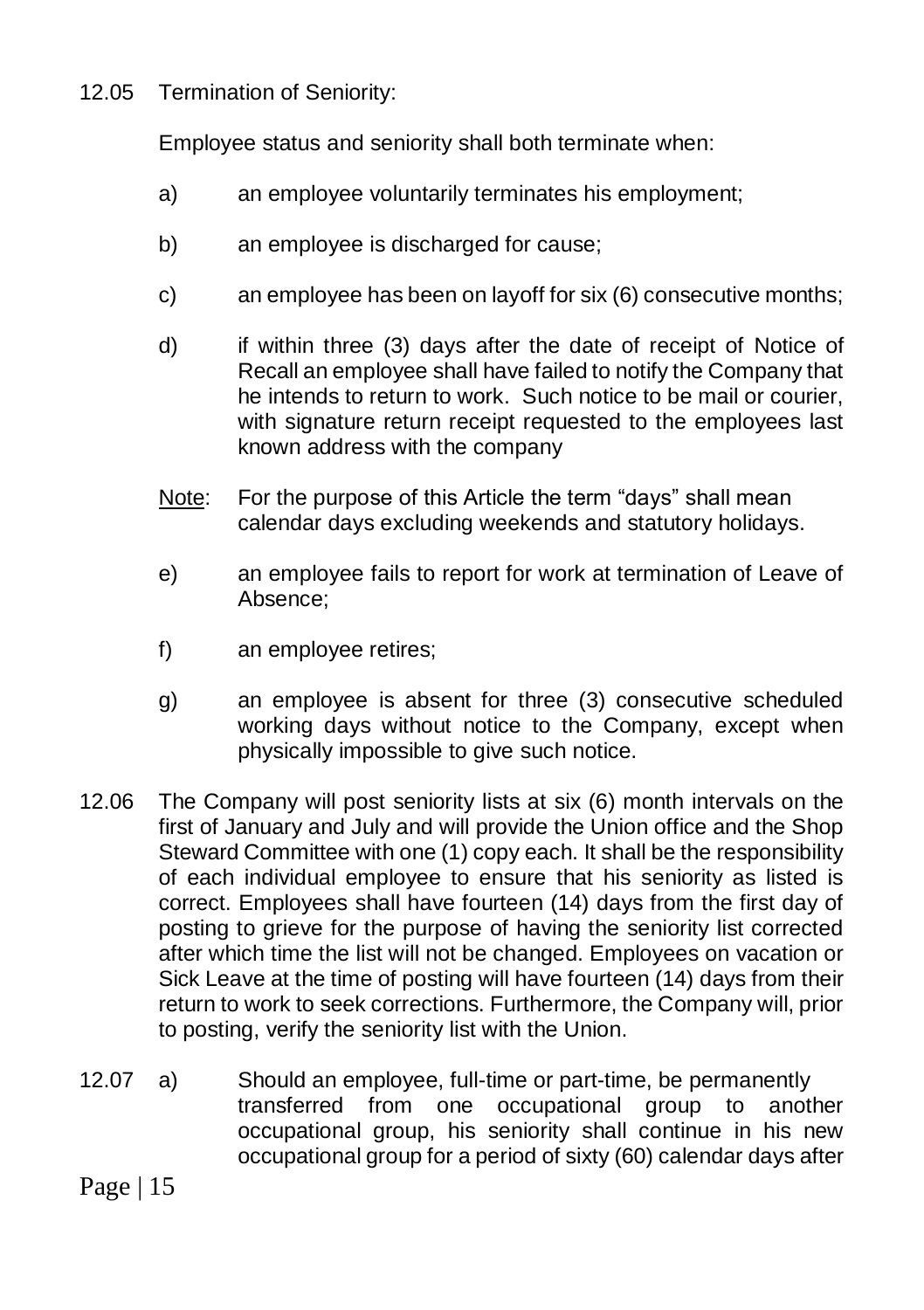12.05 Termination of Seniority:

Employee status and seniority shall both terminate when:

a) an employee voluntarily terminates his employment;

b) an employee is discharged for cause;

c) an employee has been on layoff for six (6) consecutive months;

d) if within three (3) days after the date of receipt of Notice of Recall an employee shall have failed to notify the Company that he intends to return to work. Such notice to be mail or courier, with signature return receipt requested to the employees last known address with the company

Note: For the purpose of this Article the term "days" shall mean calendar days excluding weekends and statutory holidays.

e) an employee fails to report for work at termination of Leave of Absence;

f) an employee retires;

g) an employee is absent for three (3) consecutive scheduled working days without notice to the Company, except when physically impossible to give such notice.

12.06 The Company will post seniority lists at six (6) month intervals on the first of January and July and will provide the Union office and the Shop Steward Committee with one (1) copy each. It shall be the responsibility of each individual employee to ensure that his seniority as listed is correct. Employees shall have fourteen (14) days from the first day of posting to grieve for the purpose of having the seniority list corrected after which time the list will not be changed. Employees on vacation or Sick Leave at the time of posting will have fourteen (14) days from their return to work to seek corrections. Furthermore, the Company will, prior to posting, verify the seniority list with the Union.

12.07 a) Should an employee, full-time or part-time, be permanently transferred from one occupational group to another occupational group, his seniority shall continue in his new occupational group for a period of sixty (60) calendar days after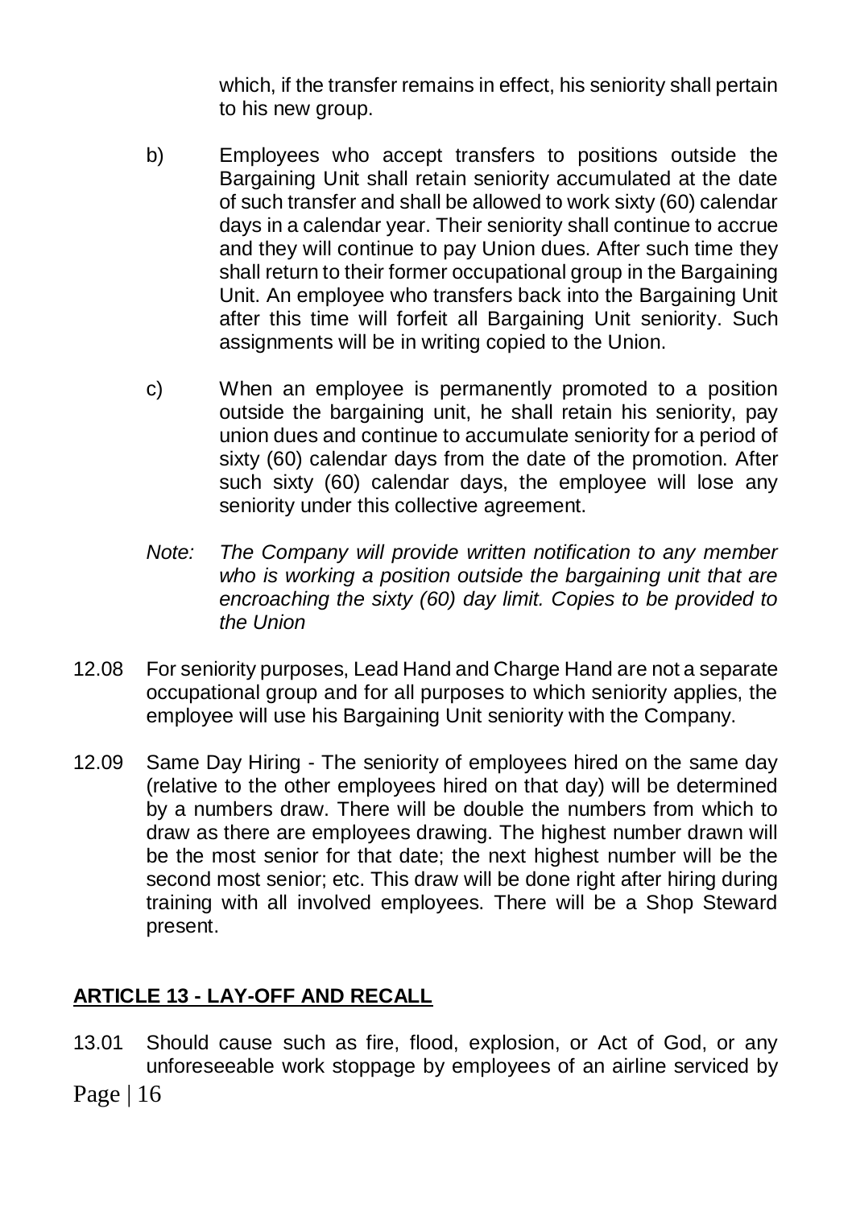which, if the transfer remains in effect, his seniority shall pertain to his new group.

b) Employees who accept transfers to positions outside the Bargaining Unit shall retain seniority accumulated at the date of such transfer and shall be allowed to work sixty (60) calendar days in a calendar year. Their seniority shall continue to accrue and they will continue to pay Union dues. After such time they shall return to their former occupational group in the Bargaining Unit. An employee who transfers back into the Bargaining Unit after this time will forfeit all Bargaining Unit seniority. Such assignments will be in writing copied to the Union.

c) When an employee is permanently promoted to a position outside the bargaining unit, he shall retain his seniority, pay union dues and continue to accumulate seniority for a period of sixty (60) calendar days from the date of the promotion. After such sixty (60) calendar days, the employee will lose any seniority under this collective agreement.

*Note: The Company will provide written notification to any member who is working a position outside the bargaining unit that are encroaching the sixty (60) day limit. Copies to be provided to the Union*

12.08 For seniority purposes, Lead Hand and Charge Hand are not a separate occupational group and for all purposes to which seniority applies, the employee will use his Bargaining Unit seniority with the Company.

12.09 Same Day Hiring - The seniority of employees hired on the same day (relative to the other employees hired on that day) will be determined by a numbers draw. There will be double the numbers from which to draw as there are employees drawing. The highest number drawn will be the most senior for that date; the next highest number will be the second most senior; etc. This draw will be done right after hiring during training with all involved employees. There will be a Shop Steward present.

## **ARTICLE 13 - LAY-OFF AND RECALL**

13.01 Should cause such as fire, flood, explosion, or Act of God, or any unforeseeable work stoppage by employees of an airline serviced by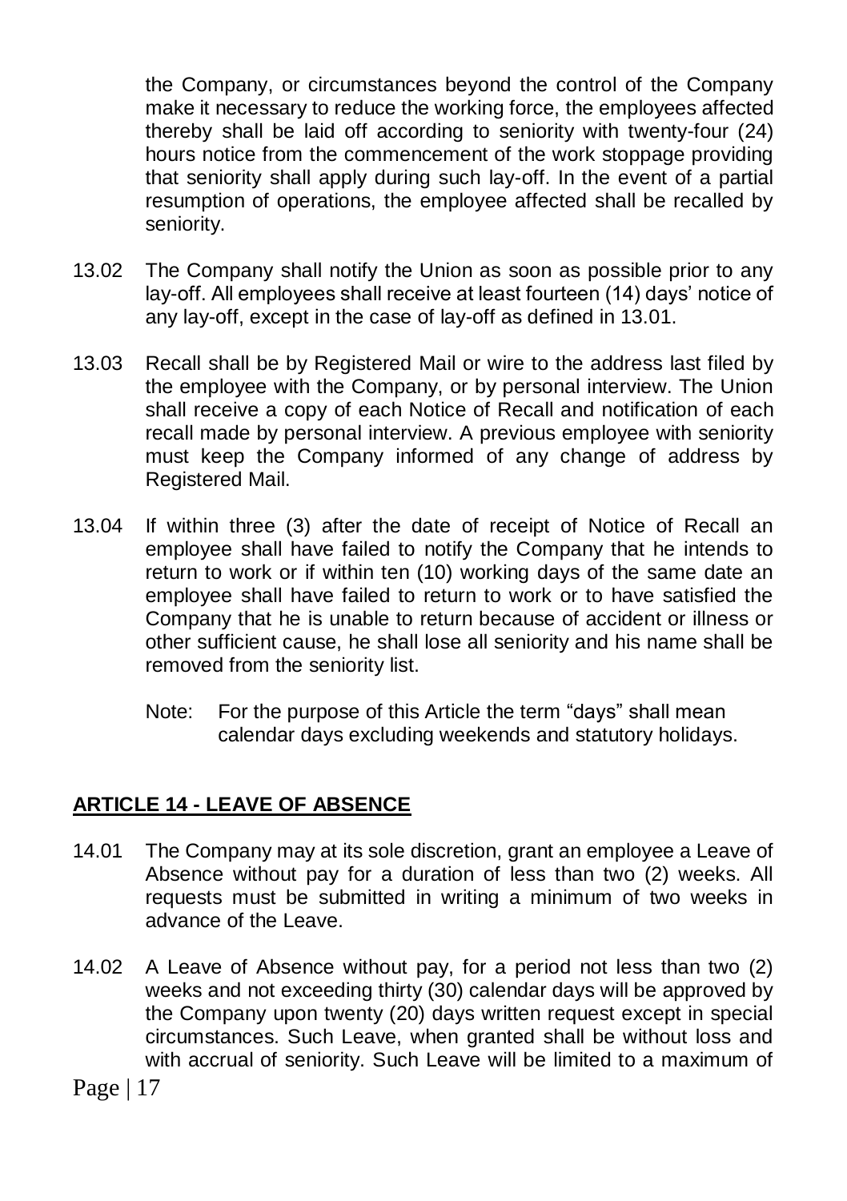the Company, or circumstances beyond the control of the Company make it necessary to reduce the working force, the employees affected thereby shall be laid off according to seniority with twenty-four (24) hours notice from the commencement of the work stoppage providing that seniority shall apply during such lay-off. In the event of a partial resumption of operations, the employee affected shall be recalled by seniority.

13.02 The Company shall notify the Union as soon as possible prior to any lay-off. All employees shall receive at least fourteen (14) days' notice of any lay-off, except in the case of lay-off as defined in 13.01.

13.03 Recall shall be by Registered Mail or wire to the address last filed by the employee with the Company, or by personal interview. The Union shall receive a copy of each Notice of Recall and notification of each recall made by personal interview. A previous employee with seniority must keep the Company informed of any change of address by Registered Mail.

13.04 If within three (3) after the date of receipt of Notice of Recall an employee shall have failed to notify the Company that he intends to return to work or if within ten (10) working days of the same date an employee shall have failed to return to work or to have satisfied the Company that he is unable to return because of accident or illness or other sufficient cause, he shall lose all seniority and his name shall be removed from the seniority list.

Note: For the purpose of this Article the term "days" shall mean calendar days excluding weekends and statutory holidays.

## ARTICLE 14 - LEAVE OF ABSENCE

14.01 The Company may at its sole discretion, grant an employee a Leave of Absence without pay for a duration of less than two (2) weeks. All requests must be submitted in writing a minimum of two weeks in advance of the Leave.

14.02 A Leave of Absence without pay, for a period not less than two (2) weeks and not exceeding thirty (30) calendar days will be approved by the Company upon twenty (20) days written request except in special circumstances. Such Leave, when granted shall be without loss and with accrual of seniority. Such Leave will be limited to a maximum of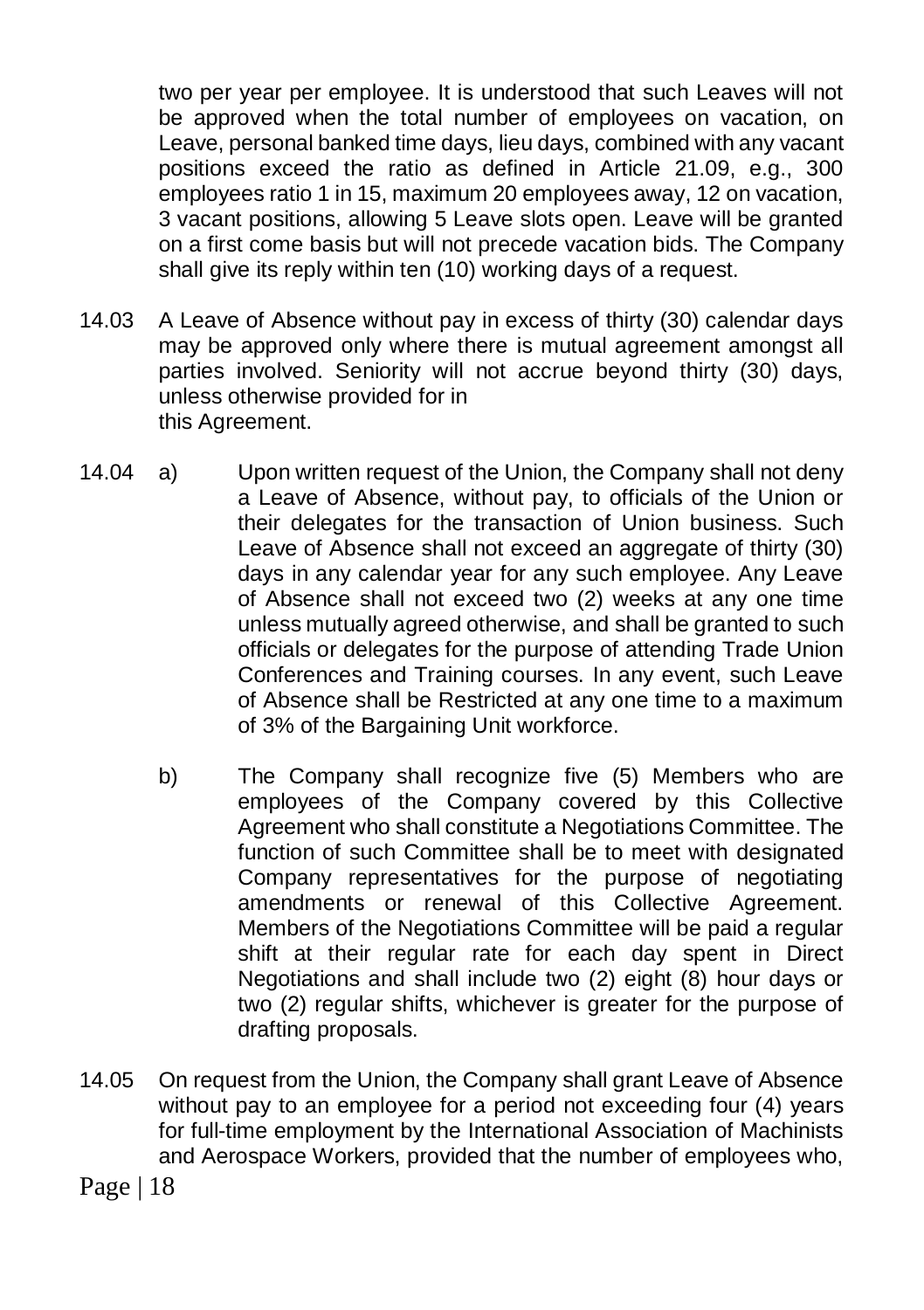two per year per employee. It is understood that such Leaves will not be approved when the total number of employees on vacation, on Leave, personal banked time days, lieu days, combined with any vacant positions exceed the ratio as defined in Article 21.09, e.g., 300 employees ratio 1 in 15, maximum 20 employees away, 12 on vacation, 3 vacant positions, allowing 5 Leave slots open. Leave will be granted on a first come basis but will not precede vacation bids. The Company shall give its reply within ten (10) working days of a request.

14.03 A Leave of Absence without pay in excess of thirty (30) calendar days may be approved only where there is mutual agreement amongst all parties involved. Seniority will not accrue beyond thirty (30) days, unless otherwise provided for in this Agreement.

14.04 a) Upon written request of the Union, the Company shall not deny a Leave of Absence, without pay, to officials of the Union or their delegates for the transaction of Union business. Such Leave of Absence shall not exceed an aggregate of thirty (30) days in any calendar year for any such employee. Any Leave of Absence shall not exceed two (2) weeks at any one time unless mutually agreed otherwise, and shall be granted to such officials or delegates for the purpose of attending Trade Union Conferences and Training courses. In any event, such Leave of Absence shall be Restricted at any one time to a maximum of 3% of the Bargaining Unit workforce.

b) The Company shall recognize five (5) Members who are employees of the Company covered by this Collective Agreement who shall constitute a Negotiations Committee. The function of such Committee shall be to meet with designated Company representatives for the purpose of negotiating amendments or renewal of this Collective Agreement. Members of the Negotiations Committee will be paid a regular shift at their regular rate for each day spent in Direct Negotiations and shall include two (2) eight (8) hour days or two (2) regular shifts, whichever is greater for the purpose of drafting proposals.

14.05 On request from the Union, the Company shall grant Leave of Absence without pay to an employee for a period not exceeding four (4) years for full-time employment by the International Association of Machinists and Aerospace Workers, provided that the number of employees who,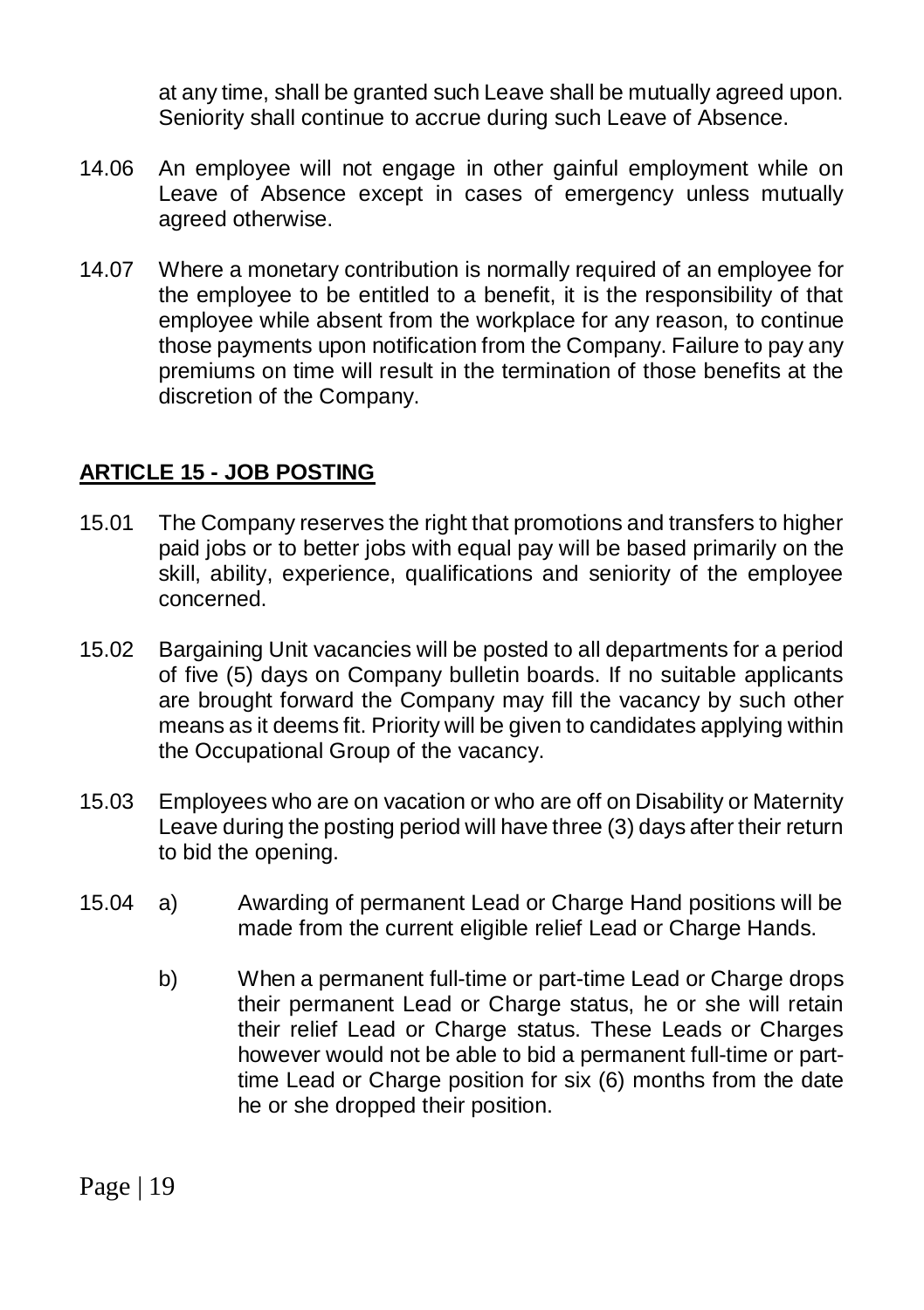at any time, shall be granted such Leave shall be mutually agreed upon. Seniority shall continue to accrue during such Leave of Absence.

14.06 An employee will not engage in other gainful employment while on Leave of Absence except in cases of emergency unless mutually agreed otherwise.

14.07 Where a monetary contribution is normally required of an employee for the employee to be entitled to a benefit, it is the responsibility of that employee while absent from the workplace for any reason, to continue those payments upon notification from the Company. Failure to pay any premiums on time will result in the termination of those benefits at the discretion of the Company.

## ARTICLE 15 - JOB POSTING

15.01 The Company reserves the right that promotions and transfers to higher paid jobs or to better jobs with equal pay will be based primarily on the skill, ability, experience, qualifications and seniority of the employee concerned.

15.02 Bargaining Unit vacancies will be posted to all departments for a period of five (5) days on Company bulletin boards. If no suitable applicants are brought forward the Company may fill the vacancy by such other means as it deems fit. Priority will be given to candidates applying within the Occupational Group of the vacancy.

15.03 Employees who are on vacation or who are off on Disability or Maternity Leave during the posting period will have three (3) days after their return to bid the opening.

15.04 a) Awarding of permanent Lead or Charge Hand positions will be made from the current eligible relief Lead or Charge Hands.

b) When a permanent full-time or part-time Lead or Charge drops their permanent Lead or Charge status, he or she will retain their relief Lead or Charge status. These Leads or Charges however would not be able to bid a permanent full-time or part-time Lead or Charge position for six (6) months from the date he or she dropped their position.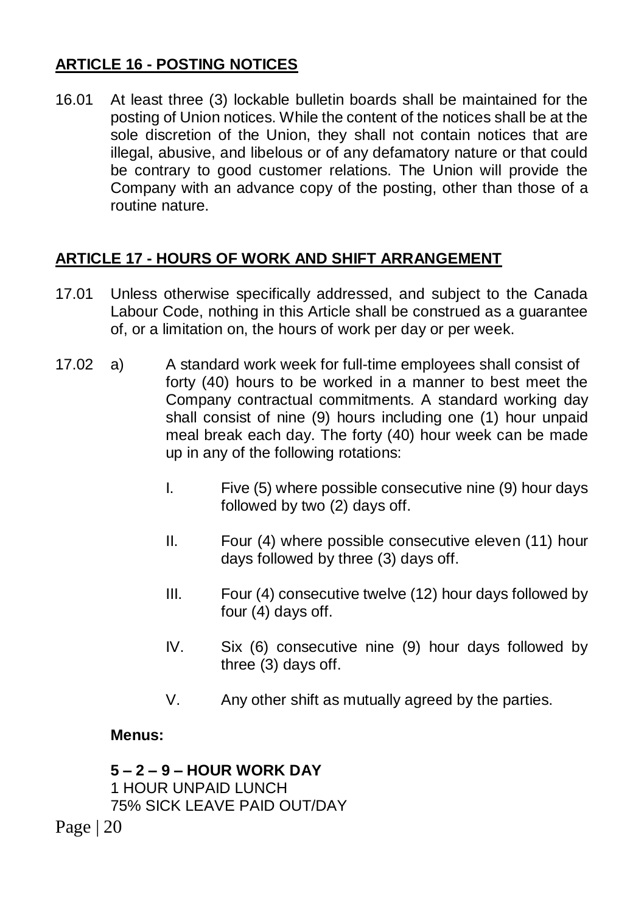## ARTICLE 16 - POSTING NOTICES

16.01 At least three (3) lockable bulletin boards shall be maintained for the posting of Union notices. While the content of the notices shall be at the sole discretion of the Union, they shall not contain notices that are illegal, abusive, and libelous or of any defamatory nature or that could be contrary to good customer relations. The Union will provide the Company with an advance copy of the posting, other than those of a routine nature.

## ARTICLE 17 - HOURS OF WORK AND SHIFT ARRANGEMENT

17.01 Unless otherwise specifically addressed, and subject to the Canada Labour Code, nothing in this Article shall be construed as a guarantee of, or a limitation on, the hours of work per day or per week.

17.02 a) A standard work week for full-time employees shall consist of forty (40) hours to be worked in a manner to best meet the Company contractual commitments. A standard working day shall consist of nine (9) hours including one (1) hour unpaid meal break each day. The forty (40) hour week can be made up in any of the following rotations:

I. Five (5) where possible consecutive nine (9) hour days followed by two (2) days off.

II. Four (4) where possible consecutive eleven (11) hour days followed by three (3) days off.

III. Four (4) consecutive twelve (12) hour days followed by four (4) days off.

IV. Six (6) consecutive nine (9) hour days followed by three (3) days off.

V. Any other shift as mutually agreed by the parties.

**Menus:**

**5 – 2 – 9 – HOUR WORK DAY**
1 HOUR UNPAID LUNCH
75% SICK LEAVE PAID OUT/DAY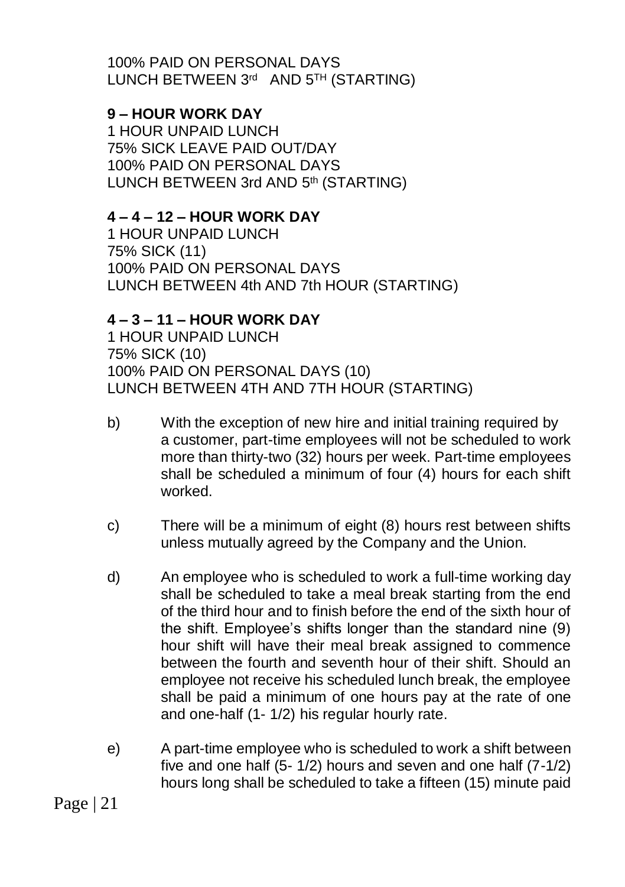100% PAID ON PERSONAL DAYS
LUNCH BETWEEN 3rd AND 5TH (STARTING)

**9 – HOUR WORK DAY**
1 HOUR UNPAID LUNCH
75% SICK LEAVE PAID OUT/DAY
100% PAID ON PERSONAL DAYS
LUNCH BETWEEN 3rd AND 5th (STARTING)

**4 – 4 – 12 – HOUR WORK DAY**
1 HOUR UNPAID LUNCH
75% SICK (11)
100% PAID ON PERSONAL DAYS
LUNCH BETWEEN 4th AND 7th HOUR (STARTING)

**4 – 3 – 11 – HOUR WORK DAY**
1 HOUR UNPAID LUNCH
75% SICK (10)
100% PAID ON PERSONAL DAYS (10)
LUNCH BETWEEN 4TH AND 7TH HOUR (STARTING)

b) With the exception of new hire and initial training required by a customer, part-time employees will not be scheduled to work more than thirty-two (32) hours per week. Part-time employees shall be scheduled a minimum of four (4) hours for each shift worked.

c) There will be a minimum of eight (8) hours rest between shifts unless mutually agreed by the Company and the Union.

d) An employee who is scheduled to work a full-time working day shall be scheduled to take a meal break starting from the end of the third hour and to finish before the end of the sixth hour of the shift. Employee's shifts longer than the standard nine (9) hour shift will have their meal break assigned to commence between the fourth and seventh hour of their shift. Should an employee not receive his scheduled lunch break, the employee shall be paid a minimum of one hours pay at the rate of one and one-half (1- 1/2) his regular hourly rate.

e) A part-time employee who is scheduled to work a shift between five and one half (5- 1/2) hours and seven and one half (7-1/2) hours long shall be scheduled to take a fifteen (15) minute paid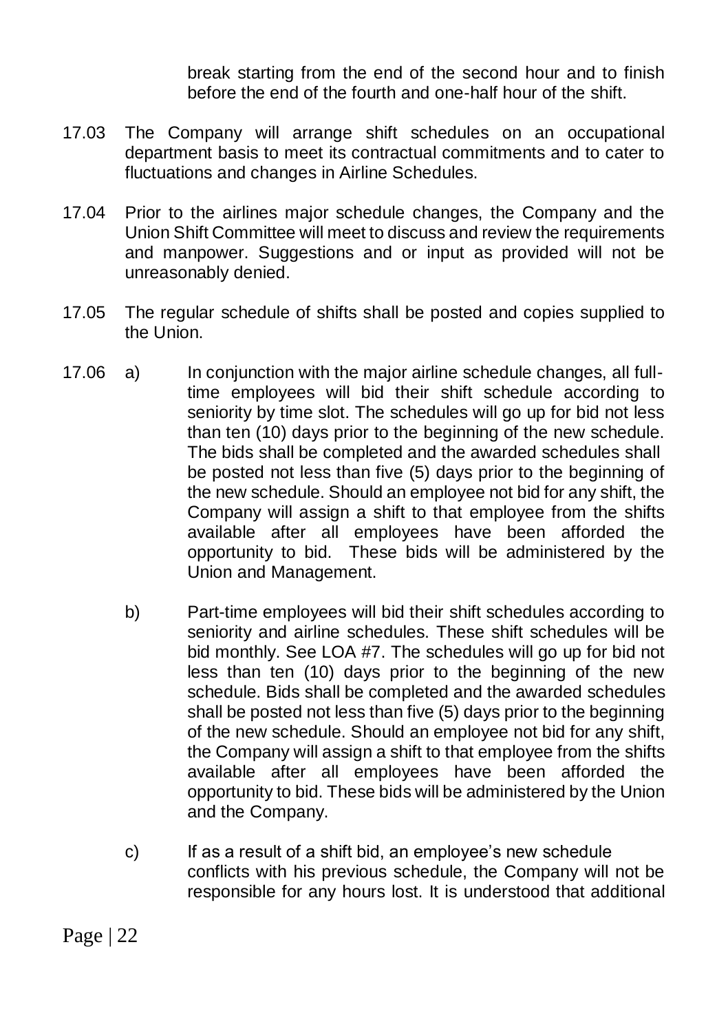break starting from the end of the second hour and to finish before the end of the fourth and one-half hour of the shift.

17.03 The Company will arrange shift schedules on an occupational department basis to meet its contractual commitments and to cater to fluctuations and changes in Airline Schedules.

17.04 Prior to the airlines major schedule changes, the Company and the Union Shift Committee will meet to discuss and review the requirements and manpower. Suggestions and or input as provided will not be unreasonably denied.

17.05 The regular schedule of shifts shall be posted and copies supplied to the Union.

17.06 a) In conjunction with the major airline schedule changes, all full-time employees will bid their shift schedule according to seniority by time slot. The schedules will go up for bid not less than ten (10) days prior to the beginning of the new schedule. The bids shall be completed and the awarded schedules shall be posted not less than five (5) days prior to the beginning of the new schedule. Should an employee not bid for any shift, the Company will assign a shift to that employee from the shifts available after all employees have been afforded the opportunity to bid. These bids will be administered by the Union and Management.

b) Part-time employees will bid their shift schedules according to seniority and airline schedules. These shift schedules will be bid monthly. See LOA #7. The schedules will go up for bid not less than ten (10) days prior to the beginning of the new schedule. Bids shall be completed and the awarded schedules shall be posted not less than five (5) days prior to the beginning of the new schedule. Should an employee not bid for any shift, the Company will assign a shift to that employee from the shifts available after all employees have been afforded the opportunity to bid. These bids will be administered by the Union and the Company.

c) If as a result of a shift bid, an employee's new schedule conflicts with his previous schedule, the Company will not be responsible for any hours lost. It is understood that additional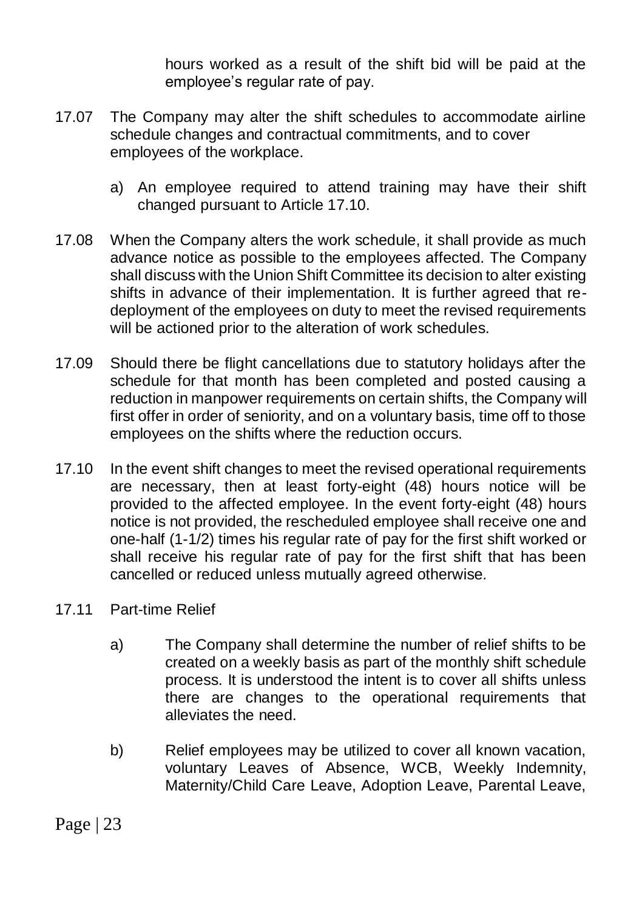hours worked as a result of the shift bid will be paid at the employee's regular rate of pay.

17.07 The Company may alter the shift schedules to accommodate airline schedule changes and contractual commitments, and to cover employees of the workplace.

a) An employee required to attend training may have their shift changed pursuant to Article 17.10.

17.08 When the Company alters the work schedule, it shall provide as much advance notice as possible to the employees affected. The Company shall discuss with the Union Shift Committee its decision to alter existing shifts in advance of their implementation. It is further agreed that re-deployment of the employees on duty to meet the revised requirements will be actioned prior to the alteration of work schedules.

17.09 Should there be flight cancellations due to statutory holidays after the schedule for that month has been completed and posted causing a reduction in manpower requirements on certain shifts, the Company will first offer in order of seniority, and on a voluntary basis, time off to those employees on the shifts where the reduction occurs.

17.10 In the event shift changes to meet the revised operational requirements are necessary, then at least forty-eight (48) hours notice will be provided to the affected employee. In the event forty-eight (48) hours notice is not provided, the rescheduled employee shall receive one and one-half (1-1/2) times his regular rate of pay for the first shift worked or shall receive his regular rate of pay for the first shift that has been cancelled or reduced unless mutually agreed otherwise.

17.11 Part-time Relief

a) The Company shall determine the number of relief shifts to be created on a weekly basis as part of the monthly shift schedule process. It is understood the intent is to cover all shifts unless there are changes to the operational requirements that alleviates the need.

b) Relief employees may be utilized to cover all known vacation, voluntary Leaves of Absence, WCB, Weekly Indemnity, Maternity/Child Care Leave, Adoption Leave, Parental Leave,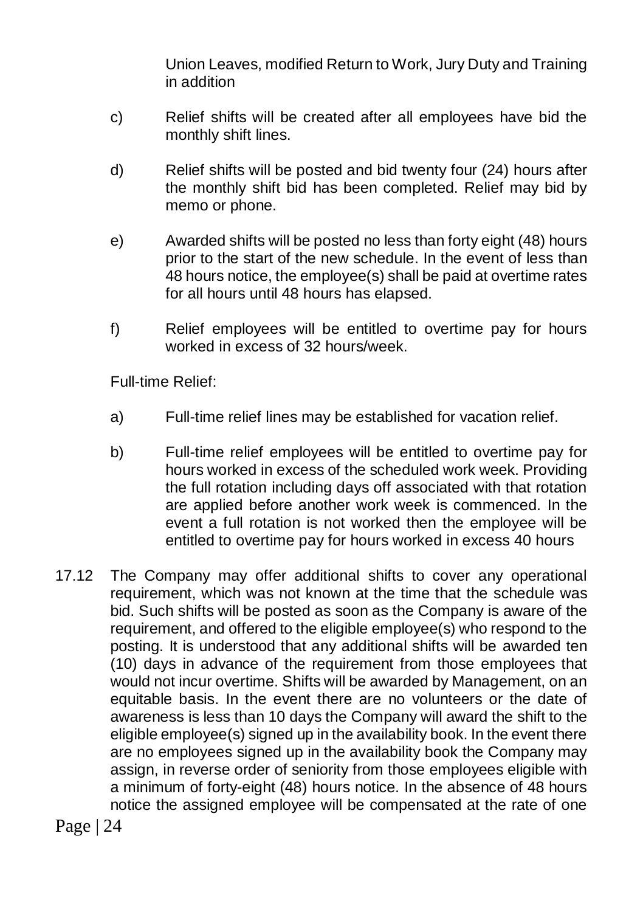Union Leaves, modified Return to Work, Jury Duty and Training in addition

c) Relief shifts will be created after all employees have bid the monthly shift lines.

d) Relief shifts will be posted and bid twenty four (24) hours after the monthly shift bid has been completed. Relief may bid by memo or phone.

e) Awarded shifts will be posted no less than forty eight (48) hours prior to the start of the new schedule. In the event of less than 48 hours notice, the employee(s) shall be paid at overtime rates for all hours until 48 hours has elapsed.

f) Relief employees will be entitled to overtime pay for hours worked in excess of 32 hours/week.

Full-time Relief:

a) Full-time relief lines may be established for vacation relief.

b) Full-time relief employees will be entitled to overtime pay for hours worked in excess of the scheduled work week. Providing the full rotation including days off associated with that rotation are applied before another work week is commenced. In the event a full rotation is not worked then the employee will be entitled to overtime pay for hours worked in excess 40 hours

17.12 The Company may offer additional shifts to cover any operational requirement, which was not known at the time that the schedule was bid. Such shifts will be posted as soon as the Company is aware of the requirement, and offered to the eligible employee(s) who respond to the posting. It is understood that any additional shifts will be awarded ten (10) days in advance of the requirement from those employees that would not incur overtime. Shifts will be awarded by Management, on an equitable basis. In the event there are no volunteers or the date of awareness is less than 10 days the Company will award the shift to the eligible employee(s) signed up in the availability book. In the event there are no employees signed up in the availability book the Company may assign, in reverse order of seniority from those employees eligible with a minimum of forty-eight (48) hours notice. In the absence of 48 hours notice the assigned employee will be compensated at the rate of one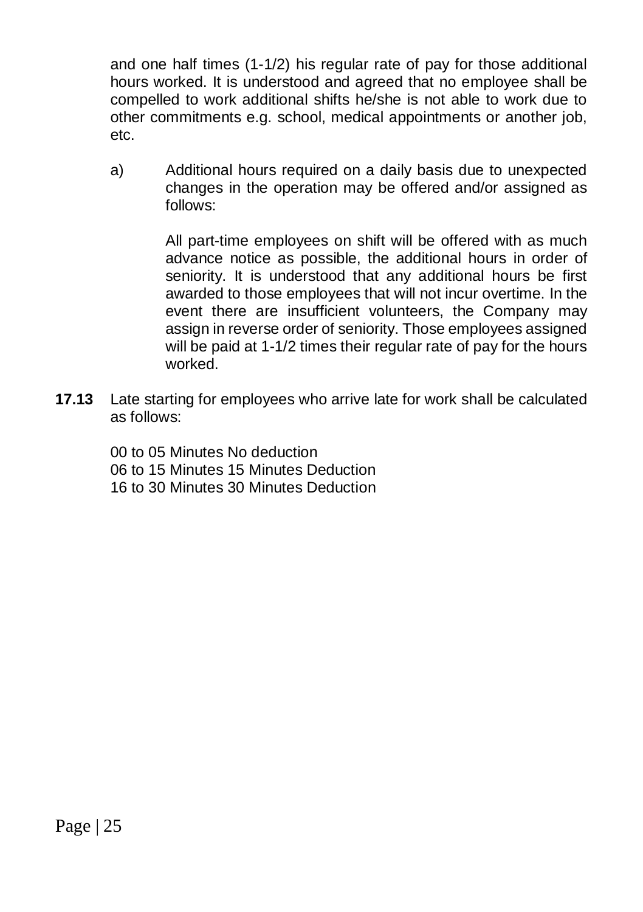and one half times (1-1/2) his regular rate of pay for those additional hours worked. It is understood and agreed that no employee shall be compelled to work additional shifts he/she is not able to work due to other commitments e.g. school, medical appointments or another job, etc.

a) Additional hours required on a daily basis due to unexpected changes in the operation may be offered and/or assigned as follows:

   All part-time employees on shift will be offered with as much advance notice as possible, the additional hours in order of seniority. It is understood that any additional hours be first awarded to those employees that will not incur overtime. In the event there are insufficient volunteers, the Company may assign in reverse order of seniority. Those employees assigned will be paid at 1-1/2 times their regular rate of pay for the hours worked.

**17.13** Late starting for employees who arrive late for work shall be calculated as follows:

00 to 05 Minutes No deduction
06 to 15 Minutes 15 Minutes Deduction
16 to 30 Minutes 30 Minutes Deduction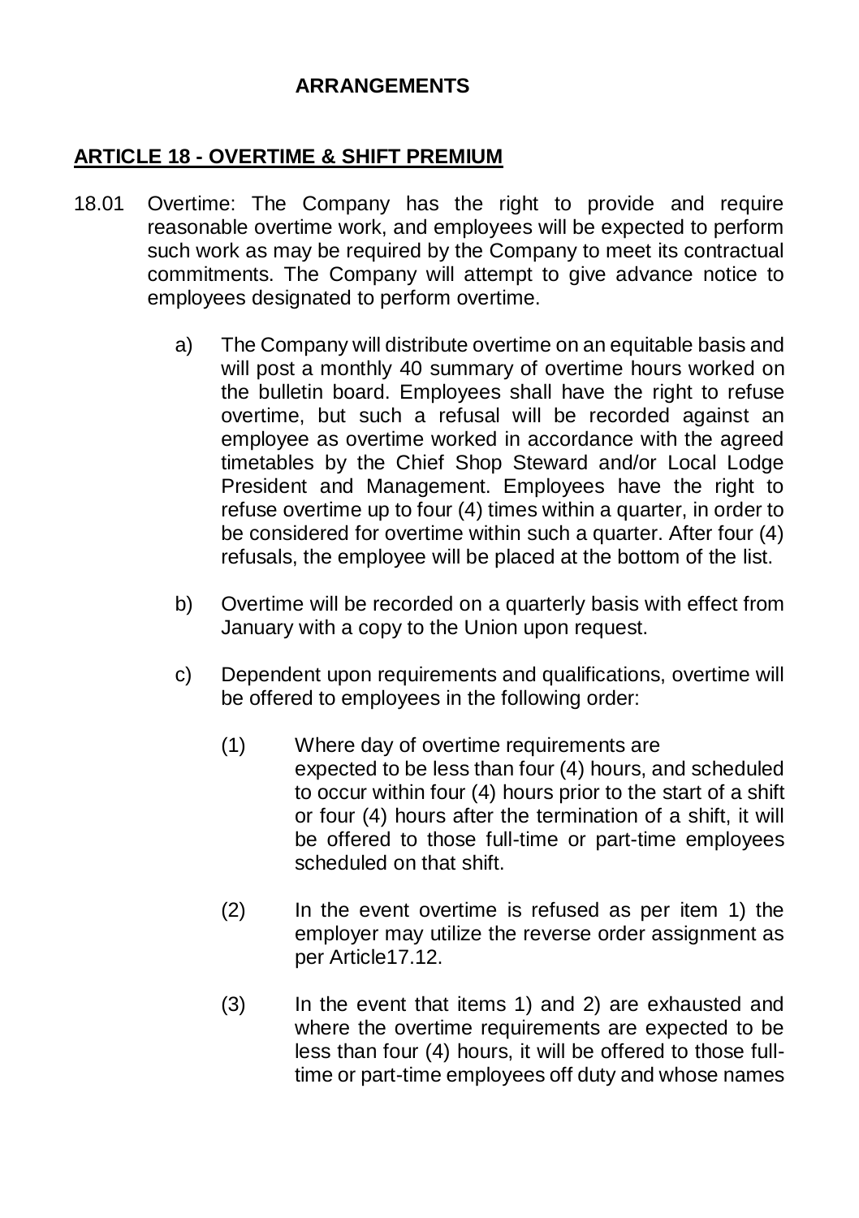**ARRANGEMENTS**

## ARTICLE 18 - OVERTIME & SHIFT PREMIUM

18.01 Overtime: The Company has the right to provide and require reasonable overtime work, and employees will be expected to perform such work as may be required by the Company to meet its contractual commitments. The Company will attempt to give advance notice to employees designated to perform overtime.

a) The Company will distribute overtime on an equitable basis and will post a monthly 40 summary of overtime hours worked on the bulletin board. Employees shall have the right to refuse overtime, but such a refusal will be recorded against an employee as overtime worked in accordance with the agreed timetables by the Chief Shop Steward and/or Local Lodge President and Management. Employees have the right to refuse overtime up to four (4) times within a quarter, in order to be considered for overtime within such a quarter. After four (4) refusals, the employee will be placed at the bottom of the list.

b) Overtime will be recorded on a quarterly basis with effect from January with a copy to the Union upon request.

c) Dependent upon requirements and qualifications, overtime will be offered to employees in the following order:

(1) Where day of overtime requirements are expected to be less than four (4) hours, and scheduled to occur within four (4) hours prior to the start of a shift or four (4) hours after the termination of a shift, it will be offered to those full-time or part-time employees scheduled on that shift.

(2) In the event overtime is refused as per item 1) the employer may utilize the reverse order assignment as per Article17.12.

(3) In the event that items 1) and 2) are exhausted and where the overtime requirements are expected to be less than four (4) hours, it will be offered to those full-time or part-time employees off duty and whose names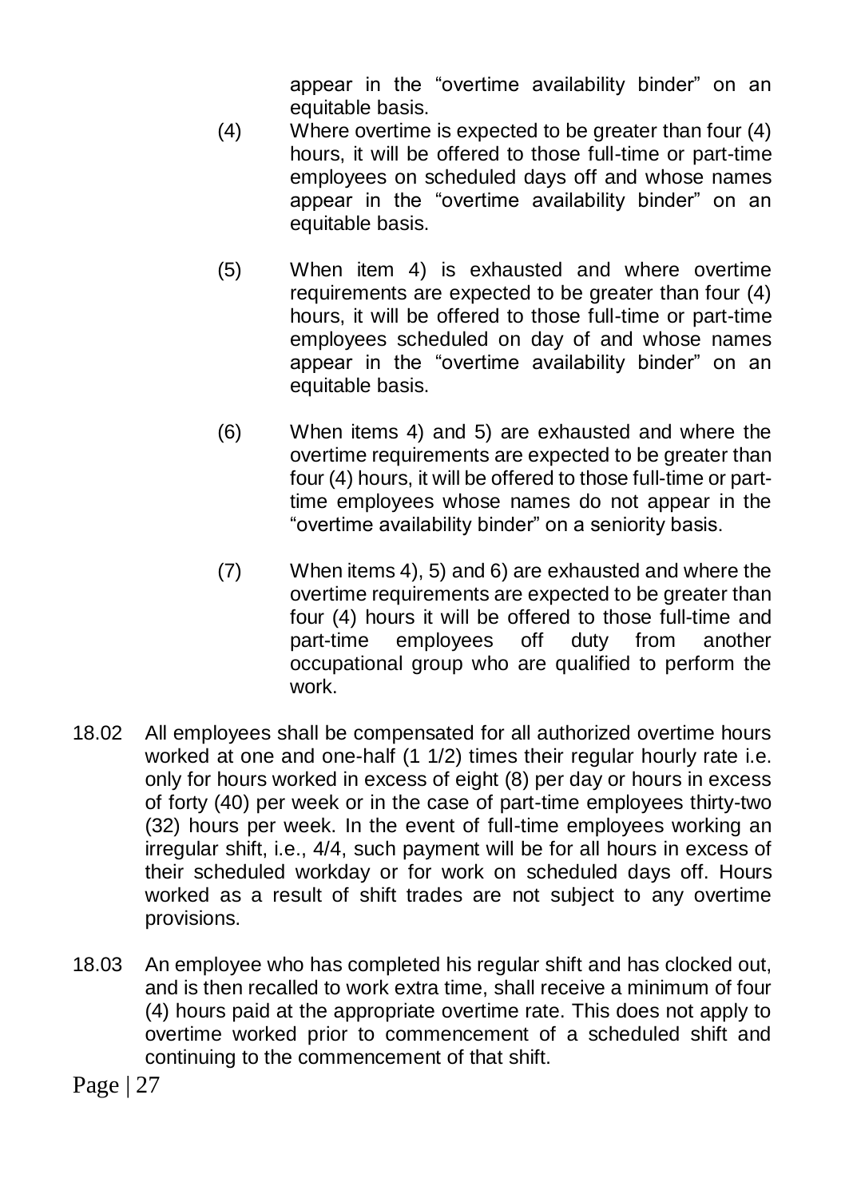appear in the "overtime availability binder" on an equitable basis.

(4) Where overtime is expected to be greater than four (4) hours, it will be offered to those full-time or part-time employees on scheduled days off and whose names appear in the "overtime availability binder" on an equitable basis.

(5) When item 4) is exhausted and where overtime requirements are expected to be greater than four (4) hours, it will be offered to those full-time or part-time employees scheduled on day of and whose names appear in the "overtime availability binder" on an equitable basis.

(6) When items 4) and 5) are exhausted and where the overtime requirements are expected to be greater than four (4) hours, it will be offered to those full-time or part-time employees whose names do not appear in the "overtime availability binder" on a seniority basis.

(7) When items 4), 5) and 6) are exhausted and where the overtime requirements are expected to be greater than four (4) hours it will be offered to those full-time and part-time employees off duty from another occupational group who are qualified to perform the work.

18.02 All employees shall be compensated for all authorized overtime hours worked at one and one-half (1 1/2) times their regular hourly rate i.e. only for hours worked in excess of eight (8) per day or hours in excess of forty (40) per week or in the case of part-time employees thirty-two (32) hours per week. In the event of full-time employees working an irregular shift, i.e., 4/4, such payment will be for all hours in excess of their scheduled workday or for work on scheduled days off. Hours worked as a result of shift trades are not subject to any overtime provisions.

18.03 An employee who has completed his regular shift and has clocked out, and is then recalled to work extra time, shall receive a minimum of four (4) hours paid at the appropriate overtime rate. This does not apply to overtime worked prior to commencement of a scheduled shift and continuing to the commencement of that shift.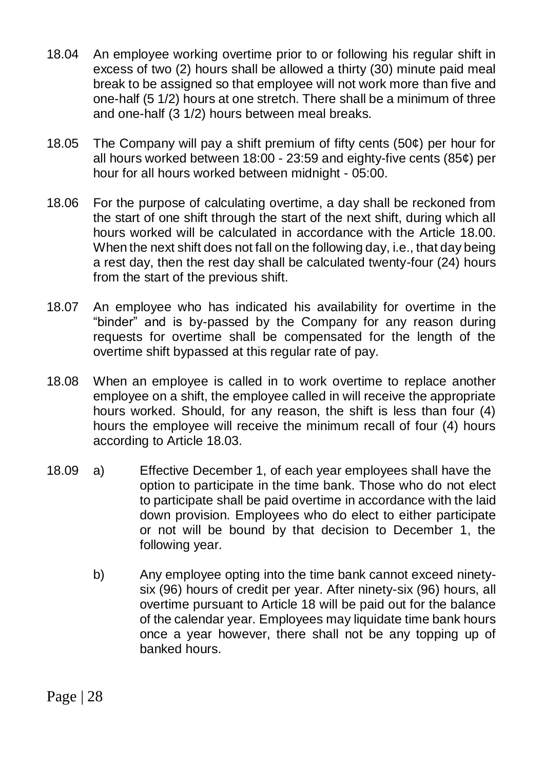18.04 An employee working overtime prior to or following his regular shift in excess of two (2) hours shall be allowed a thirty (30) minute paid meal break to be assigned so that employee will not work more than five and one-half (5 1/2) hours at one stretch. There shall be a minimum of three and one-half (3 1/2) hours between meal breaks.

18.05 The Company will pay a shift premium of fifty cents (50¢) per hour for all hours worked between 18:00 - 23:59 and eighty-five cents (85¢) per hour for all hours worked between midnight - 05:00.

18.06 For the purpose of calculating overtime, a day shall be reckoned from the start of one shift through the start of the next shift, during which all hours worked will be calculated in accordance with the Article 18.00. When the next shift does not fall on the following day, i.e., that day being a rest day, then the rest day shall be calculated twenty-four (24) hours from the start of the previous shift.

18.07 An employee who has indicated his availability for overtime in the "binder" and is by-passed by the Company for any reason during requests for overtime shall be compensated for the length of the overtime shift bypassed at this regular rate of pay.

18.08 When an employee is called in to work overtime to replace another employee on a shift, the employee called in will receive the appropriate hours worked. Should, for any reason, the shift is less than four (4) hours the employee will receive the minimum recall of four (4) hours according to Article 18.03.

18.09 a) Effective December 1, of each year employees shall have the option to participate in the time bank. Those who do not elect to participate shall be paid overtime in accordance with the laid down provision. Employees who do elect to either participate or not will be bound by that decision to December 1, the following year.

b) Any employee opting into the time bank cannot exceed ninety-six (96) hours of credit per year. After ninety-six (96) hours, all overtime pursuant to Article 18 will be paid out for the balance of the calendar year. Employees may liquidate time bank hours once a year however, there shall not be any topping up of banked hours.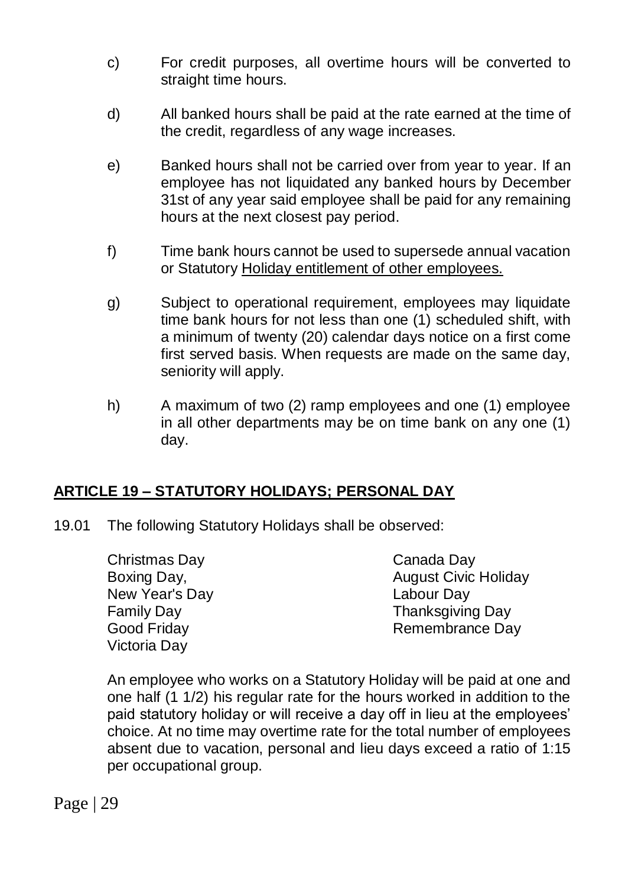c) For credit purposes, all overtime hours will be converted to straight time hours.

d) All banked hours shall be paid at the rate earned at the time of the credit, regardless of any wage increases.

e) Banked hours shall not be carried over from year to year. If an employee has not liquidated any banked hours by December 31st of any year said employee shall be paid for any remaining hours at the next closest pay period.

f) Time bank hours cannot be used to supersede annual vacation or Statutory <u>Holiday entitlement of other employees.</u>

g) Subject to operational requirement, employees may liquidate time bank hours for not less than one (1) scheduled shift, with a minimum of twenty (20) calendar days notice on a first come first served basis. When requests are made on the same day, seniority will apply.

h) A maximum of two (2) ramp employees and one (1) employee in all other departments may be on time bank on any one (1) day.

## ARTICLE 19 – STATUTORY HOLIDAYS; PERSONAL DAY

19.01 The following Statutory Holidays shall be observed:

- Christmas Day
- Boxing Day,
- New Year's Day
- Family Day
- Good Friday
- Victoria Day
- Canada Day
- August Civic Holiday
- Labour Day
- Thanksgiving Day
- Remembrance Day

An employee who works on a Statutory Holiday will be paid at one and one half (1 1/2) his regular rate for the hours worked in addition to the paid statutory holiday or will receive a day off in lieu at the employees' choice. At no time may overtime rate for the total number of employees absent due to vacation, personal and lieu days exceed a ratio of 1:15 per occupational group.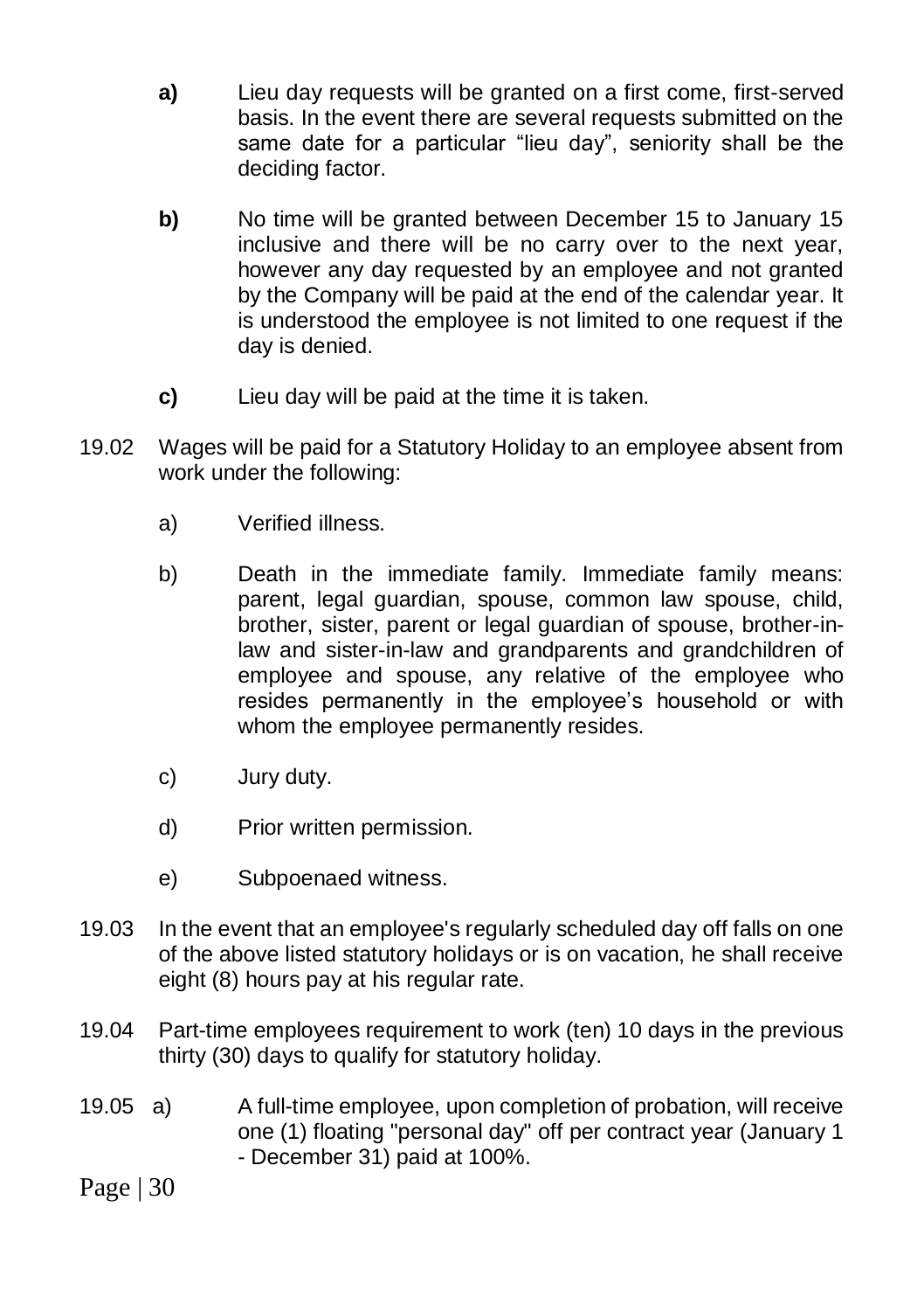**a)** Lieu day requests will be granted on a first come, first-served basis. In the event there are several requests submitted on the same date for a particular "lieu day", seniority shall be the deciding factor.

**b)** No time will be granted between December 15 to January 15 inclusive and there will be no carry over to the next year, however any day requested by an employee and not granted by the Company will be paid at the end of the calendar year. It is understood the employee is not limited to one request if the day is denied.

**c)** Lieu day will be paid at the time it is taken.

19.02 Wages will be paid for a Statutory Holiday to an employee absent from work under the following:

a) Verified illness.

b) Death in the immediate family. Immediate family means: parent, legal guardian, spouse, common law spouse, child, brother, sister, parent or legal guardian of spouse, brother-in-law and sister-in-law and grandparents and grandchildren of employee and spouse, any relative of the employee who resides permanently in the employee's household or with whom the employee permanently resides.

c) Jury duty.

d) Prior written permission.

e) Subpoenaed witness.

19.03 In the event that an employee's regularly scheduled day off falls on one of the above listed statutory holidays or is on vacation, he shall receive eight (8) hours pay at his regular rate.

19.04 Part-time employees requirement to work (ten) 10 days in the previous thirty (30) days to qualify for statutory holiday.

19.05 a) A full-time employee, upon completion of probation, will receive one (1) floating "personal day" off per contract year (January 1 - December 31) paid at 100%.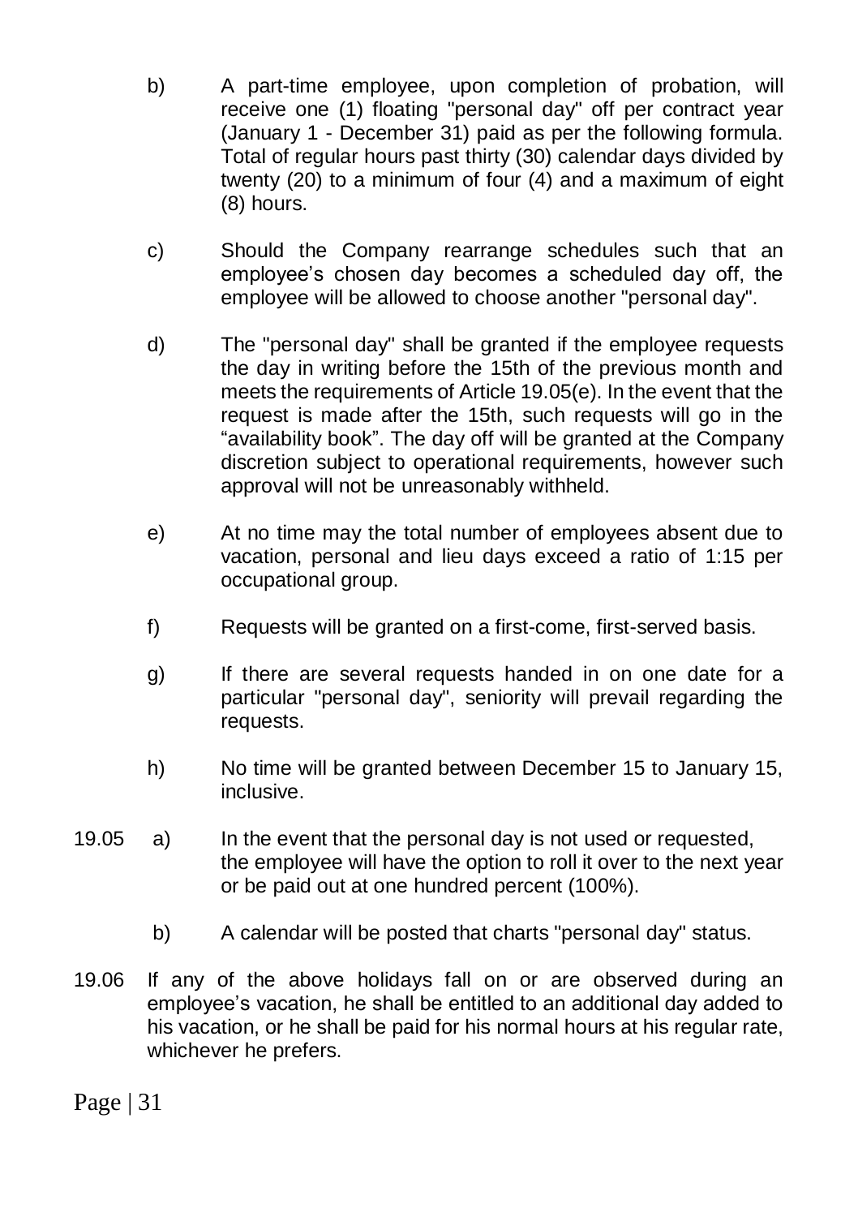b) A part-time employee, upon completion of probation, will receive one (1) floating "personal day" off per contract year (January 1 - December 31) paid as per the following formula. Total of regular hours past thirty (30) calendar days divided by twenty (20) to a minimum of four (4) and a maximum of eight (8) hours.

c) Should the Company rearrange schedules such that an employee's chosen day becomes a scheduled day off, the employee will be allowed to choose another "personal day".

d) The "personal day" shall be granted if the employee requests the day in writing before the 15th of the previous month and meets the requirements of Article 19.05(e). In the event that the request is made after the 15th, such requests will go in the "availability book". The day off will be granted at the Company discretion subject to operational requirements, however such approval will not be unreasonably withheld.

e) At no time may the total number of employees absent due to vacation, personal and lieu days exceed a ratio of 1:15 per occupational group.

f) Requests will be granted on a first-come, first-served basis.

g) If there are several requests handed in on one date for a particular "personal day", seniority will prevail regarding the requests.

h) No time will be granted between December 15 to January 15, inclusive.

19.05 a) In the event that the personal day is not used or requested, the employee will have the option to roll it over to the next year or be paid out at one hundred percent (100%).

b) A calendar will be posted that charts "personal day" status.

19.06 If any of the above holidays fall on or are observed during an employee's vacation, he shall be entitled to an additional day added to his vacation, or he shall be paid for his normal hours at his regular rate, whichever he prefers.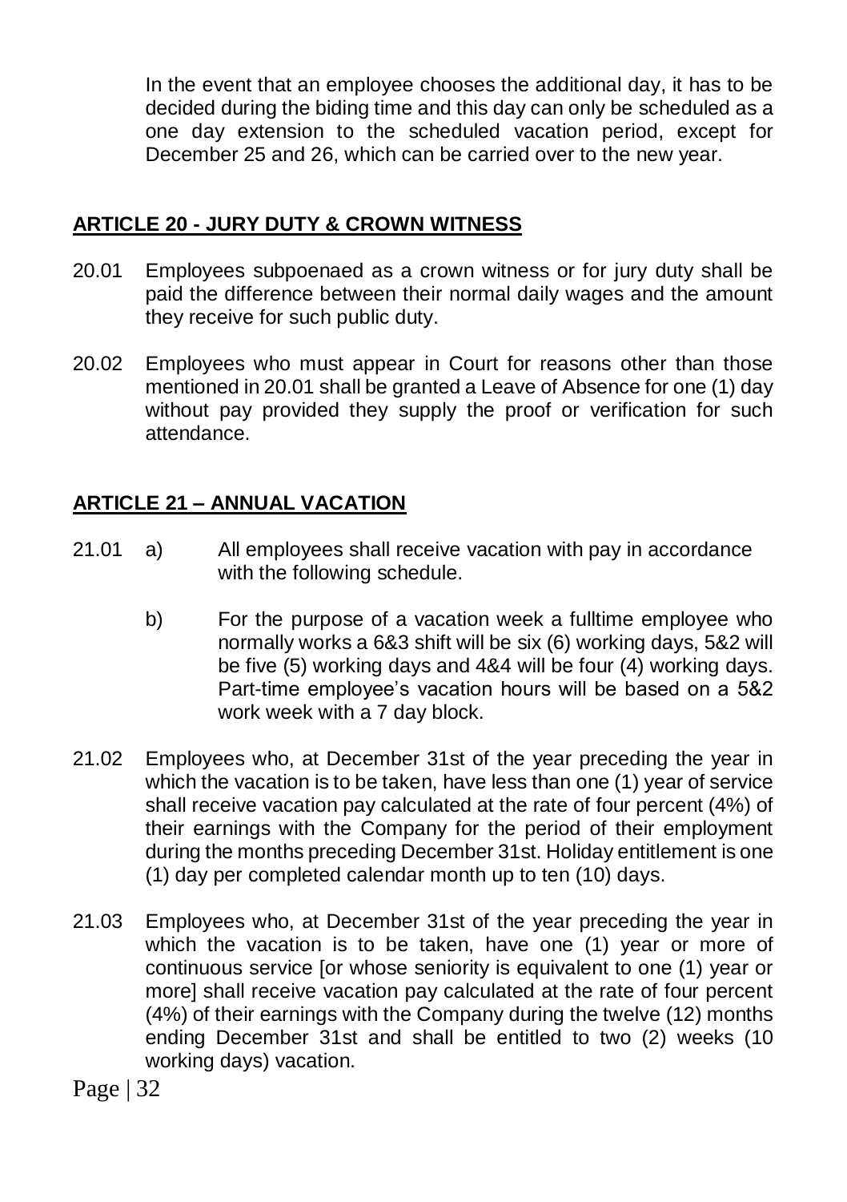In the event that an employee chooses the additional day, it has to be decided during the biding time and this day can only be scheduled as a one day extension to the scheduled vacation period, except for December 25 and 26, which can be carried over to the new year.

## ARTICLE 20 - JURY DUTY & CROWN WITNESS

20.01 Employees subpoenaed as a crown witness or for jury duty shall be paid the difference between their normal daily wages and the amount they receive for such public duty.

20.02 Employees who must appear in Court for reasons other than those mentioned in 20.01 shall be granted a Leave of Absence for one (1) day without pay provided they supply the proof or verification for such attendance.

## ARTICLE 21 – ANNUAL VACATION

21.01 a) All employees shall receive vacation with pay in accordance with the following schedule.

b) For the purpose of a vacation week a fulltime employee who normally works a 6&3 shift will be six (6) working days, 5&2 will be five (5) working days and 4&4 will be four (4) working days. Part-time employee's vacation hours will be based on a 5&2 work week with a 7 day block.

21.02 Employees who, at December 31st of the year preceding the year in which the vacation is to be taken, have less than one (1) year of service shall receive vacation pay calculated at the rate of four percent (4%) of their earnings with the Company for the period of their employment during the months preceding December 31st. Holiday entitlement is one (1) day per completed calendar month up to ten (10) days.

21.03 Employees who, at December 31st of the year preceding the year in which the vacation is to be taken, have one (1) year or more of continuous service [or whose seniority is equivalent to one (1) year or more] shall receive vacation pay calculated at the rate of four percent (4%) of their earnings with the Company during the twelve (12) months ending December 31st and shall be entitled to two (2) weeks (10 working days) vacation.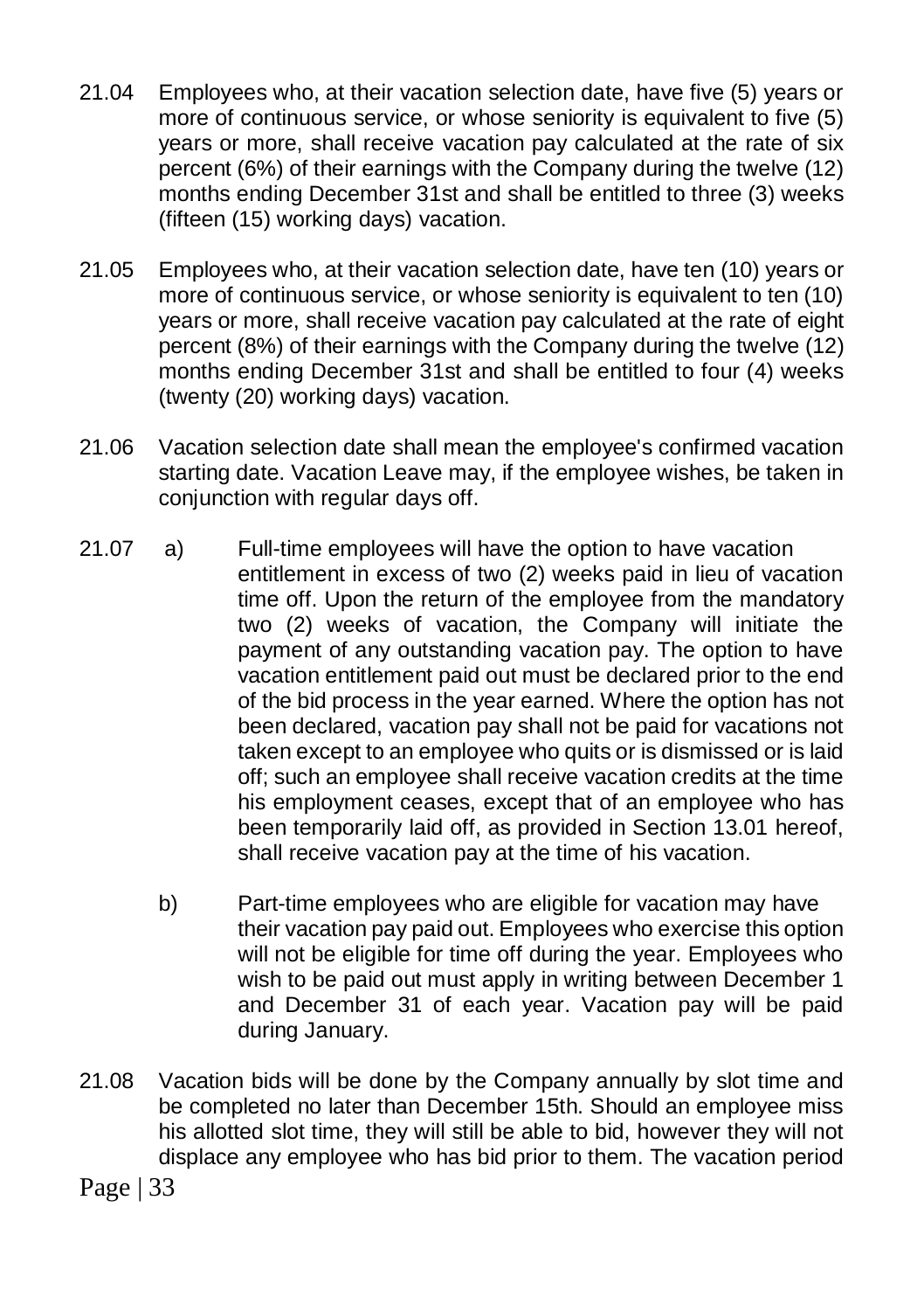21.04 Employees who, at their vacation selection date, have five (5) years or more of continuous service, or whose seniority is equivalent to five (5) years or more, shall receive vacation pay calculated at the rate of six percent (6%) of their earnings with the Company during the twelve (12) months ending December 31st and shall be entitled to three (3) weeks (fifteen (15) working days) vacation.

21.05 Employees who, at their vacation selection date, have ten (10) years or more of continuous service, or whose seniority is equivalent to ten (10) years or more, shall receive vacation pay calculated at the rate of eight percent (8%) of their earnings with the Company during the twelve (12) months ending December 31st and shall be entitled to four (4) weeks (twenty (20) working days) vacation.

21.06 Vacation selection date shall mean the employee's confirmed vacation starting date. Vacation Leave may, if the employee wishes, be taken in conjunction with regular days off.

21.07 a) Full-time employees will have the option to have vacation entitlement in excess of two (2) weeks paid in lieu of vacation time off. Upon the return of the employee from the mandatory two (2) weeks of vacation, the Company will initiate the payment of any outstanding vacation pay. The option to have vacation entitlement paid out must be declared prior to the end of the bid process in the year earned. Where the option has not been declared, vacation pay shall not be paid for vacations not taken except to an employee who quits or is dismissed or is laid off; such an employee shall receive vacation credits at the time his employment ceases, except that of an employee who has been temporarily laid off, as provided in Section 13.01 hereof, shall receive vacation pay at the time of his vacation.

b) Part-time employees who are eligible for vacation may have their vacation pay paid out. Employees who exercise this option will not be eligible for time off during the year. Employees who wish to be paid out must apply in writing between December 1 and December 31 of each year. Vacation pay will be paid during January.

21.08 Vacation bids will be done by the Company annually by slot time and be completed no later than December 15th. Should an employee miss his allotted slot time, they will still be able to bid, however they will not displace any employee who has bid prior to them. The vacation period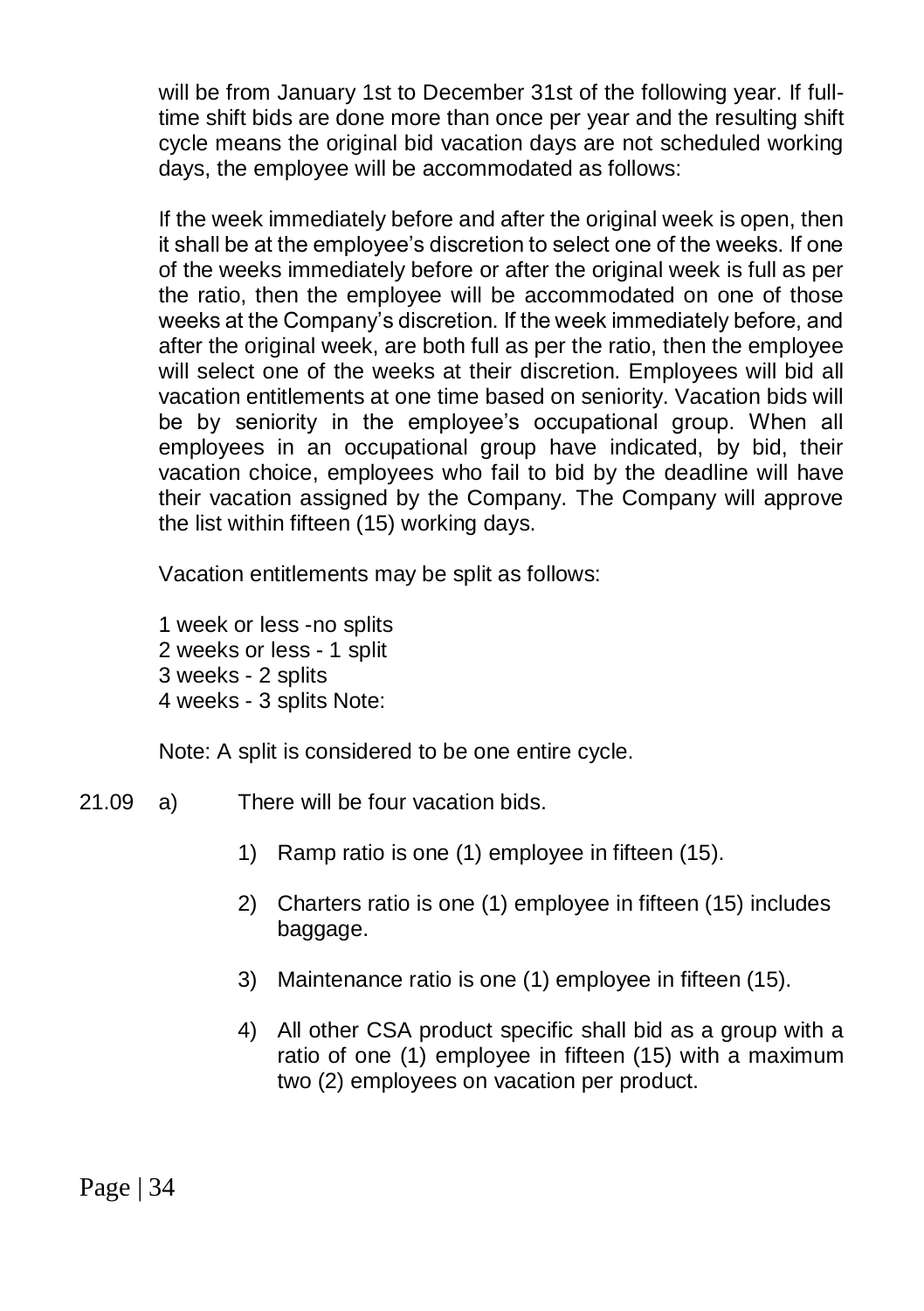will be from January 1st to December 31st of the following year. If full-time shift bids are done more than once per year and the resulting shift cycle means the original bid vacation days are not scheduled working days, the employee will be accommodated as follows:

If the week immediately before and after the original week is open, then it shall be at the employee's discretion to select one of the weeks. If one of the weeks immediately before or after the original week is full as per the ratio, then the employee will be accommodated on one of those weeks at the Company's discretion. If the week immediately before, and after the original week, are both full as per the ratio, then the employee will select one of the weeks at their discretion. Employees will bid all vacation entitlements at one time based on seniority. Vacation bids will be by seniority in the employee's occupational group. When all employees in an occupational group have indicated, by bid, their vacation choice, employees who fail to bid by the deadline will have their vacation assigned by the Company. The Company will approve the list within fifteen (15) working days.

Vacation entitlements may be split as follows:

1 week or less -no splits
2 weeks or less - 1 split
3 weeks - 2 splits
4 weeks - 3 splits Note:

Note: A split is considered to be one entire cycle.

21.09 a) There will be four vacation bids.

1) Ramp ratio is one (1) employee in fifteen (15).

2) Charters ratio is one (1) employee in fifteen (15) includes baggage.

3) Maintenance ratio is one (1) employee in fifteen (15).

4) All other CSA product specific shall bid as a group with a ratio of one (1) employee in fifteen (15) with a maximum two (2) employees on vacation per product.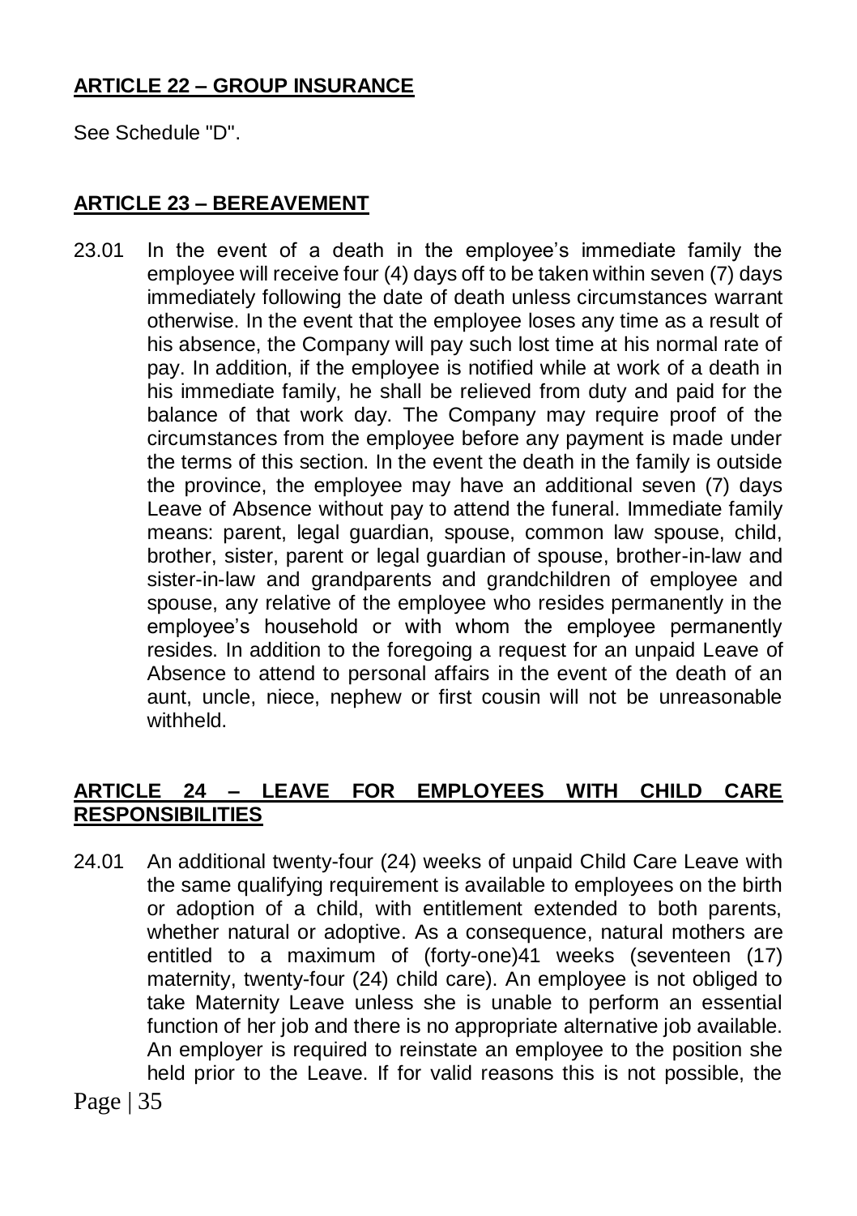## ARTICLE 22 – GROUP INSURANCE

See Schedule "D".

## ARTICLE 23 – BEREAVEMENT

23.01 In the event of a death in the employee's immediate family the employee will receive four (4) days off to be taken within seven (7) days immediately following the date of death unless circumstances warrant otherwise. In the event that the employee loses any time as a result of his absence, the Company will pay such lost time at his normal rate of pay. In addition, if the employee is notified while at work of a death in his immediate family, he shall be relieved from duty and paid for the balance of that work day. The Company may require proof of the circumstances from the employee before any payment is made under the terms of this section. In the event the death in the family is outside the province, the employee may have an additional seven (7) days Leave of Absence without pay to attend the funeral. Immediate family means: parent, legal guardian, spouse, common law spouse, child, brother, sister, parent or legal guardian of spouse, brother-in-law and sister-in-law and grandparents and grandchildren of employee and spouse, any relative of the employee who resides permanently in the employee's household or with whom the employee permanently resides. In addition to the foregoing a request for an unpaid Leave of Absence to attend to personal affairs in the event of the death of an aunt, uncle, niece, nephew or first cousin will not be unreasonable withheld.

## ARTICLE 24 – LEAVE FOR EMPLOYEES WITH CHILD CARE RESPONSIBILITIES

24.01 An additional twenty-four (24) weeks of unpaid Child Care Leave with the same qualifying requirement is available to employees on the birth or adoption of a child, with entitlement extended to both parents, whether natural or adoptive. As a consequence, natural mothers are entitled to a maximum of (forty-one)41 weeks (seventeen (17) maternity, twenty-four (24) child care). An employee is not obliged to take Maternity Leave unless she is unable to perform an essential function of her job and there is no appropriate alternative job available. An employer is required to reinstate an employee to the position she held prior to the Leave. If for valid reasons this is not possible, the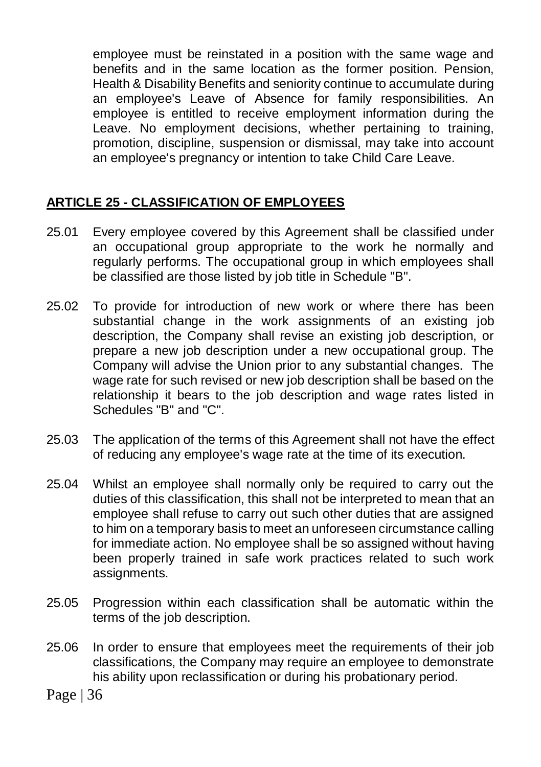employee must be reinstated in a position with the same wage and benefits and in the same location as the former position. Pension, Health & Disability Benefits and seniority continue to accumulate during an employee's Leave of Absence for family responsibilities. An employee is entitled to receive employment information during the Leave. No employment decisions, whether pertaining to training, promotion, discipline, suspension or dismissal, may take into account an employee's pregnancy or intention to take Child Care Leave.

## **ARTICLE 25 - CLASSIFICATION OF EMPLOYEES**

25.01 Every employee covered by this Agreement shall be classified under an occupational group appropriate to the work he normally and regularly performs. The occupational group in which employees shall be classified are those listed by job title in Schedule "B".

25.02 To provide for introduction of new work or where there has been substantial change in the work assignments of an existing job description, the Company shall revise an existing job description, or prepare a new job description under a new occupational group. The Company will advise the Union prior to any substantial changes. The wage rate for such revised or new job description shall be based on the relationship it bears to the job description and wage rates listed in Schedules "B" and "C".

25.03 The application of the terms of this Agreement shall not have the effect of reducing any employee's wage rate at the time of its execution.

25.04 Whilst an employee shall normally only be required to carry out the duties of this classification, this shall not be interpreted to mean that an employee shall refuse to carry out such other duties that are assigned to him on a temporary basis to meet an unforeseen circumstance calling for immediate action. No employee shall be so assigned without having been properly trained in safe work practices related to such work assignments.

25.05 Progression within each classification shall be automatic within the terms of the job description.

25.06 In order to ensure that employees meet the requirements of their job classifications, the Company may require an employee to demonstrate his ability upon reclassification or during his probationary period.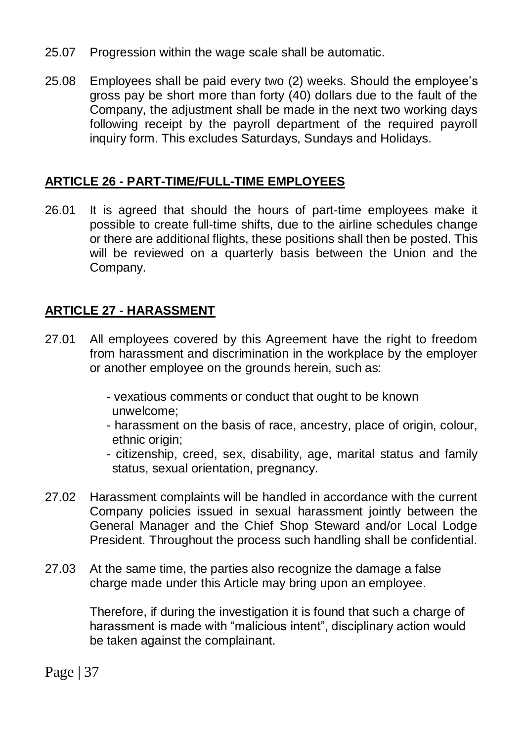25.07 Progression within the wage scale shall be automatic.

25.08 Employees shall be paid every two (2) weeks. Should the employee's gross pay be short more than forty (40) dollars due to the fault of the Company, the adjustment shall be made in the next two working days following receipt by the payroll department of the required payroll inquiry form. This excludes Saturdays, Sundays and Holidays.

## ARTICLE 26 - PART-TIME/FULL-TIME EMPLOYEES

26.01 It is agreed that should the hours of part-time employees make it possible to create full-time shifts, due to the airline schedules change or there are additional flights, these positions shall then be posted. This will be reviewed on a quarterly basis between the Union and the Company.

## ARTICLE 27 - HARASSMENT

27.01 All employees covered by this Agreement have the right to freedom from harassment and discrimination in the workplace by the employer or another employee on the grounds herein, such as:

- vexatious comments or conduct that ought to be known unwelcome;
- harassment on the basis of race, ancestry, place of origin, colour, ethnic origin;
- citizenship, creed, sex, disability, age, marital status and family status, sexual orientation, pregnancy.

27.02 Harassment complaints will be handled in accordance with the current Company policies issued in sexual harassment jointly between the General Manager and the Chief Shop Steward and/or Local Lodge President. Throughout the process such handling shall be confidential.

27.03 At the same time, the parties also recognize the damage a false charge made under this Article may bring upon an employee.

Therefore, if during the investigation it is found that such a charge of harassment is made with "malicious intent", disciplinary action would be taken against the complainant.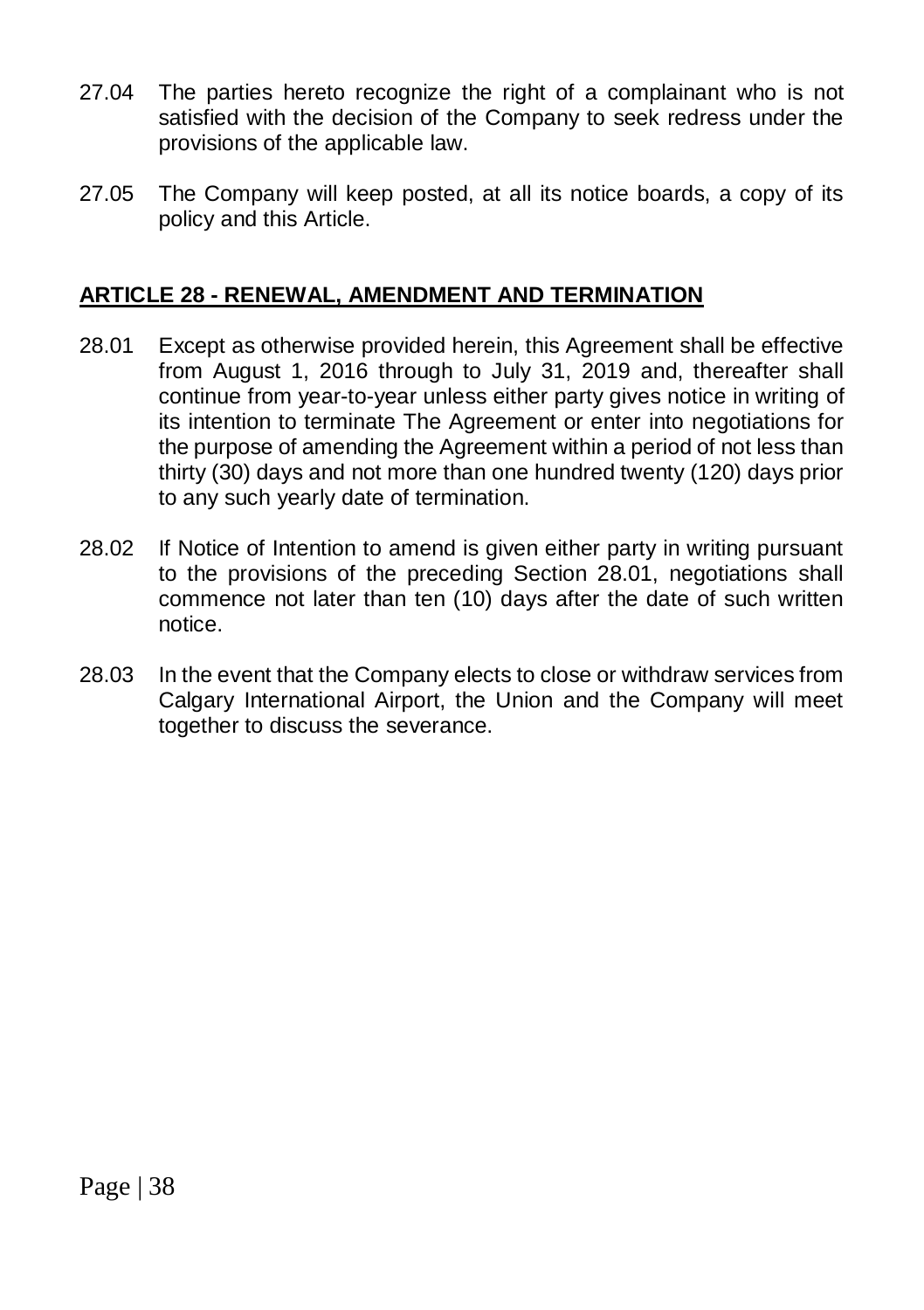27.04 The parties hereto recognize the right of a complainant who is not satisfied with the decision of the Company to seek redress under the provisions of the applicable law.

27.05 The Company will keep posted, at all its notice boards, a copy of its policy and this Article.

## ARTICLE 28 - RENEWAL, AMENDMENT AND TERMINATION

28.01 Except as otherwise provided herein, this Agreement shall be effective from August 1, 2016 through to July 31, 2019 and, thereafter shall continue from year-to-year unless either party gives notice in writing of its intention to terminate The Agreement or enter into negotiations for the purpose of amending the Agreement within a period of not less than thirty (30) days and not more than one hundred twenty (120) days prior to any such yearly date of termination.

28.02 If Notice of Intention to amend is given either party in writing pursuant to the provisions of the preceding Section 28.01, negotiations shall commence not later than ten (10) days after the date of such written notice.

28.03 In the event that the Company elects to close or withdraw services from Calgary International Airport, the Union and the Company will meet together to discuss the severance.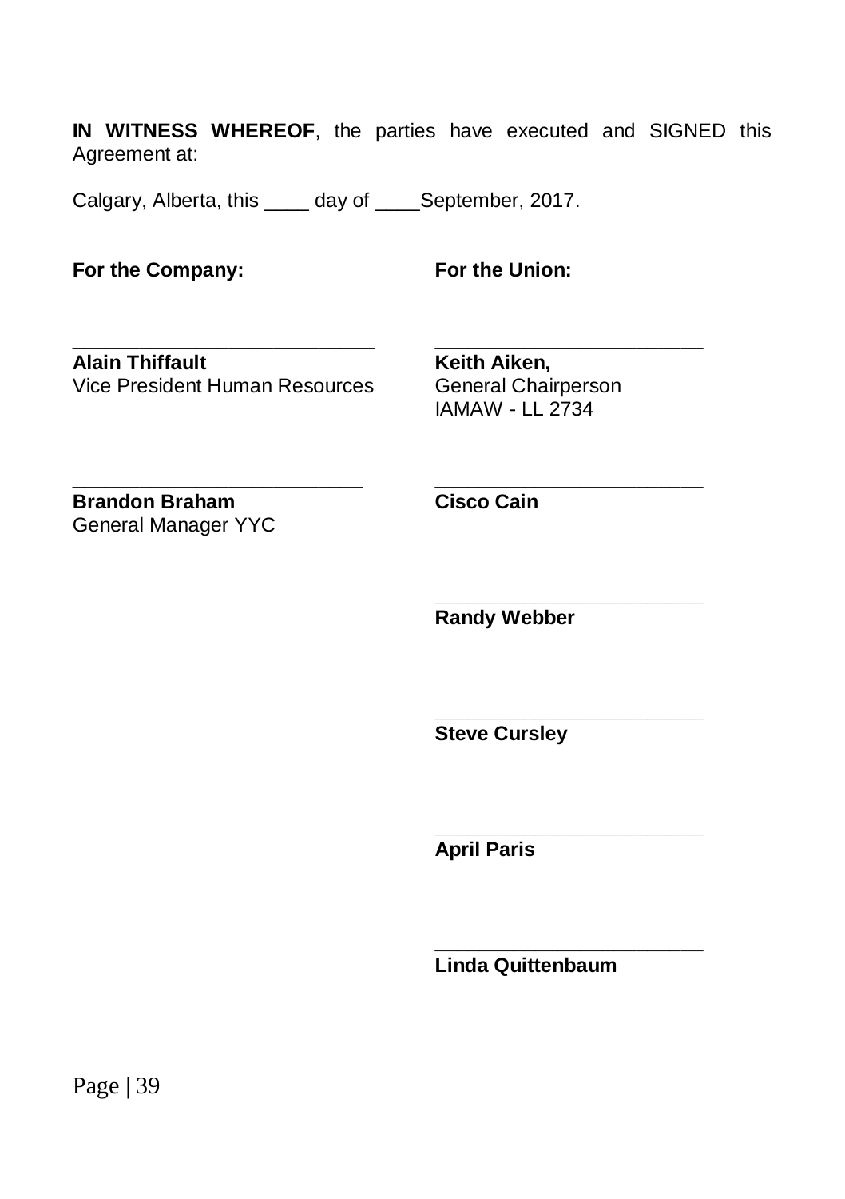**IN WITNESS WHEREOF**, the parties have executed and SIGNED this Agreement at:

Calgary, Alberta, this ____ day of ____September, 2017.

| **For the Company:** | **For the Union:** |
|---|---|
| ______________________________ | ______________________________ |
| **Alain Thiffault**<br>Vice President Human Resources | **Keith Aiken,**<br>General Chairperson<br>IAMAW - LL 2734 |
| ______________________________ | ______________________________ |
| **Brandon Braham**<br>General Manager YYC | **Cisco Cain** |
| | ______________________________ |
| | **Randy Webber** |
| | ______________________________ |
| | **Steve Cursley** |
| | ______________________________ |
| | **April Paris** |
| | ______________________________ |
| | **Linda Quittenbaum** |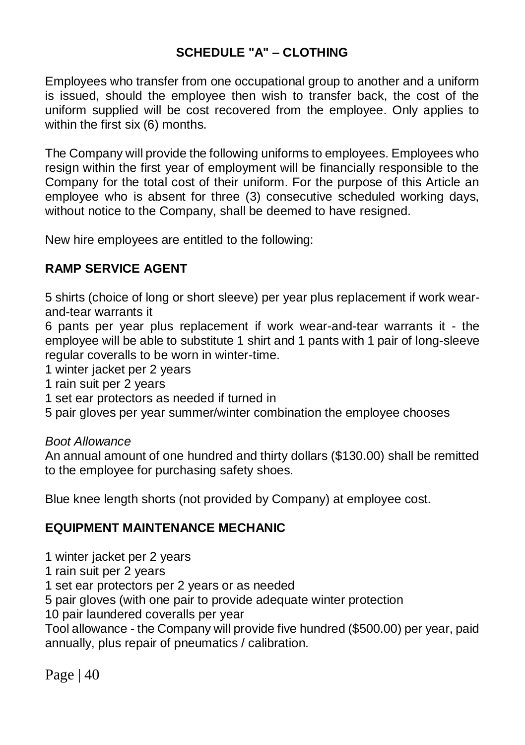## SCHEDULE "A" – CLOTHING

Employees who transfer from one occupational group to another and a uniform is issued, should the employee then wish to transfer back, the cost of the uniform supplied will be cost recovered from the employee. Only applies to within the first six (6) months.

The Company will provide the following uniforms to employees. Employees who resign within the first year of employment will be financially responsible to the Company for the total cost of their uniform. For the purpose of this Article an employee who is absent for three (3) consecutive scheduled working days, without notice to the Company, shall be deemed to have resigned.

New hire employees are entitled to the following:

### RAMP SERVICE AGENT

5 shirts (choice of long or short sleeve) per year plus replacement if work wear-and-tear warrants it
6 pants per year plus replacement if work wear-and-tear warrants it - the employee will be able to substitute 1 shirt and 1 pants with 1 pair of long-sleeve regular coveralls to be worn in winter-time.
1 winter jacket per 2 years
1 rain suit per 2 years
1 set ear protectors as needed if turned in
5 pair gloves per year summer/winter combination the employee chooses

*Boot Allowance*
An annual amount of one hundred and thirty dollars ($130.00) shall be remitted to the employee for purchasing safety shoes.

Blue knee length shorts (not provided by Company) at employee cost.

### EQUIPMENT MAINTENANCE MECHANIC

1 winter jacket per 2 years
1 rain suit per 2 years
1 set ear protectors per 2 years or as needed
5 pair gloves (with one pair to provide adequate winter protection
10 pair laundered coveralls per year
Tool allowance - the Company will provide five hundred ($500.00) per year, paid annually, plus repair of pneumatics / calibration.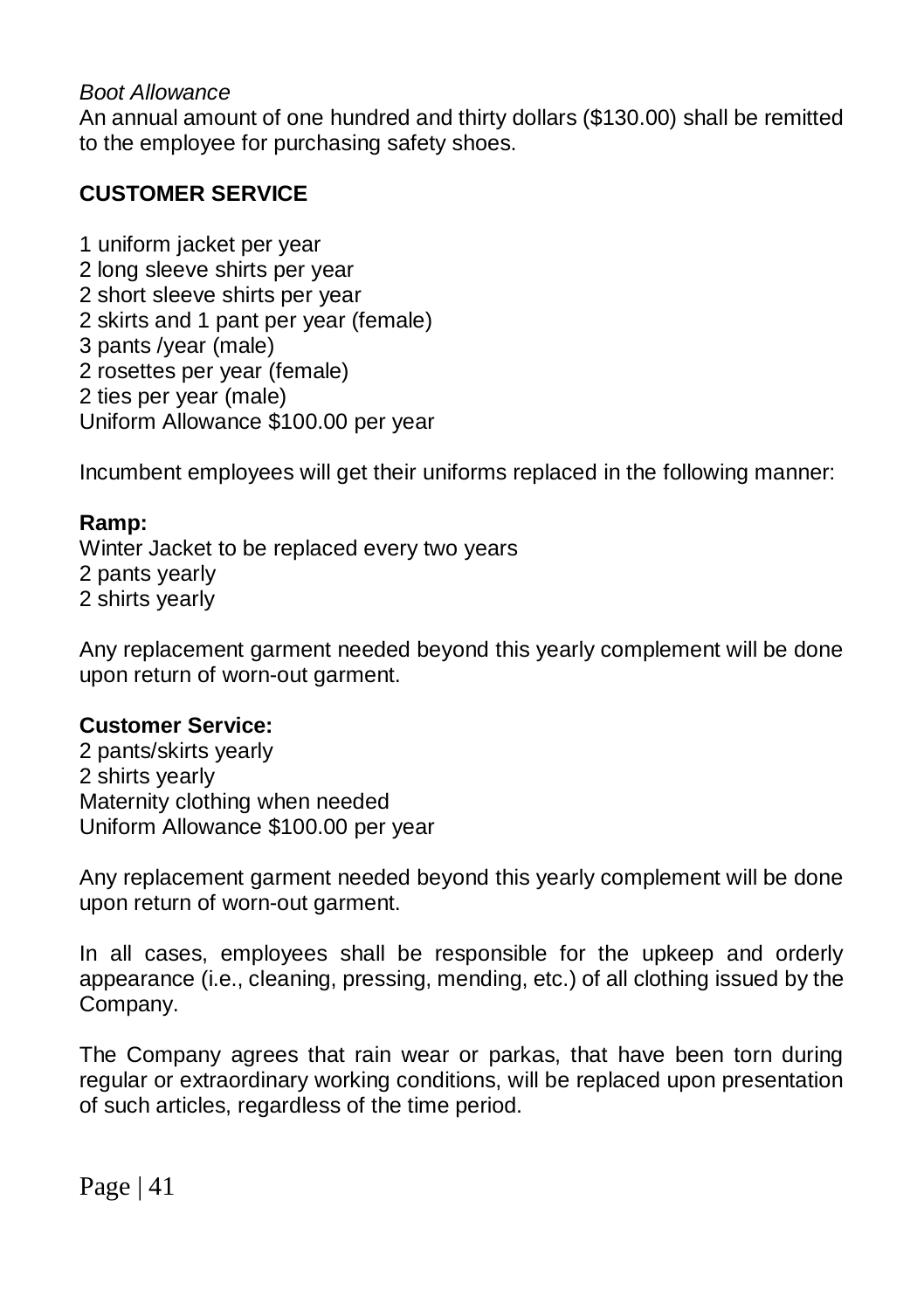*Boot Allowance*
An annual amount of one hundred and thirty dollars ($130.00) shall be remitted to the employee for purchasing safety shoes.

**CUSTOMER SERVICE**

1 uniform jacket per year
2 long sleeve shirts per year
2 short sleeve shirts per year
2 skirts and 1 pant per year (female)
3 pants /year (male)
2 rosettes per year (female)
2 ties per year (male)
Uniform Allowance $100.00 per year

Incumbent employees will get their uniforms replaced in the following manner:

**Ramp:**
Winter Jacket to be replaced every two years
2 pants yearly
2 shirts yearly

Any replacement garment needed beyond this yearly complement will be done upon return of worn-out garment.

**Customer Service:**
2 pants/skirts yearly
2 shirts yearly
Maternity clothing when needed
Uniform Allowance $100.00 per year

Any replacement garment needed beyond this yearly complement will be done upon return of worn-out garment.

In all cases, employees shall be responsible for the upkeep and orderly appearance (i.e., cleaning, pressing, mending, etc.) of all clothing issued by the Company.

The Company agrees that rain wear or parkas, that have been torn during regular or extraordinary working conditions, will be replaced upon presentation of such articles, regardless of the time period.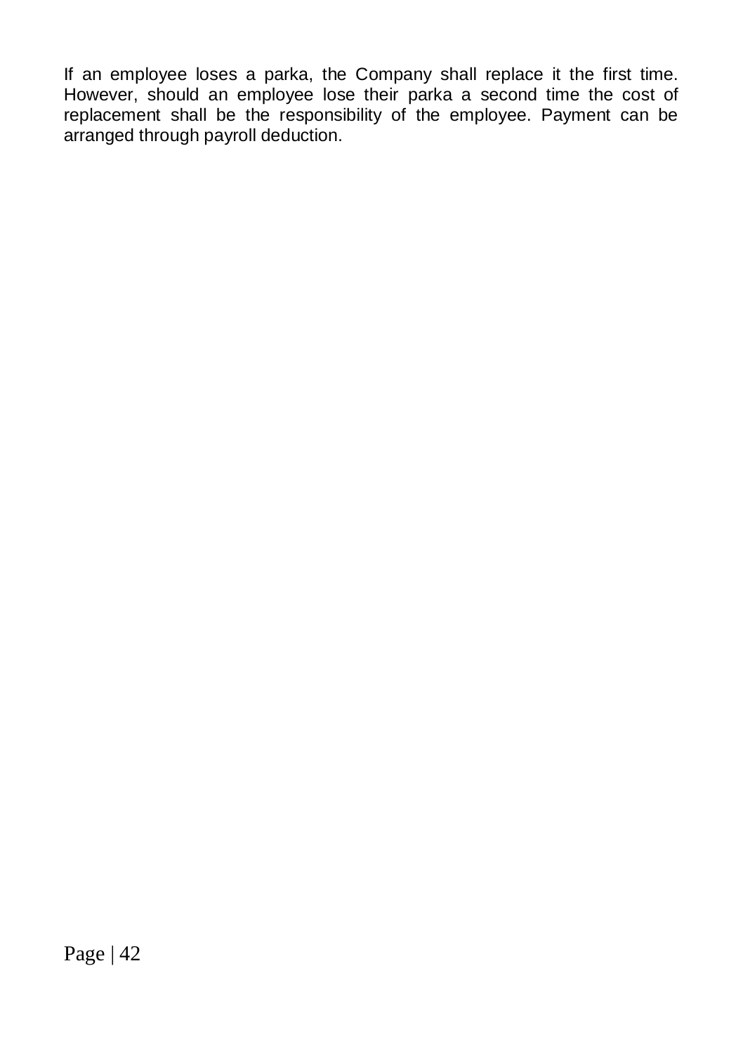If an employee loses a parka, the Company shall replace it the first time. However, should an employee lose their parka a second time the cost of replacement shall be the responsibility of the employee. Payment can be arranged through payroll deduction.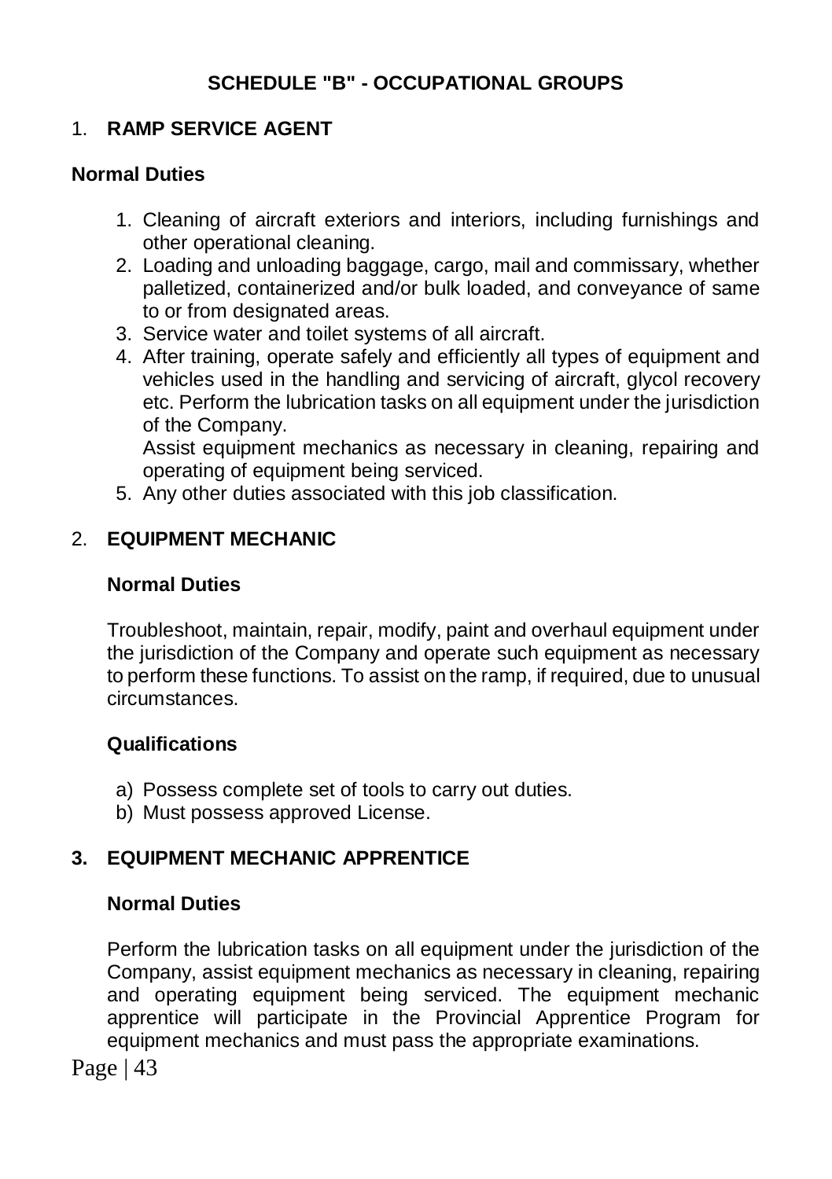# SCHEDULE "B" - OCCUPATIONAL GROUPS

## 1. RAMP SERVICE AGENT

### Normal Duties

1. Cleaning of aircraft exteriors and interiors, including furnishings and other operational cleaning.
2. Loading and unloading baggage, cargo, mail and commissary, whether palletized, containerized and/or bulk loaded, and conveyance of same to or from designated areas.
3. Service water and toilet systems of all aircraft.
4. After training, operate safely and efficiently all types of equipment and vehicles used in the handling and servicing of aircraft, glycol recovery etc. Perform the lubrication tasks on all equipment under the jurisdiction of the Company.

   Assist equipment mechanics as necessary in cleaning, repairing and operating of equipment being serviced.
5. Any other duties associated with this job classification.

## 2. EQUIPMENT MECHANIC

### Normal Duties

Troubleshoot, maintain, repair, modify, paint and overhaul equipment under the jurisdiction of the Company and operate such equipment as necessary to perform these functions. To assist on the ramp, if required, due to unusual circumstances.

### Qualifications

a) Possess complete set of tools to carry out duties.
b) Must possess approved License.

## 3. EQUIPMENT MECHANIC APPRENTICE

### Normal Duties

Perform the lubrication tasks on all equipment under the jurisdiction of the Company, assist equipment mechanics as necessary in cleaning, repairing and operating equipment being serviced. The equipment mechanic apprentice will participate in the Provincial Apprentice Program for equipment mechanics and must pass the appropriate examinations.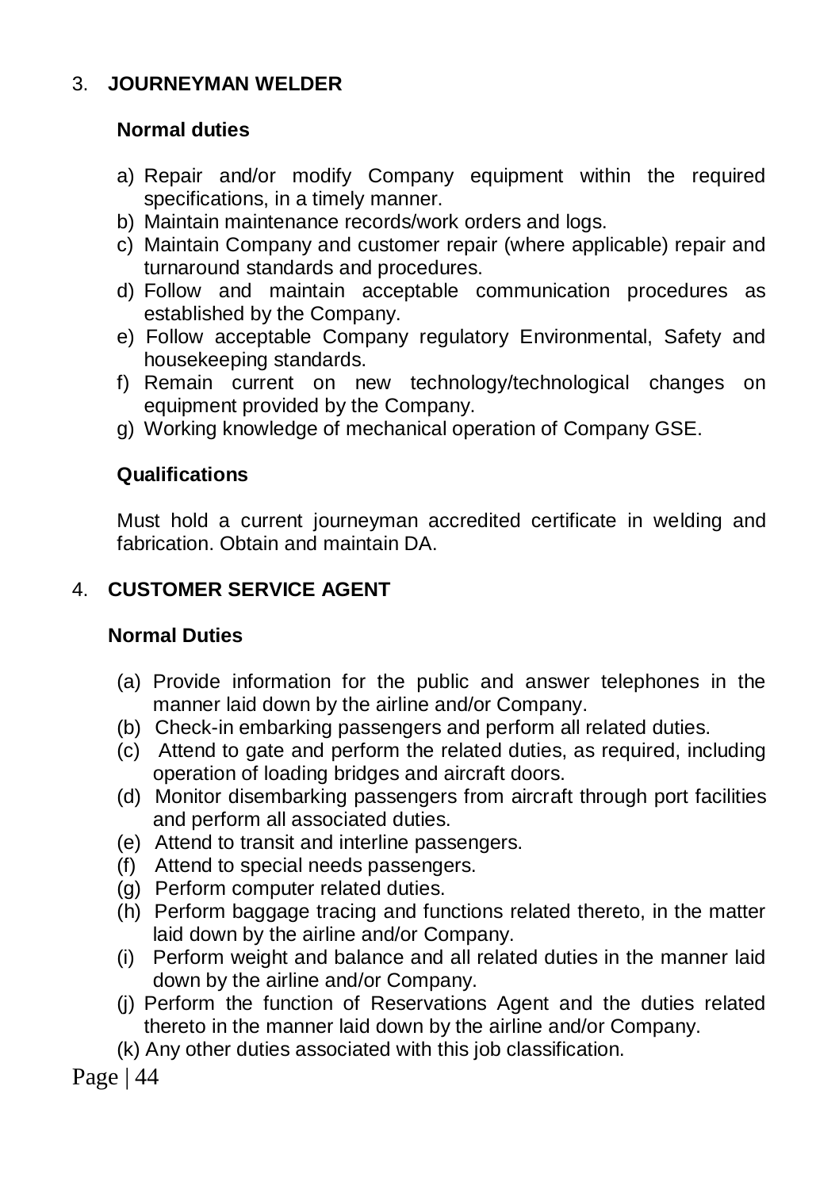## 3. JOURNEYMAN WELDER

### Normal duties

a) Repair and/or modify Company equipment within the required specifications, in a timely manner.
b) Maintain maintenance records/work orders and logs.
c) Maintain Company and customer repair (where applicable) repair and turnaround standards and procedures.
d) Follow and maintain acceptable communication procedures as established by the Company.
e) Follow acceptable Company regulatory Environmental, Safety and housekeeping standards.
f) Remain current on new technology/technological changes on equipment provided by the Company.
g) Working knowledge of mechanical operation of Company GSE.

### Qualifications

Must hold a current journeyman accredited certificate in welding and fabrication. Obtain and maintain DA.

## 4. CUSTOMER SERVICE AGENT

### Normal Duties

(a) Provide information for the public and answer telephones in the manner laid down by the airline and/or Company.
(b) Check-in embarking passengers and perform all related duties.
(c) Attend to gate and perform the related duties, as required, including operation of loading bridges and aircraft doors.
(d) Monitor disembarking passengers from aircraft through port facilities and perform all associated duties.
(e) Attend to transit and interline passengers.
(f) Attend to special needs passengers.
(g) Perform computer related duties.
(h) Perform baggage tracing and functions related thereto, in the matter laid down by the airline and/or Company.
(i) Perform weight and balance and all related duties in the manner laid down by the airline and/or Company.
(j) Perform the function of Reservations Agent and the duties related thereto in the manner laid down by the airline and/or Company.
(k) Any other duties associated with this job classification.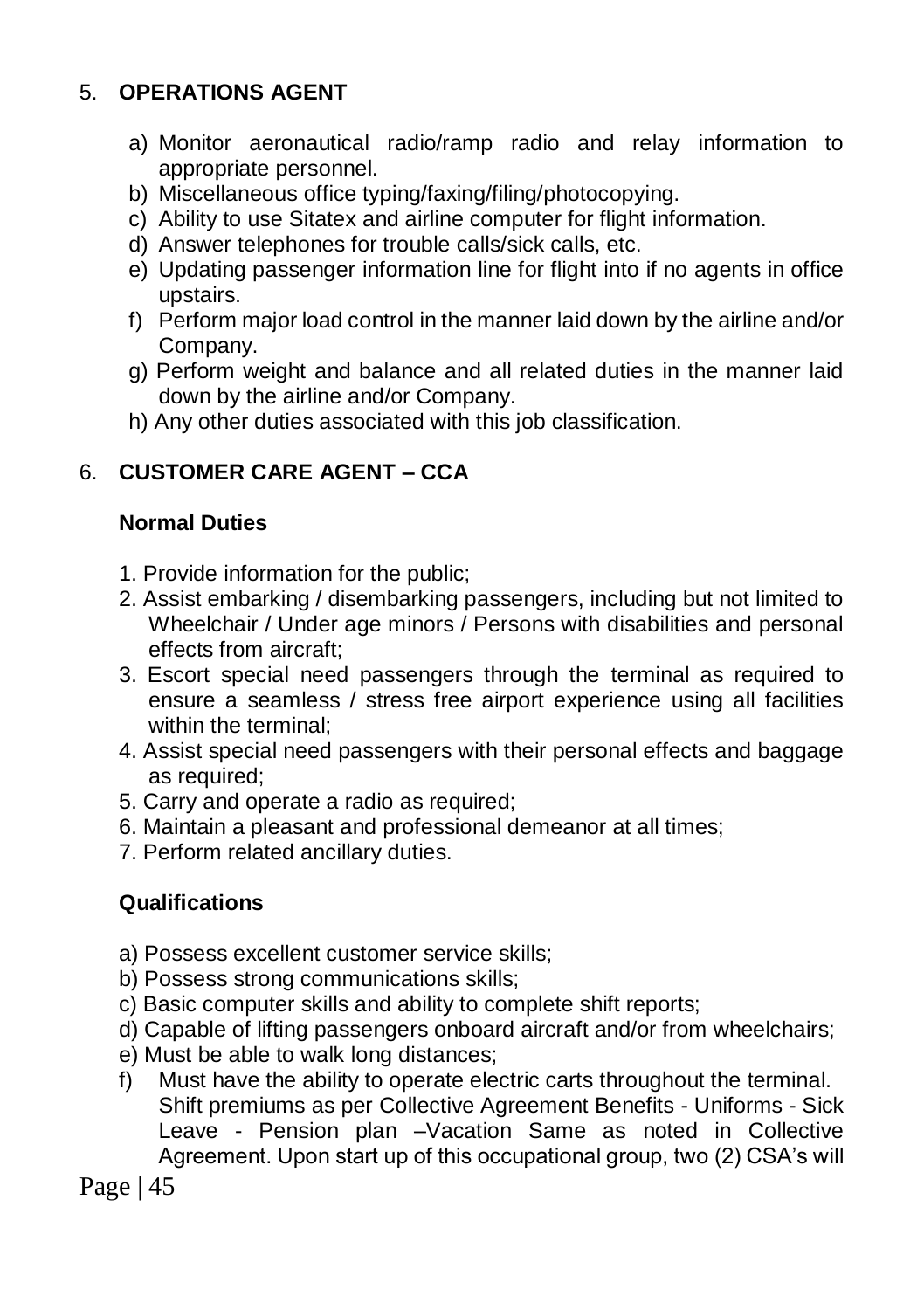## 5. OPERATIONS AGENT

a) Monitor aeronautical radio/ramp radio and relay information to appropriate personnel.
b) Miscellaneous office typing/faxing/filing/photocopying.
c) Ability to use Sitatex and airline computer for flight information.
d) Answer telephones for trouble calls/sick calls, etc.
e) Updating passenger information line for flight into if no agents in office upstairs.
f) Perform major load control in the manner laid down by the airline and/or Company.
g) Perform weight and balance and all related duties in the manner laid down by the airline and/or Company.
h) Any other duties associated with this job classification.

## 6. CUSTOMER CARE AGENT – CCA

**Normal Duties**

1. Provide information for the public;
2. Assist embarking / disembarking passengers, including but not limited to Wheelchair / Under age minors / Persons with disabilities and personal effects from aircraft;
3. Escort special need passengers through the terminal as required to ensure a seamless / stress free airport experience using all facilities within the terminal;
4. Assist special need passengers with their personal effects and baggage as required;
5. Carry and operate a radio as required;
6. Maintain a pleasant and professional demeanor at all times;
7. Perform related ancillary duties.

**Qualifications**

a) Possess excellent customer service skills;
b) Possess strong communications skills;
c) Basic computer skills and ability to complete shift reports;
d) Capable of lifting passengers onboard aircraft and/or from wheelchairs;
e) Must be able to walk long distances;
f) Must have the ability to operate electric carts throughout the terminal. Shift premiums as per Collective Agreement Benefits - Uniforms - Sick Leave - Pension plan –Vacation Same as noted in Collective Agreement. Upon start up of this occupational group, two (2) CSA's will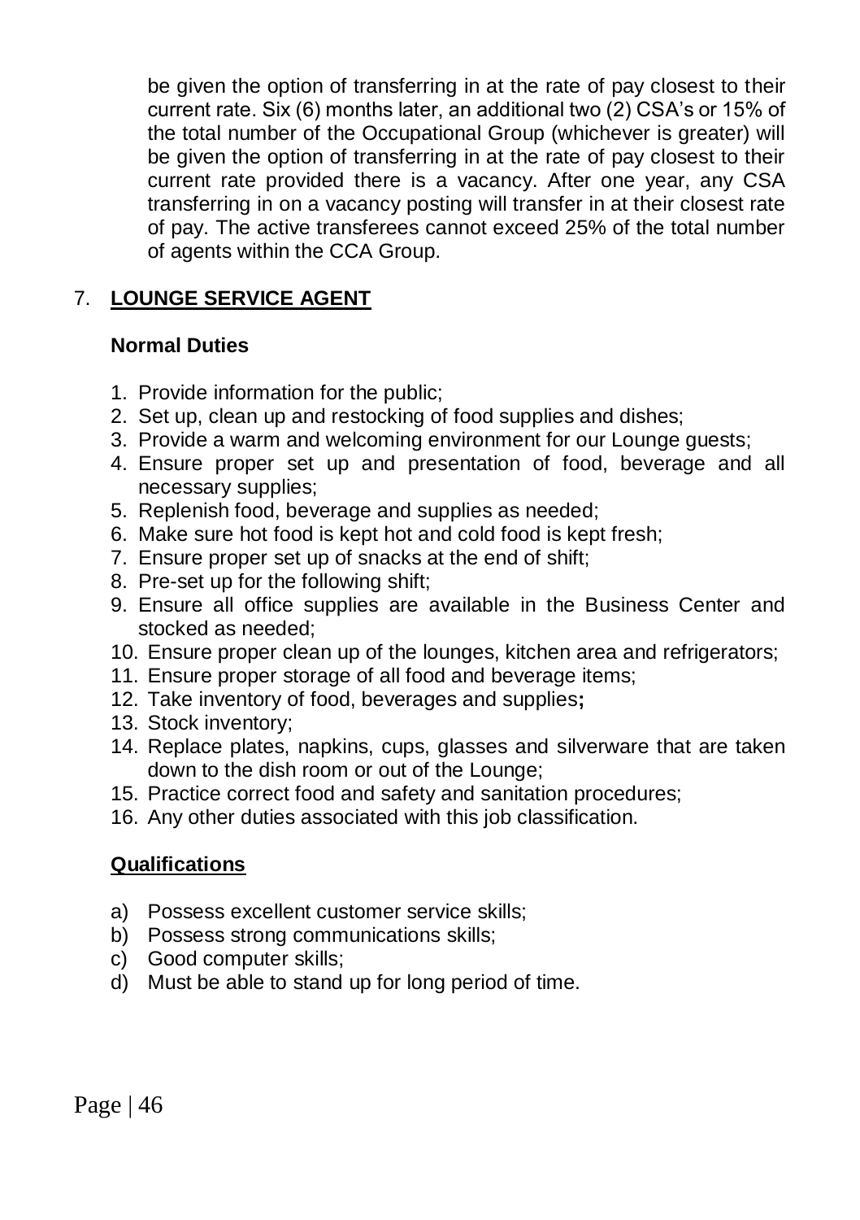be given the option of transferring in at the rate of pay closest to their current rate. Six (6) months later, an additional two (2) CSA's or 15% of the total number of the Occupational Group (whichever is greater) will be given the option of transferring in at the rate of pay closest to their current rate provided there is a vacancy. After one year, any CSA transferring in on a vacancy posting will transfer in at their closest rate of pay. The active transferees cannot exceed 25% of the total number of agents within the CCA Group.

## 7. LOUNGE SERVICE AGENT

**Normal Duties**

1. Provide information for the public;
2. Set up, clean up and restocking of food supplies and dishes;
3. Provide a warm and welcoming environment for our Lounge guests;
4. Ensure proper set up and presentation of food, beverage and all necessary supplies;
5. Replenish food, beverage and supplies as needed;
6. Make sure hot food is kept hot and cold food is kept fresh;
7. Ensure proper set up of snacks at the end of shift;
8. Pre-set up for the following shift;
9. Ensure all office supplies are available in the Business Center and stocked as needed;
10. Ensure proper clean up of the lounges, kitchen area and refrigerators;
11. Ensure proper storage of all food and beverage items;
12. Take inventory of food, beverages and supplies**;**
13. Stock inventory;
14. Replace plates, napkins, cups, glasses and silverware that are taken down to the dish room or out of the Lounge;
15. Practice correct food and safety and sanitation procedures;
16. Any other duties associated with this job classification.

**Qualifications**

a) Possess excellent customer service skills;
b) Possess strong communications skills;
c) Good computer skills;
d) Must be able to stand up for long period of time.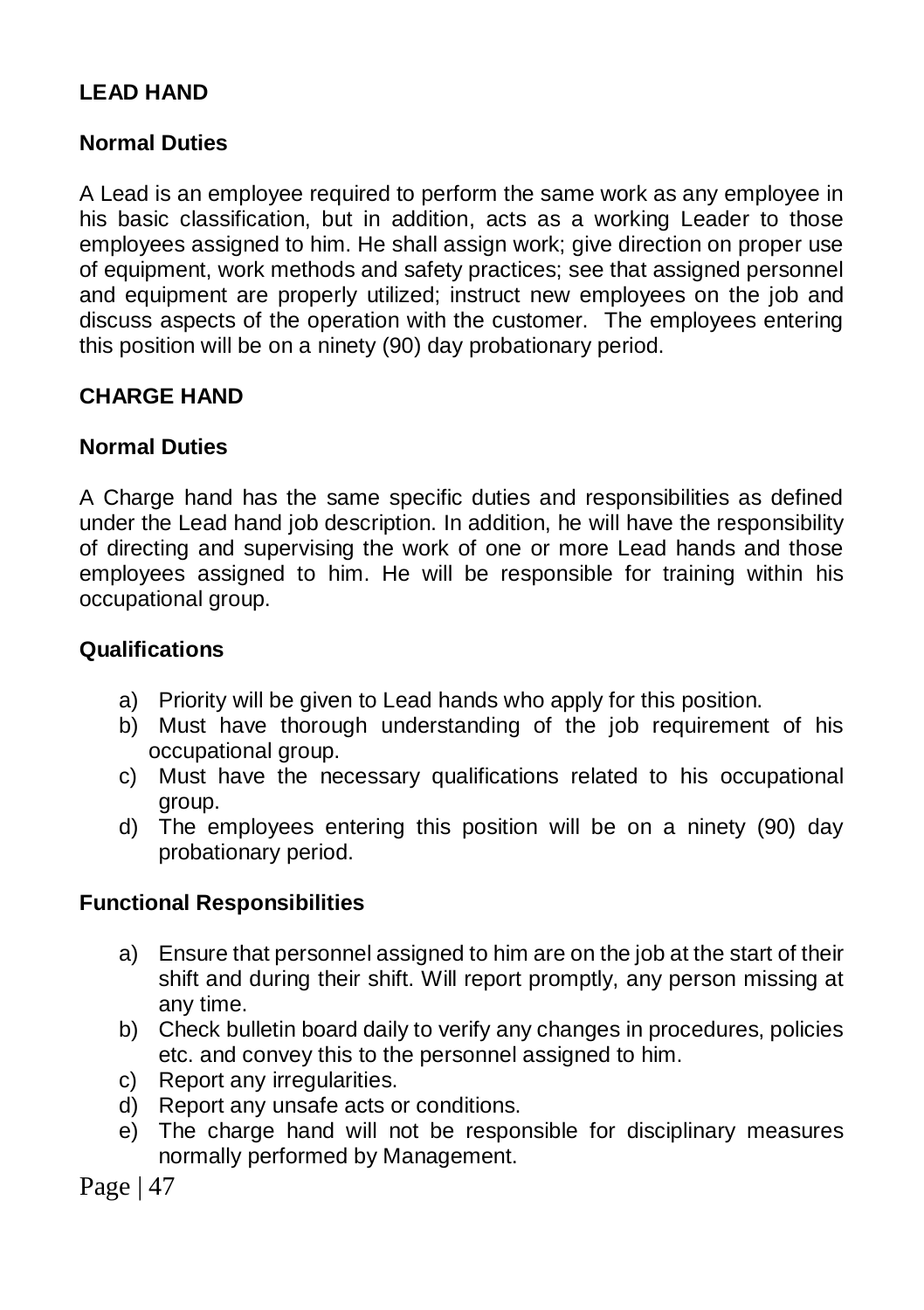## LEAD HAND

### Normal Duties

A Lead is an employee required to perform the same work as any employee in his basic classification, but in addition, acts as a working Leader to those employees assigned to him. He shall assign work; give direction on proper use of equipment, work methods and safety practices; see that assigned personnel and equipment are properly utilized; instruct new employees on the job and discuss aspects of the operation with the customer. The employees entering this position will be on a ninety (90) day probationary period.

## CHARGE HAND

### Normal Duties

A Charge hand has the same specific duties and responsibilities as defined under the Lead hand job description. In addition, he will have the responsibility of directing and supervising the work of one or more Lead hands and those employees assigned to him. He will be responsible for training within his occupational group.

### Qualifications

a) Priority will be given to Lead hands who apply for this position.
b) Must have thorough understanding of the job requirement of his occupational group.
c) Must have the necessary qualifications related to his occupational group.
d) The employees entering this position will be on a ninety (90) day probationary period.

### Functional Responsibilities

a) Ensure that personnel assigned to him are on the job at the start of their shift and during their shift. Will report promptly, any person missing at any time.
b) Check bulletin board daily to verify any changes in procedures, policies etc. and convey this to the personnel assigned to him.
c) Report any irregularities.
d) Report any unsafe acts or conditions.
e) The charge hand will not be responsible for disciplinary measures normally performed by Management.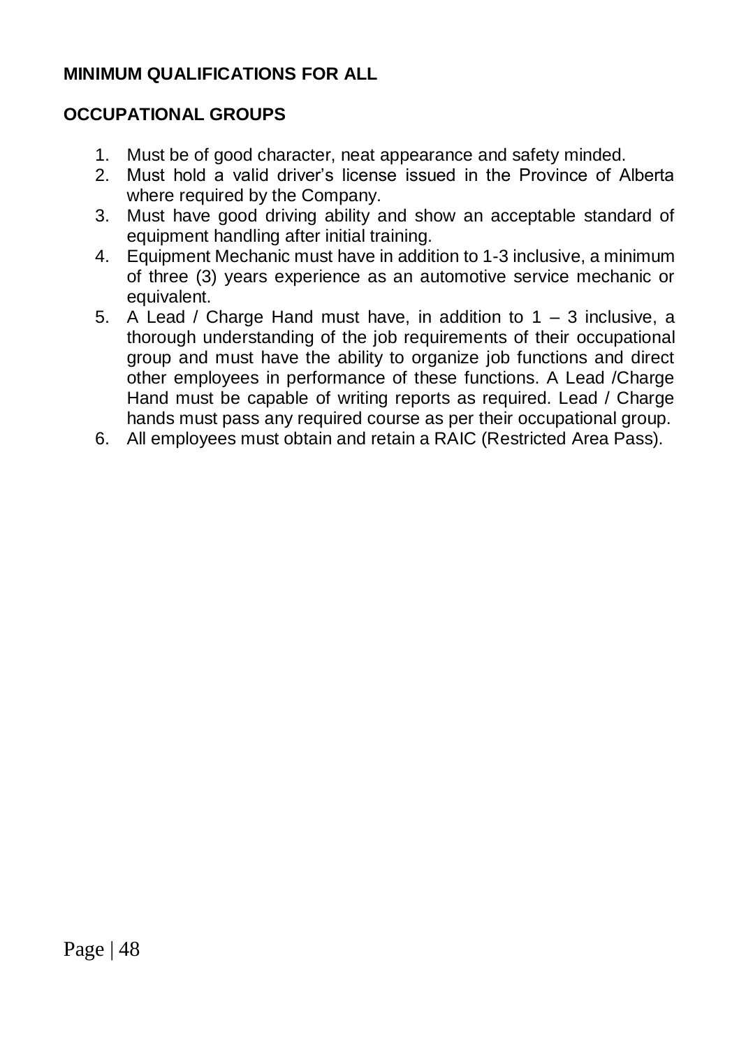**MINIMUM QUALIFICATIONS FOR ALL**

**OCCUPATIONAL GROUPS**

1. Must be of good character, neat appearance and safety minded.
2. Must hold a valid driver's license issued in the Province of Alberta where required by the Company.
3. Must have good driving ability and show an acceptable standard of equipment handling after initial training.
4. Equipment Mechanic must have in addition to 1-3 inclusive, a minimum of three (3) years experience as an automotive service mechanic or equivalent.
5. A Lead / Charge Hand must have, in addition to 1 – 3 inclusive, a thorough understanding of the job requirements of their occupational group and must have the ability to organize job functions and direct other employees in performance of these functions. A Lead /Charge Hand must be capable of writing reports as required. Lead / Charge hands must pass any required course as per their occupational group.
6. All employees must obtain and retain a RAIC (Restricted Area Pass).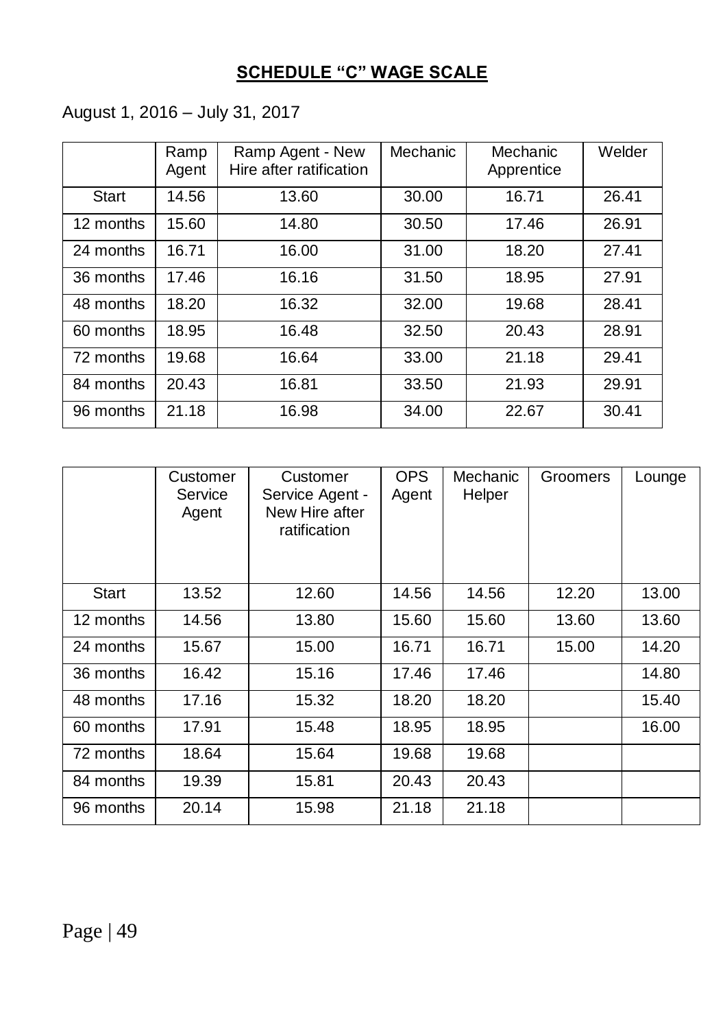## SCHEDULE "C" WAGE SCALE

August 1, 2016 – July 31, 2017

| | Ramp Agent | Ramp Agent - New Hire after ratification | Mechanic | Mechanic Apprentice | Welder |
|---|---|---|---|---|---|
| Start | 14.56 | 13.60 | 30.00 | 16.71 | 26.41 |
| 12 months | 15.60 | 14.80 | 30.50 | 17.46 | 26.91 |
| 24 months | 16.71 | 16.00 | 31.00 | 18.20 | 27.41 |
| 36 months | 17.46 | 16.16 | 31.50 | 18.95 | 27.91 |
| 48 months | 18.20 | 16.32 | 32.00 | 19.68 | 28.41 |
| 60 months | 18.95 | 16.48 | 32.50 | 20.43 | 28.91 |
| 72 months | 19.68 | 16.64 | 33.00 | 21.18 | 29.41 |
| 84 months | 20.43 | 16.81 | 33.50 | 21.93 | 29.91 |
| 96 months | 21.18 | 16.98 | 34.00 | 22.67 | 30.41 |

| | Customer Service Agent | Customer Service Agent - New Hire after ratification | OPS Agent | Mechanic Helper | Groomers | Lounge |
|---|---|---|---|---|---|---|
| Start | 13.52 | 12.60 | 14.56 | 14.56 | 12.20 | 13.00 |
| 12 months | 14.56 | 13.80 | 15.60 | 15.60 | 13.60 | 13.60 |
| 24 months | 15.67 | 15.00 | 16.71 | 16.71 | 15.00 | 14.20 |
| 36 months | 16.42 | 15.16 | 17.46 | 17.46 | | 14.80 |
| 48 months | 17.16 | 15.32 | 18.20 | 18.20 | | 15.40 |
| 60 months | 17.91 | 15.48 | 18.95 | 18.95 | | 16.00 |
| 72 months | 18.64 | 15.64 | 19.68 | 19.68 | | |
| 84 months | 19.39 | 15.81 | 20.43 | 20.43 | | |
| 96 months | 20.14 | 15.98 | 21.18 | 21.18 | | |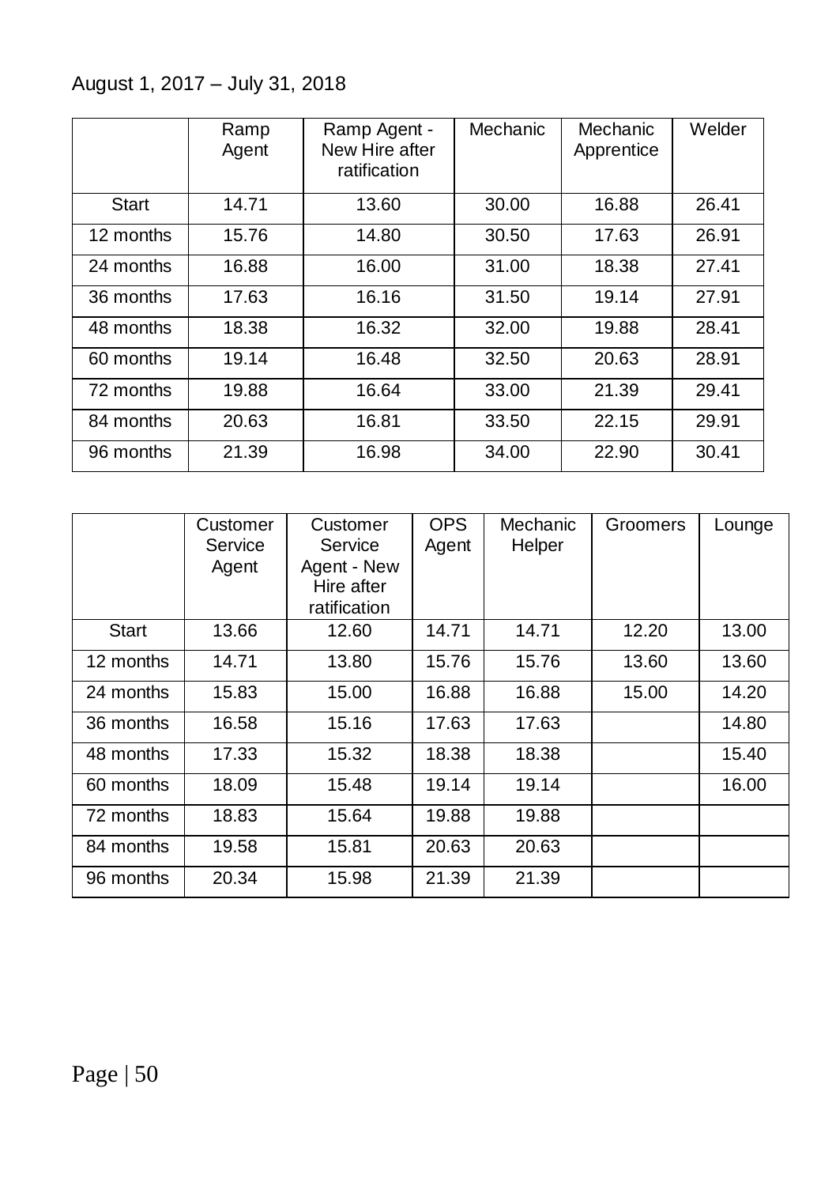August 1, 2017 – July 31, 2018

| | Ramp Agent | Ramp Agent - New Hire after ratification | Mechanic | Mechanic Apprentice | Welder |
|---|---|---|---|---|---|
| Start | 14.71 | 13.60 | 30.00 | 16.88 | 26.41 |
| 12 months | 15.76 | 14.80 | 30.50 | 17.63 | 26.91 |
| 24 months | 16.88 | 16.00 | 31.00 | 18.38 | 27.41 |
| 36 months | 17.63 | 16.16 | 31.50 | 19.14 | 27.91 |
| 48 months | 18.38 | 16.32 | 32.00 | 19.88 | 28.41 |
| 60 months | 19.14 | 16.48 | 32.50 | 20.63 | 28.91 |
| 72 months | 19.88 | 16.64 | 33.00 | 21.39 | 29.41 |
| 84 months | 20.63 | 16.81 | 33.50 | 22.15 | 29.91 |
| 96 months | 21.39 | 16.98 | 34.00 | 22.90 | 30.41 |

| | Customer Service Agent | Customer Service Agent - New Hire after ratification | OPS Agent | Mechanic Helper | Groomers | Lounge |
|---|---|---|---|---|---|---|
| Start | 13.66 | 12.60 | 14.71 | 14.71 | 12.20 | 13.00 |
| 12 months | 14.71 | 13.80 | 15.76 | 15.76 | 13.60 | 13.60 |
| 24 months | 15.83 | 15.00 | 16.88 | 16.88 | 15.00 | 14.20 |
| 36 months | 16.58 | 15.16 | 17.63 | 17.63 | | 14.80 |
| 48 months | 17.33 | 15.32 | 18.38 | 18.38 | | 15.40 |
| 60 months | 18.09 | 15.48 | 19.14 | 19.14 | | 16.00 |
| 72 months | 18.83 | 15.64 | 19.88 | 19.88 | | |
| 84 months | 19.58 | 15.81 | 20.63 | 20.63 | | |
| 96 months | 20.34 | 15.98 | 21.39 | 21.39 | | |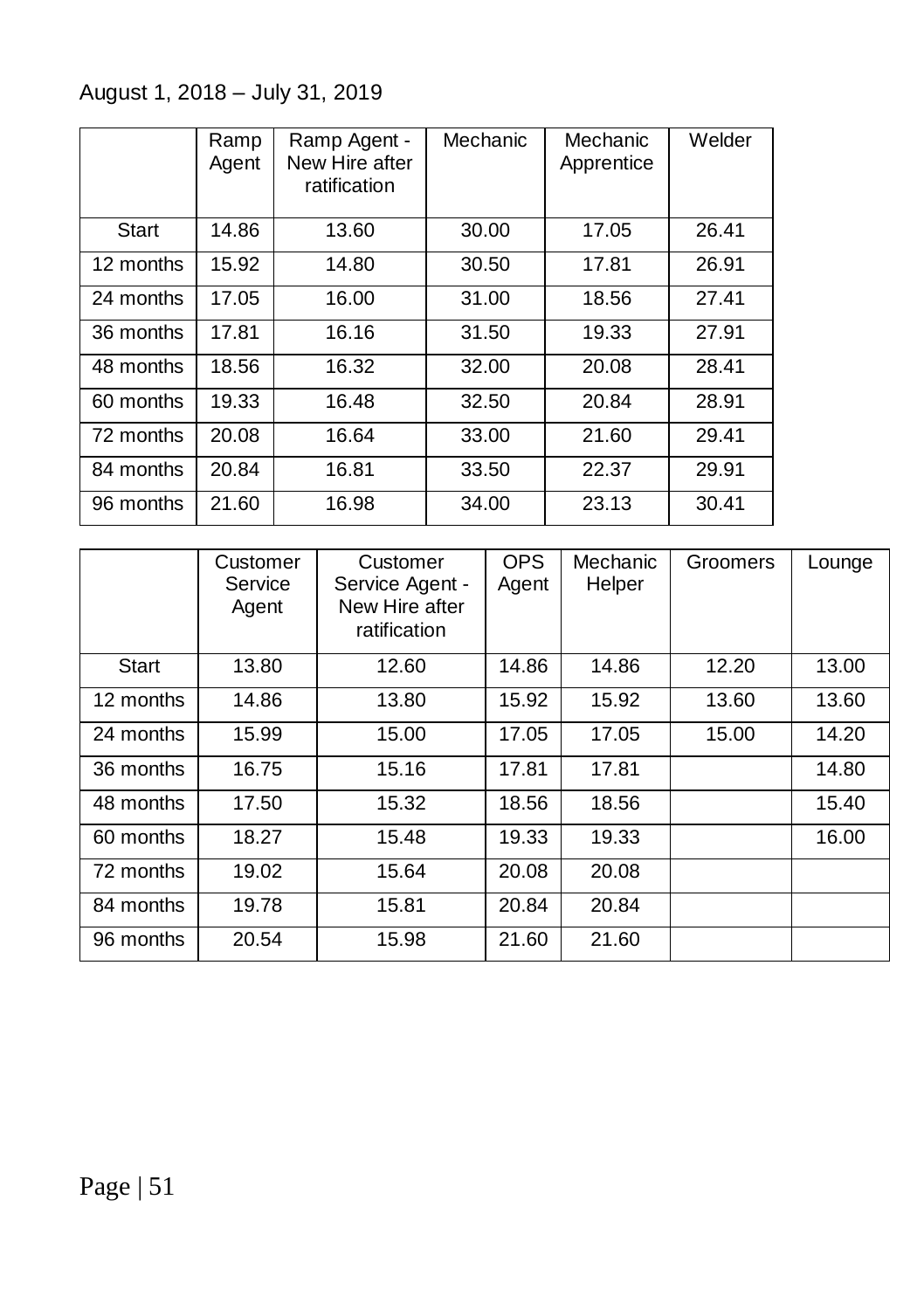August 1, 2018 – July 31, 2019

| | Ramp Agent | Ramp Agent - New Hire after ratification | Mechanic | Mechanic Apprentice | Welder |
|---|---|---|---|---|---|
| Start | 14.86 | 13.60 | 30.00 | 17.05 | 26.41 |
| 12 months | 15.92 | 14.80 | 30.50 | 17.81 | 26.91 |
| 24 months | 17.05 | 16.00 | 31.00 | 18.56 | 27.41 |
| 36 months | 17.81 | 16.16 | 31.50 | 19.33 | 27.91 |
| 48 months | 18.56 | 16.32 | 32.00 | 20.08 | 28.41 |
| 60 months | 19.33 | 16.48 | 32.50 | 20.84 | 28.91 |
| 72 months | 20.08 | 16.64 | 33.00 | 21.60 | 29.41 |
| 84 months | 20.84 | 16.81 | 33.50 | 22.37 | 29.91 |
| 96 months | 21.60 | 16.98 | 34.00 | 23.13 | 30.41 |

| | Customer Service Agent | Customer Service Agent - New Hire after ratification | OPS Agent | Mechanic Helper | Groomers | Lounge |
|---|---|---|---|---|---|---|
| Start | 13.80 | 12.60 | 14.86 | 14.86 | 12.20 | 13.00 |
| 12 months | 14.86 | 13.80 | 15.92 | 15.92 | 13.60 | 13.60 |
| 24 months | 15.99 | 15.00 | 17.05 | 17.05 | 15.00 | 14.20 |
| 36 months | 16.75 | 15.16 | 17.81 | 17.81 | | 14.80 |
| 48 months | 17.50 | 15.32 | 18.56 | 18.56 | | 15.40 |
| 60 months | 18.27 | 15.48 | 19.33 | 19.33 | | 16.00 |
| 72 months | 19.02 | 15.64 | 20.08 | 20.08 | | |
| 84 months | 19.78 | 15.81 | 20.84 | 20.84 | | |
| 96 months | 20.54 | 15.98 | 21.60 | 21.60 | | |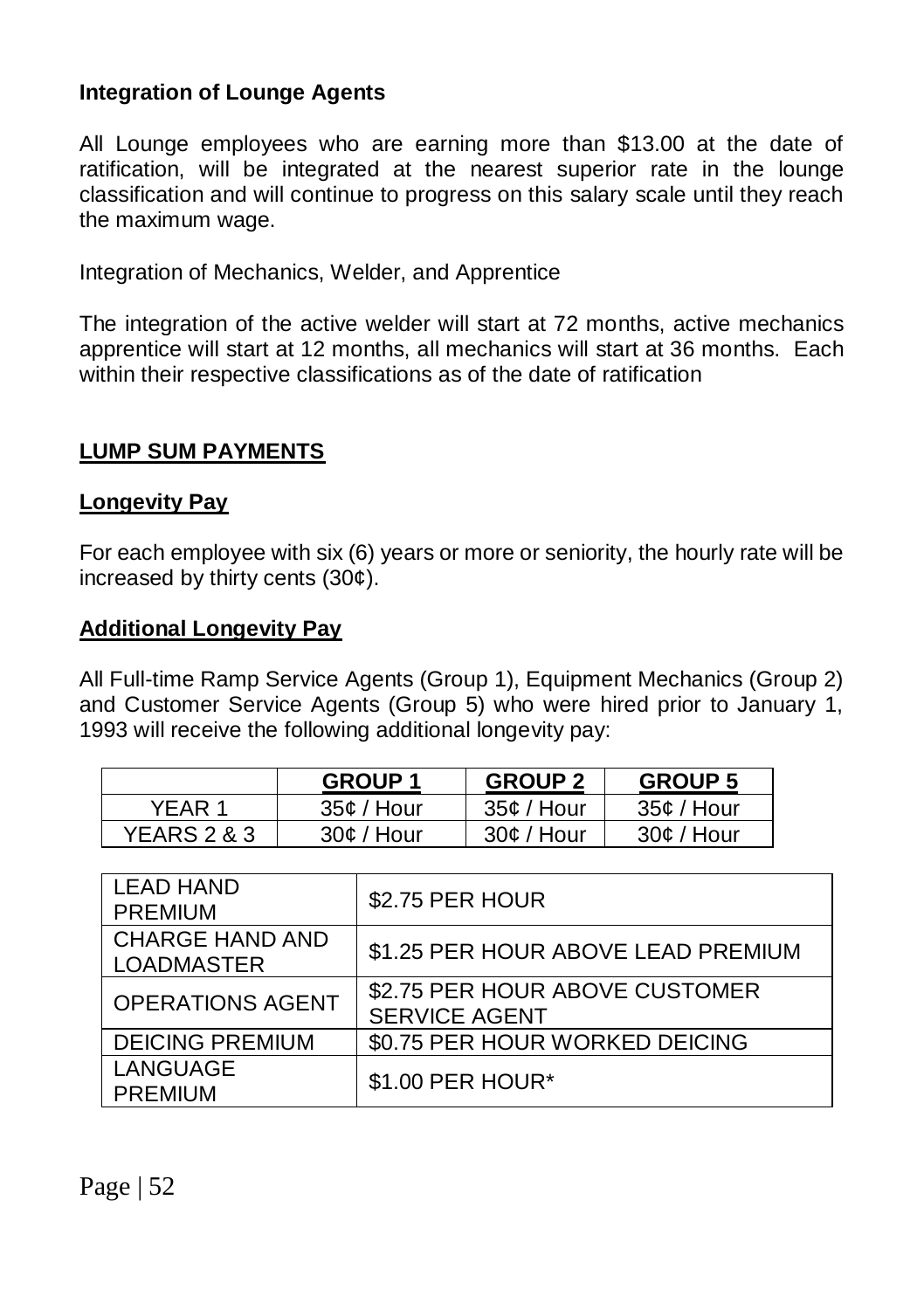**Integration of Lounge Agents**

All Lounge employees who are earning more than $13.00 at the date of ratification, will be integrated at the nearest superior rate in the lounge classification and will continue to progress on this salary scale until they reach the maximum wage.

Integration of Mechanics, Welder, and Apprentice

The integration of the active welder will start at 72 months, active mechanics apprentice will start at 12 months, all mechanics will start at 36 months. Each within their respective classifications as of the date of ratification

## **LUMP SUM PAYMENTS**

### **Longevity Pay**

For each employee with six (6) years or more or seniority, the hourly rate will be increased by thirty cents (30¢).

### **Additional Longevity Pay**

All Full-time Ramp Service Agents (Group 1), Equipment Mechanics (Group 2) and Customer Service Agents (Group 5) who were hired prior to January 1, 1993 will receive the following additional longevity pay:

| | **GROUP 1** | **GROUP 2** | **GROUP 5** |
|---|---|---|---|
| YEAR 1 | 35¢ / Hour | 35¢ / Hour | 35¢ / Hour |
| YEARS 2 & 3 | 30¢ / Hour | 30¢ / Hour | 30¢ / Hour |

| | |
|---|---|
| LEAD HAND PREMIUM | $2.75 PER HOUR |
| CHARGE HAND AND LOADMASTER | $1.25 PER HOUR ABOVE LEAD PREMIUM |
| OPERATIONS AGENT | $2.75 PER HOUR ABOVE CUSTOMER SERVICE AGENT |
| DEICING PREMIUM | $0.75 PER HOUR WORKED DEICING |
| LANGUAGE PREMIUM | $1.00 PER HOUR* |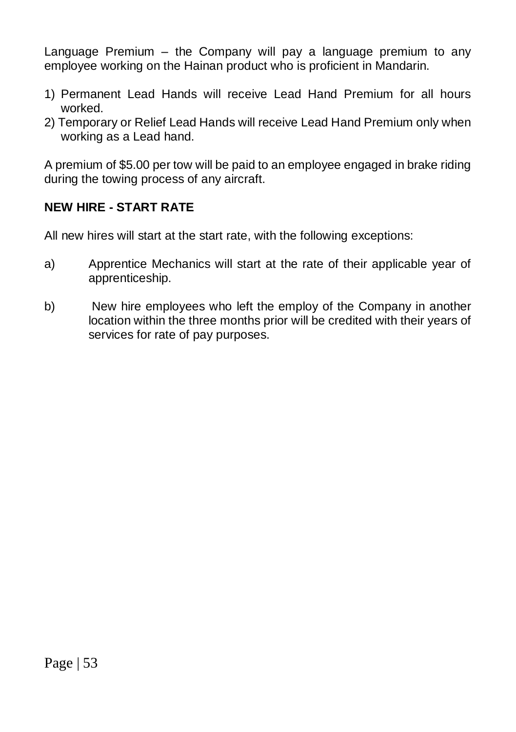Language Premium – the Company will pay a language premium to any employee working on the Hainan product who is proficient in Mandarin.

1) Permanent Lead Hands will receive Lead Hand Premium for all hours worked.
2) Temporary or Relief Lead Hands will receive Lead Hand Premium only when working as a Lead hand.

A premium of $5.00 per tow will be paid to an employee engaged in brake riding during the towing process of any aircraft.

**NEW HIRE - START RATE**

All new hires will start at the start rate, with the following exceptions:

a) Apprentice Mechanics will start at the rate of their applicable year of apprenticeship.

b) New hire employees who left the employ of the Company in another location within the three months prior will be credited with their years of services for rate of pay purposes.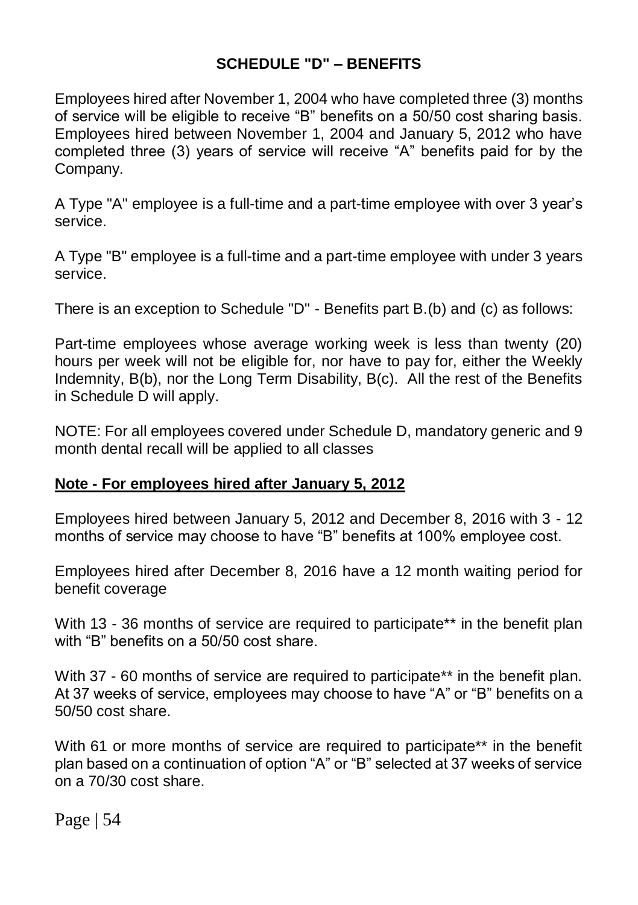## SCHEDULE "D" – BENEFITS

Employees hired after November 1, 2004 who have completed three (3) months of service will be eligible to receive "B" benefits on a 50/50 cost sharing basis. Employees hired between November 1, 2004 and January 5, 2012 who have completed three (3) years of service will receive "A" benefits paid for by the Company.

A Type "A" employee is a full-time and a part-time employee with over 3 year's service.

A Type "B" employee is a full-time and a part-time employee with under 3 years service.

There is an exception to Schedule "D" - Benefits part B.(b) and (c) as follows:

Part-time employees whose average working week is less than twenty (20) hours per week will not be eligible for, nor have to pay for, either the Weekly Indemnity, B(b), nor the Long Term Disability, B(c). All the rest of the Benefits in Schedule D will apply.

NOTE: For all employees covered under Schedule D, mandatory generic and 9 month dental recall will be applied to all classes

**Note - For employees hired after January 5, 2012**

Employees hired between January 5, 2012 and December 8, 2016 with 3 - 12 months of service may choose to have "B" benefits at 100% employee cost.

Employees hired after December 8, 2016 have a 12 month waiting period for benefit coverage

With 13 - 36 months of service are required to participate** in the benefit plan with "B" benefits on a 50/50 cost share.

With 37 - 60 months of service are required to participate** in the benefit plan. At 37 weeks of service, employees may choose to have "A" or "B" benefits on a 50/50 cost share.

With 61 or more months of service are required to participate** in the benefit plan based on a continuation of option "A" or "B" selected at 37 weeks of service on a 70/30 cost share.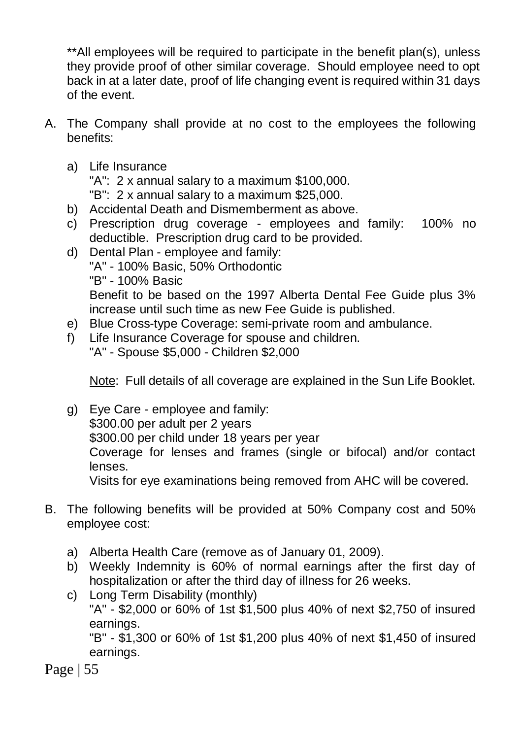**All employees will be required to participate in the benefit plan(s), unless they provide proof of other similar coverage. Should employee need to opt back in at a later date, proof of life changing event is required within 31 days of the event.

A. The Company shall provide at no cost to the employees the following benefits:

   a) Life Insurance
      "A": 2 x annual salary to a maximum $100,000.
      "B": 2 x annual salary to a maximum $25,000.
   b) Accidental Death and Dismemberment as above.
   c) Prescription drug coverage - employees and family: 100% no deductible. Prescription drug card to be provided.
   d) Dental Plan - employee and family:
      "A" - 100% Basic, 50% Orthodontic
      "B" - 100% Basic
      Benefit to be based on the 1997 Alberta Dental Fee Guide plus 3% increase until such time as new Fee Guide is published.
   e) Blue Cross-type Coverage: semi-private room and ambulance.
   f) Life Insurance Coverage for spouse and children.
      "A" - Spouse $5,000 - Children $2,000

      Note: Full details of all coverage are explained in the Sun Life Booklet.

   g) Eye Care - employee and family:
      $300.00 per adult per 2 years
      $300.00 per child under 18 years per year
      Coverage for lenses and frames (single or bifocal) and/or contact lenses.
      Visits for eye examinations being removed from AHC will be covered.

B. The following benefits will be provided at 50% Company cost and 50% employee cost:

   a) Alberta Health Care (remove as of January 01, 2009).
   b) Weekly Indemnity is 60% of normal earnings after the first day of hospitalization or after the third day of illness for 26 weeks.
   c) Long Term Disability (monthly)
      "A" - $2,000 or 60% of 1st $1,500 plus 40% of next $2,750 of insured earnings.
      "B" - $1,300 or 60% of 1st $1,200 plus 40% of next $1,450 of insured earnings.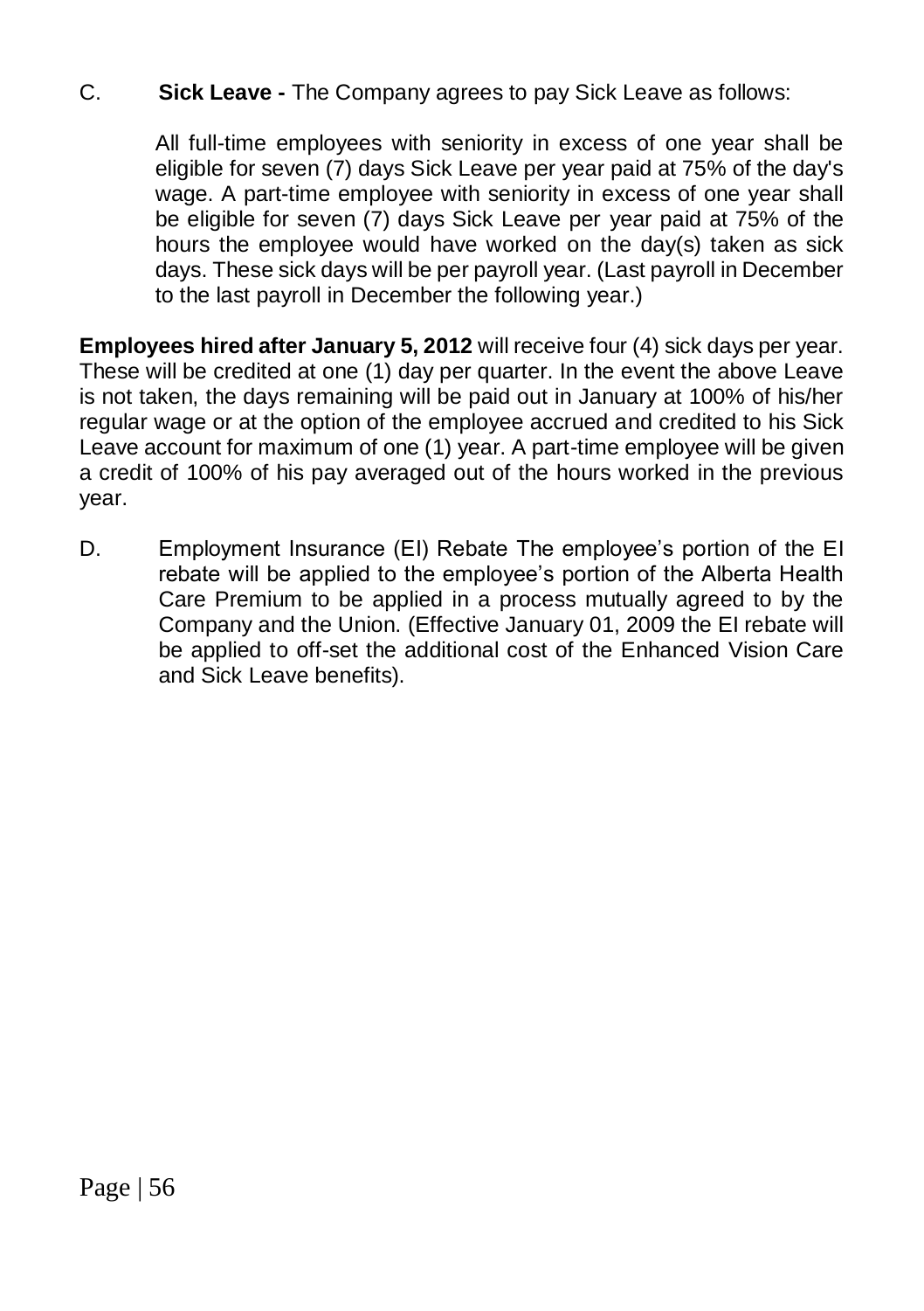C. **Sick Leave -** The Company agrees to pay Sick Leave as follows:

All full-time employees with seniority in excess of one year shall be eligible for seven (7) days Sick Leave per year paid at 75% of the day's wage. A part-time employee with seniority in excess of one year shall be eligible for seven (7) days Sick Leave per year paid at 75% of the hours the employee would have worked on the day(s) taken as sick days. These sick days will be per payroll year. (Last payroll in December to the last payroll in December the following year.)

**Employees hired after January 5, 2012** will receive four (4) sick days per year. These will be credited at one (1) day per quarter. In the event the above Leave is not taken, the days remaining will be paid out in January at 100% of his/her regular wage or at the option of the employee accrued and credited to his Sick Leave account for maximum of one (1) year. A part-time employee will be given a credit of 100% of his pay averaged out of the hours worked in the previous year.

D. Employment Insurance (EI) Rebate The employee's portion of the EI rebate will be applied to the employee's portion of the Alberta Health Care Premium to be applied in a process mutually agreed to by the Company and the Union. (Effective January 01, 2009 the EI rebate will be applied to off-set the additional cost of the Enhanced Vision Care and Sick Leave benefits).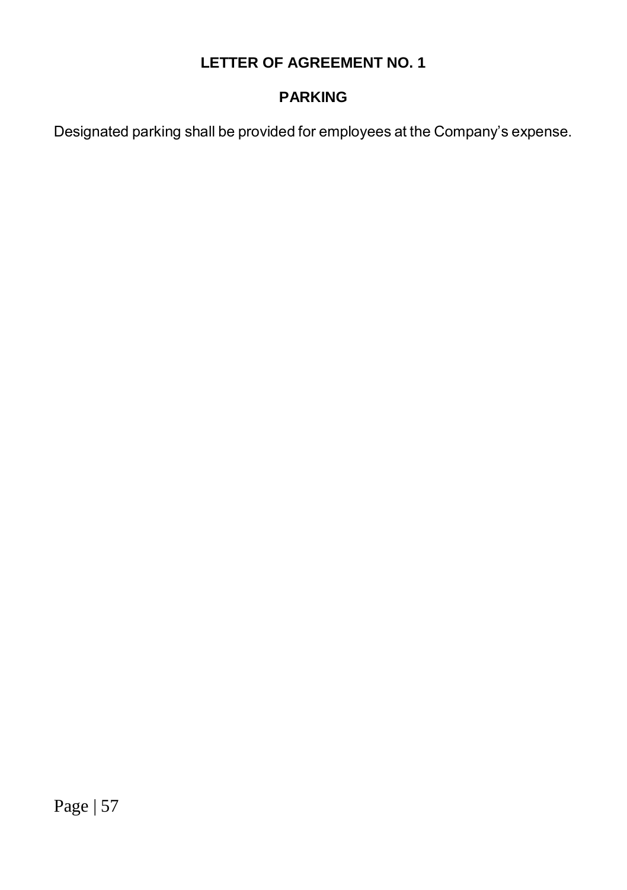# LETTER OF AGREEMENT NO. 1

## PARKING

Designated parking shall be provided for employees at the Company's expense.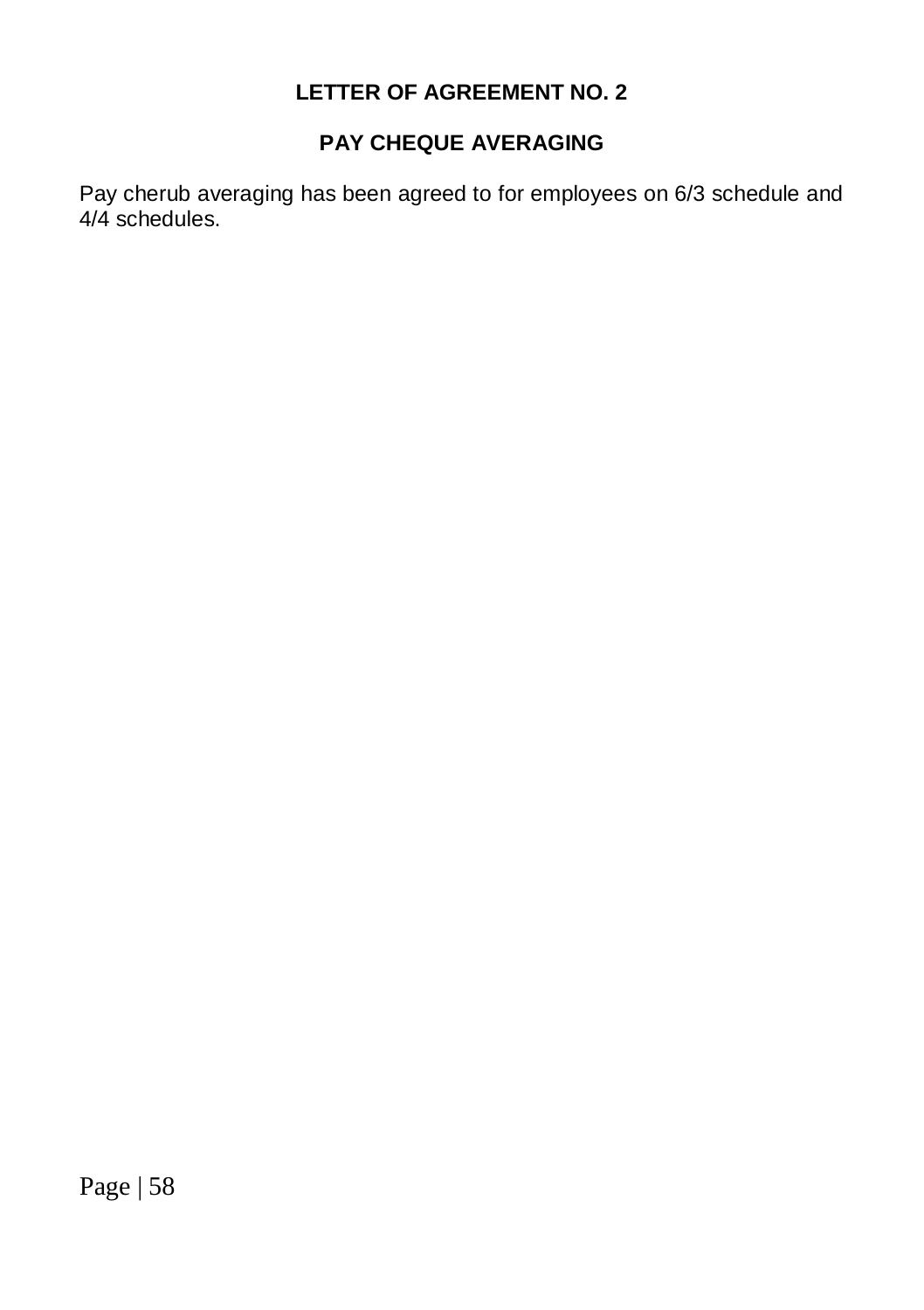## LETTER OF AGREEMENT NO. 2

## PAY CHEQUE AVERAGING

Pay cherub averaging has been agreed to for employees on 6/3 schedule and 4/4 schedules.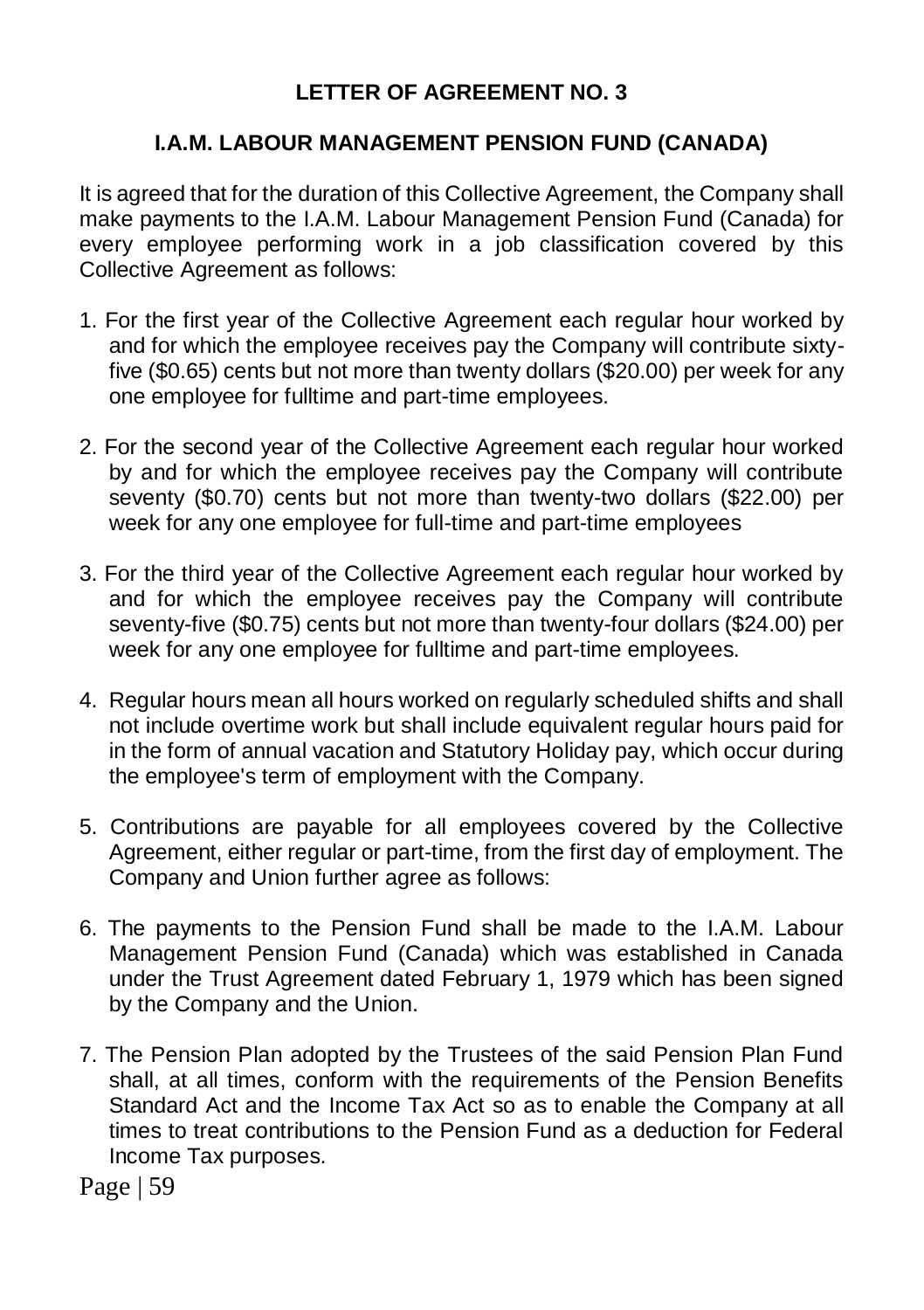## LETTER OF AGREEMENT NO. 3

## I.A.M. LABOUR MANAGEMENT PENSION FUND (CANADA)

It is agreed that for the duration of this Collective Agreement, the Company shall make payments to the I.A.M. Labour Management Pension Fund (Canada) for every employee performing work in a job classification covered by this Collective Agreement as follows:

1. For the first year of the Collective Agreement each regular hour worked by and for which the employee receives pay the Company will contribute sixty-five ($0.65) cents but not more than twenty dollars ($20.00) per week for any one employee for fulltime and part-time employees.

2. For the second year of the Collective Agreement each regular hour worked by and for which the employee receives pay the Company will contribute seventy ($0.70) cents but not more than twenty-two dollars ($22.00) per week for any one employee for full-time and part-time employees

3. For the third year of the Collective Agreement each regular hour worked by and for which the employee receives pay the Company will contribute seventy-five ($0.75) cents but not more than twenty-four dollars ($24.00) per week for any one employee for fulltime and part-time employees.

4. Regular hours mean all hours worked on regularly scheduled shifts and shall not include overtime work but shall include equivalent regular hours paid for in the form of annual vacation and Statutory Holiday pay, which occur during the employee's term of employment with the Company.

5. Contributions are payable for all employees covered by the Collective Agreement, either regular or part-time, from the first day of employment. The Company and Union further agree as follows:

6. The payments to the Pension Fund shall be made to the I.A.M. Labour Management Pension Fund (Canada) which was established in Canada under the Trust Agreement dated February 1, 1979 which has been signed by the Company and the Union.

7. The Pension Plan adopted by the Trustees of the said Pension Plan Fund shall, at all times, conform with the requirements of the Pension Benefits Standard Act and the Income Tax Act so as to enable the Company at all times to treat contributions to the Pension Fund as a deduction for Federal Income Tax purposes.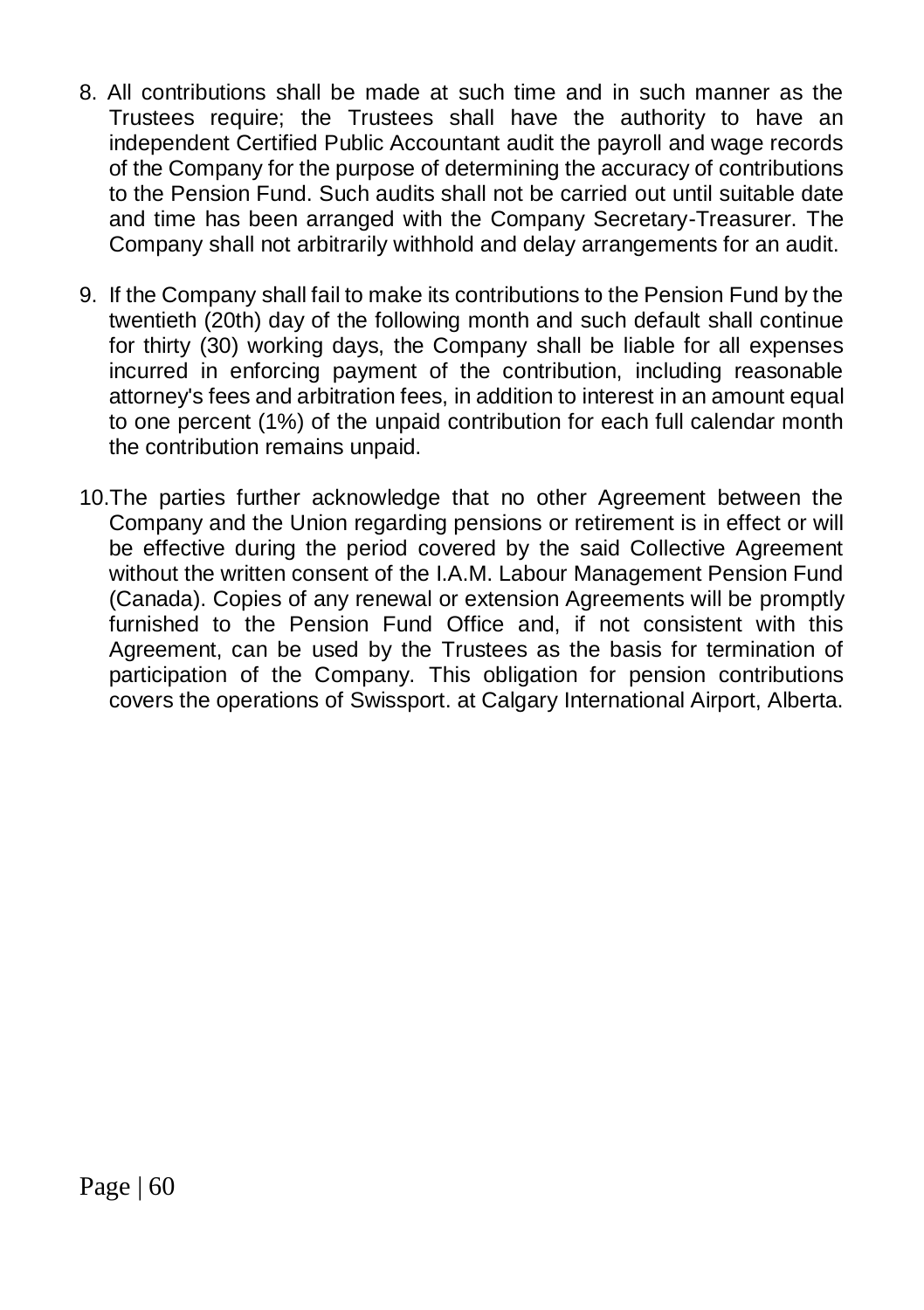8. All contributions shall be made at such time and in such manner as the Trustees require; the Trustees shall have the authority to have an independent Certified Public Accountant audit the payroll and wage records of the Company for the purpose of determining the accuracy of contributions to the Pension Fund. Such audits shall not be carried out until suitable date and time has been arranged with the Company Secretary-Treasurer. The Company shall not arbitrarily withhold and delay arrangements for an audit.

9. If the Company shall fail to make its contributions to the Pension Fund by the twentieth (20th) day of the following month and such default shall continue for thirty (30) working days, the Company shall be liable for all expenses incurred in enforcing payment of the contribution, including reasonable attorney's fees and arbitration fees, in addition to interest in an amount equal to one percent (1%) of the unpaid contribution for each full calendar month the contribution remains unpaid.

10. The parties further acknowledge that no other Agreement between the Company and the Union regarding pensions or retirement is in effect or will be effective during the period covered by the said Collective Agreement without the written consent of the I.A.M. Labour Management Pension Fund (Canada). Copies of any renewal or extension Agreements will be promptly furnished to the Pension Fund Office and, if not consistent with this Agreement, can be used by the Trustees as the basis for termination of participation of the Company. This obligation for pension contributions covers the operations of Swissport. at Calgary International Airport, Alberta.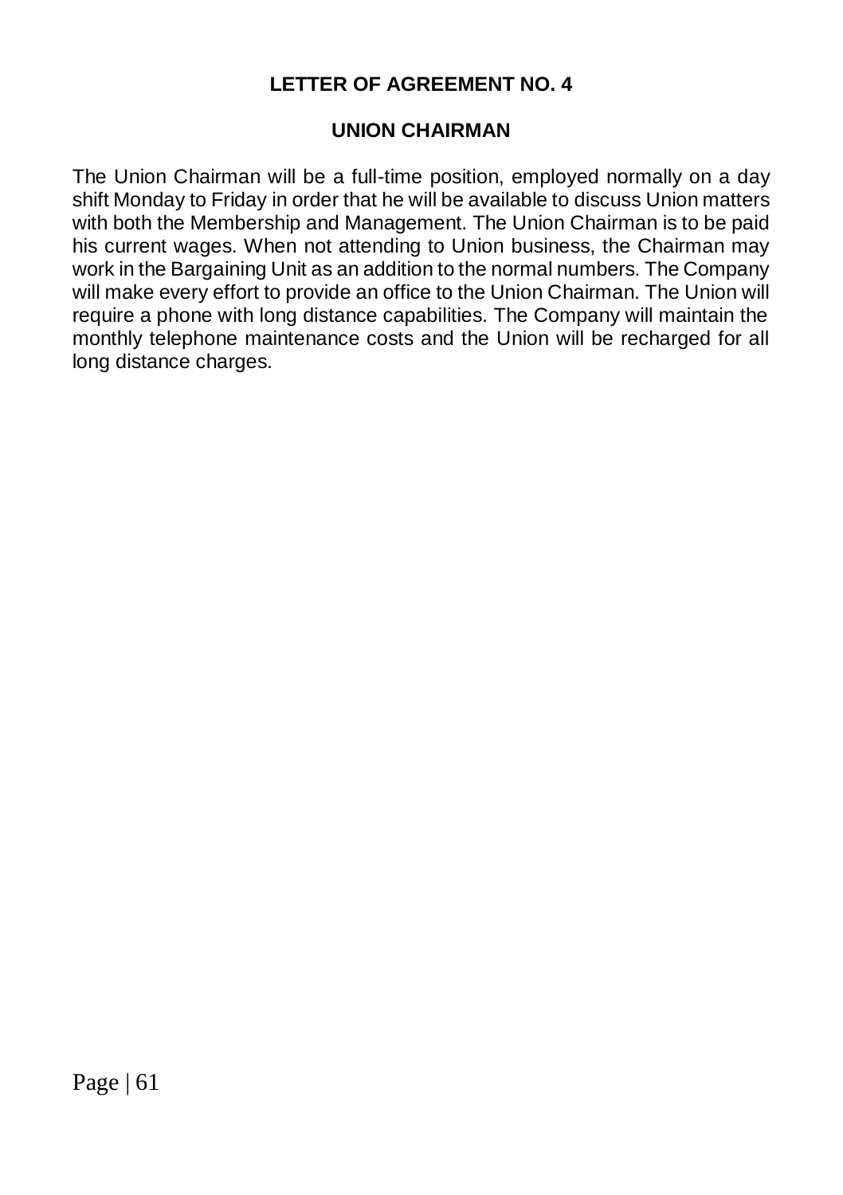# LETTER OF AGREEMENT NO. 4

## UNION CHAIRMAN

The Union Chairman will be a full-time position, employed normally on a day shift Monday to Friday in order that he will be available to discuss Union matters with both the Membership and Management. The Union Chairman is to be paid his current wages. When not attending to Union business, the Chairman may work in the Bargaining Unit as an addition to the normal numbers. The Company will make every effort to provide an office to the Union Chairman. The Union will require a phone with long distance capabilities. The Company will maintain the monthly telephone maintenance costs and the Union will be recharged for all long distance charges.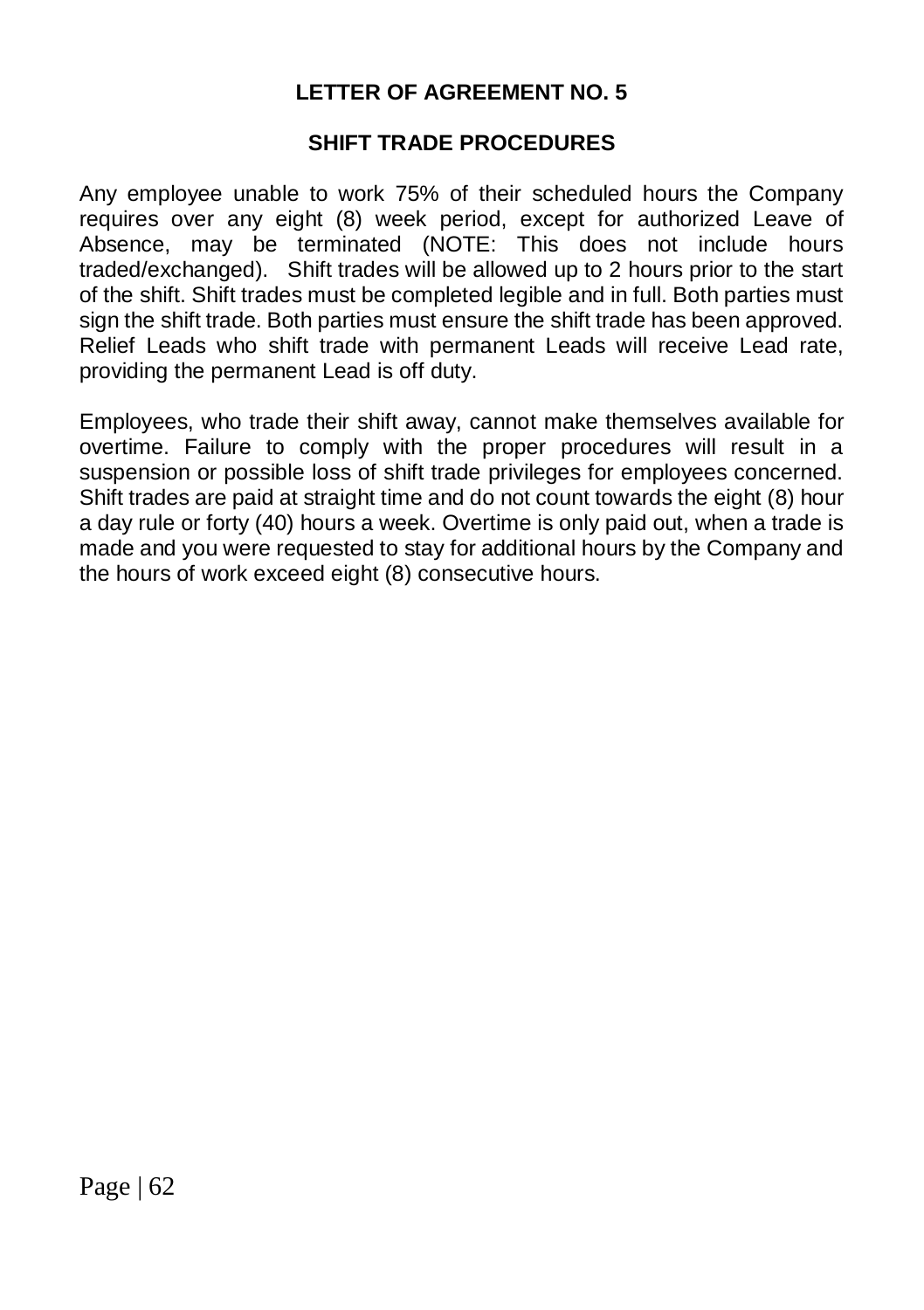## LETTER OF AGREEMENT NO. 5

### SHIFT TRADE PROCEDURES

Any employee unable to work 75% of their scheduled hours the Company requires over any eight (8) week period, except for authorized Leave of Absence, may be terminated (NOTE: This does not include hours traded/exchanged). Shift trades will be allowed up to 2 hours prior to the start of the shift. Shift trades must be completed legible and in full. Both parties must sign the shift trade. Both parties must ensure the shift trade has been approved. Relief Leads who shift trade with permanent Leads will receive Lead rate, providing the permanent Lead is off duty.

Employees, who trade their shift away, cannot make themselves available for overtime. Failure to comply with the proper procedures will result in a suspension or possible loss of shift trade privileges for employees concerned. Shift trades are paid at straight time and do not count towards the eight (8) hour a day rule or forty (40) hours a week. Overtime is only paid out, when a trade is made and you were requested to stay for additional hours by the Company and the hours of work exceed eight (8) consecutive hours.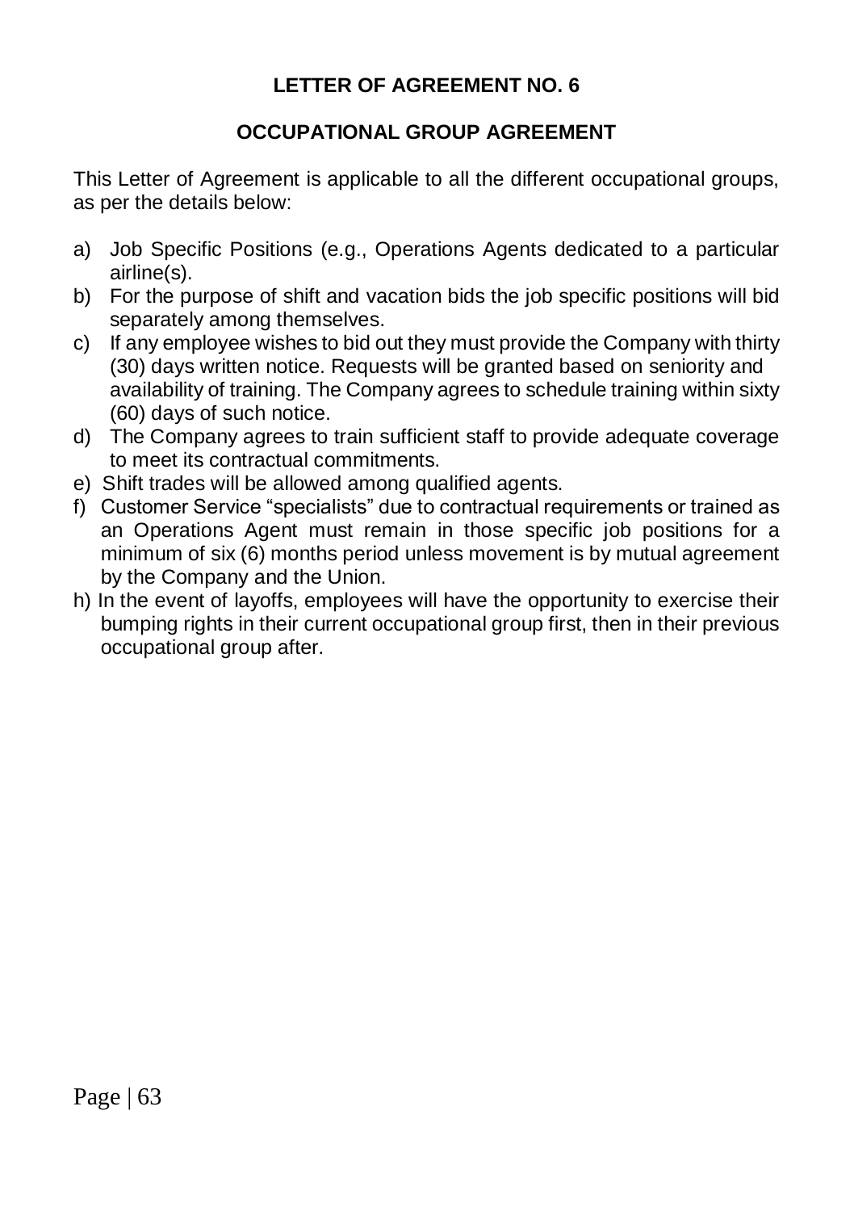# LETTER OF AGREEMENT NO. 6

## OCCUPATIONAL GROUP AGREEMENT

This Letter of Agreement is applicable to all the different occupational groups, as per the details below:

a) Job Specific Positions (e.g., Operations Agents dedicated to a particular airline(s).

b) For the purpose of shift and vacation bids the job specific positions will bid separately among themselves.

c) If any employee wishes to bid out they must provide the Company with thirty (30) days written notice. Requests will be granted based on seniority and availability of training. The Company agrees to schedule training within sixty (60) days of such notice.

d) The Company agrees to train sufficient staff to provide adequate coverage to meet its contractual commitments.

e) Shift trades will be allowed among qualified agents.

f) Customer Service "specialists" due to contractual requirements or trained as an Operations Agent must remain in those specific job positions for a minimum of six (6) months period unless movement is by mutual agreement by the Company and the Union.

h) In the event of layoffs, employees will have the opportunity to exercise their bumping rights in their current occupational group first, then in their previous occupational group after.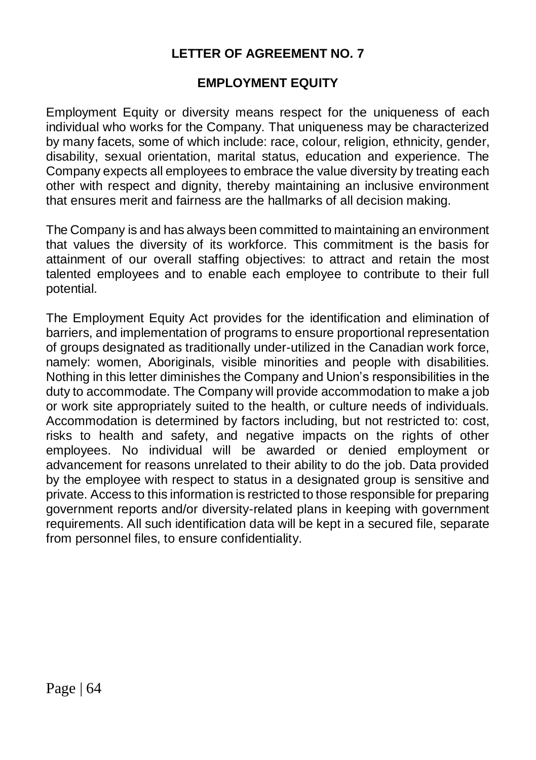# LETTER OF AGREEMENT NO. 7

## EMPLOYMENT EQUITY

Employment Equity or diversity means respect for the uniqueness of each individual who works for the Company. That uniqueness may be characterized by many facets, some of which include: race, colour, religion, ethnicity, gender, disability, sexual orientation, marital status, education and experience. The Company expects all employees to embrace the value diversity by treating each other with respect and dignity, thereby maintaining an inclusive environment that ensures merit and fairness are the hallmarks of all decision making.

The Company is and has always been committed to maintaining an environment that values the diversity of its workforce. This commitment is the basis for attainment of our overall staffing objectives: to attract and retain the most talented employees and to enable each employee to contribute to their full potential.

The Employment Equity Act provides for the identification and elimination of barriers, and implementation of programs to ensure proportional representation of groups designated as traditionally under-utilized in the Canadian work force, namely: women, Aboriginals, visible minorities and people with disabilities. Nothing in this letter diminishes the Company and Union's responsibilities in the duty to accommodate. The Company will provide accommodation to make a job or work site appropriately suited to the health, or culture needs of individuals. Accommodation is determined by factors including, but not restricted to: cost, risks to health and safety, and negative impacts on the rights of other employees. No individual will be awarded or denied employment or advancement for reasons unrelated to their ability to do the job. Data provided by the employee with respect to status in a designated group is sensitive and private. Access to this information is restricted to those responsible for preparing government reports and/or diversity-related plans in keeping with government requirements. All such identification data will be kept in a secured file, separate from personnel files, to ensure confidentiality.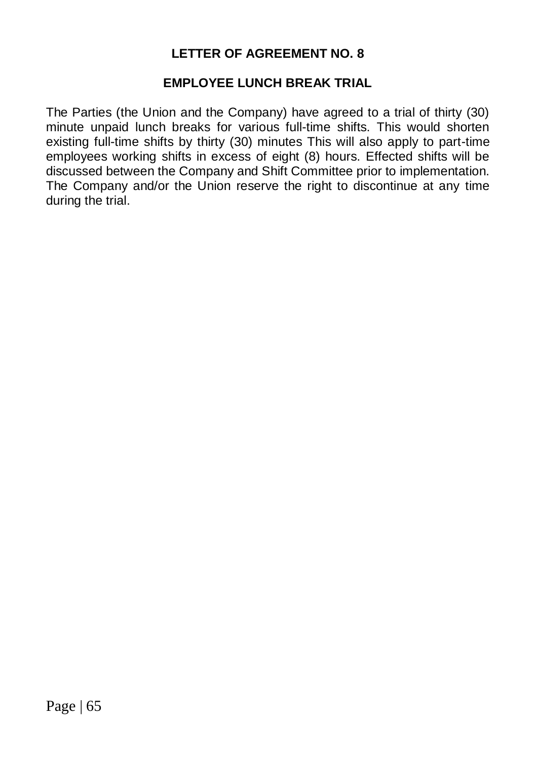## LETTER OF AGREEMENT NO. 8

### EMPLOYEE LUNCH BREAK TRIAL

The Parties (the Union and the Company) have agreed to a trial of thirty (30) minute unpaid lunch breaks for various full-time shifts. This would shorten existing full-time shifts by thirty (30) minutes This will also apply to part-time employees working shifts in excess of eight (8) hours. Effected shifts will be discussed between the Company and Shift Committee prior to implementation. The Company and/or the Union reserve the right to discontinue at any time during the trial.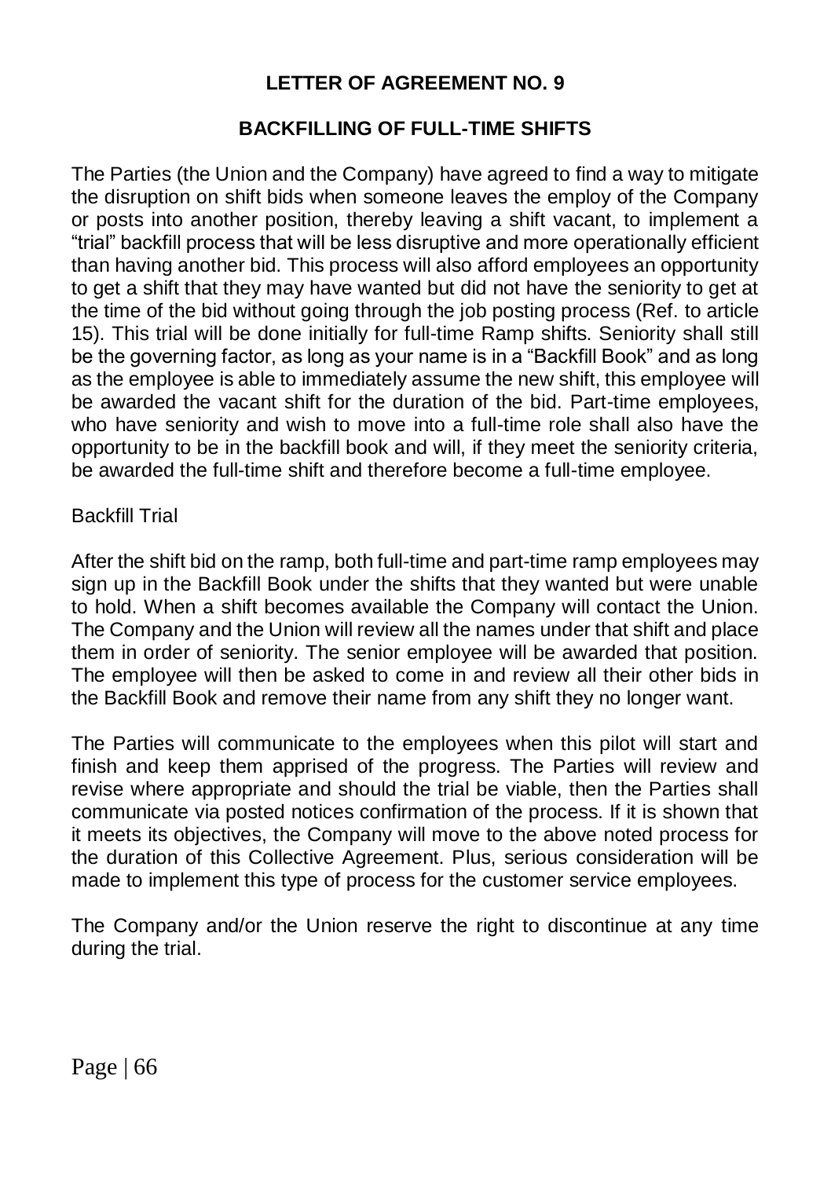## LETTER OF AGREEMENT NO. 9

### BACKFILLING OF FULL-TIME SHIFTS

The Parties (the Union and the Company) have agreed to find a way to mitigate the disruption on shift bids when someone leaves the employ of the Company or posts into another position, thereby leaving a shift vacant, to implement a "trial" backfill process that will be less disruptive and more operationally efficient than having another bid. This process will also afford employees an opportunity to get a shift that they may have wanted but did not have the seniority to get at the time of the bid without going through the job posting process (Ref. to article 15). This trial will be done initially for full-time Ramp shifts. Seniority shall still be the governing factor, as long as your name is in a "Backfill Book" and as long as the employee is able to immediately assume the new shift, this employee will be awarded the vacant shift for the duration of the bid. Part-time employees, who have seniority and wish to move into a full-time role shall also have the opportunity to be in the backfill book and will, if they meet the seniority criteria, be awarded the full-time shift and therefore become a full-time employee.

Backfill Trial

After the shift bid on the ramp, both full-time and part-time ramp employees may sign up in the Backfill Book under the shifts that they wanted but were unable to hold. When a shift becomes available the Company will contact the Union. The Company and the Union will review all the names under that shift and place them in order of seniority. The senior employee will be awarded that position. The employee will then be asked to come in and review all their other bids in the Backfill Book and remove their name from any shift they no longer want.

The Parties will communicate to the employees when this pilot will start and finish and keep them apprised of the progress. The Parties will review and revise where appropriate and should the trial be viable, then the Parties shall communicate via posted notices confirmation of the process. If it is shown that it meets its objectives, the Company will move to the above noted process for the duration of this Collective Agreement. Plus, serious consideration will be made to implement this type of process for the customer service employees.

The Company and/or the Union reserve the right to discontinue at any time during the trial.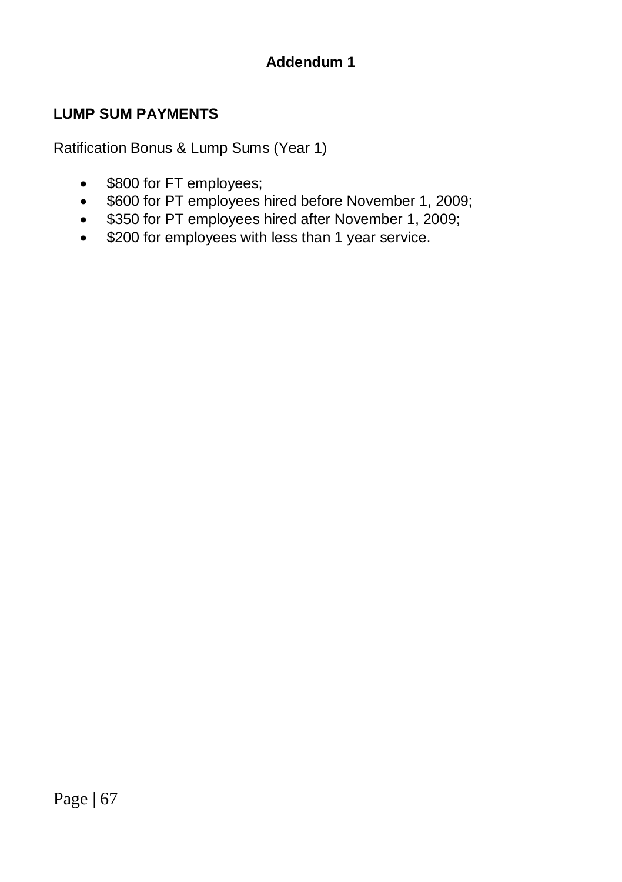# Addendum 1

## LUMP SUM PAYMENTS

Ratification Bonus & Lump Sums (Year 1)

- $800 for FT employees;
- $600 for PT employees hired before November 1, 2009;
- $350 for PT employees hired after November 1, 2009;
- $200 for employees with less than 1 year service.